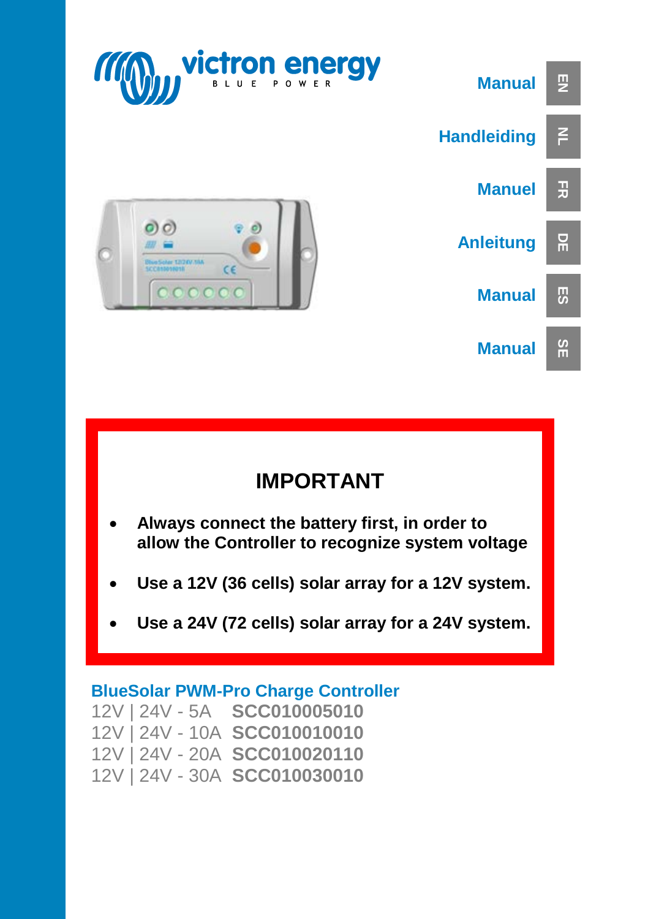victron energy

BLUE POWER

| | |
|---|---|
| Manual | EN |
| Handleiding | NL |
| Manuel | FR |
| Anleitung | DE |
| Manual | ES |
| Manual | SE |

## IMPORTANT

- **Always connect the battery first, in order to allow the Controller to recognize system voltage**
- **Use a 12V (36 cells) solar array for a 12V system.**
- **Use a 24V (72 cells) solar array for a 24V system.**

**BlueSolar PWM-Pro Charge Controller**

12V | 24V - 5A **SCC010005010**
12V | 24V - 10A **SCC010010010**
12V | 24V - 20A **SCC010020110**
12V | 24V - 30A **SCC010030010**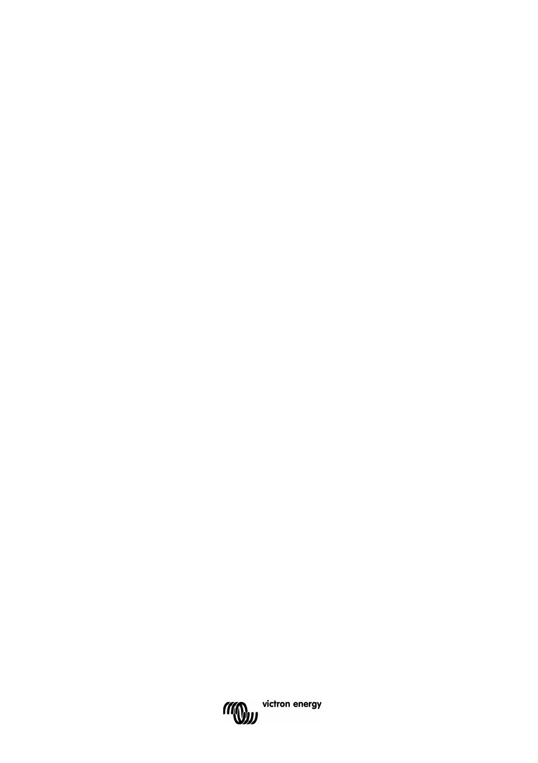victron energy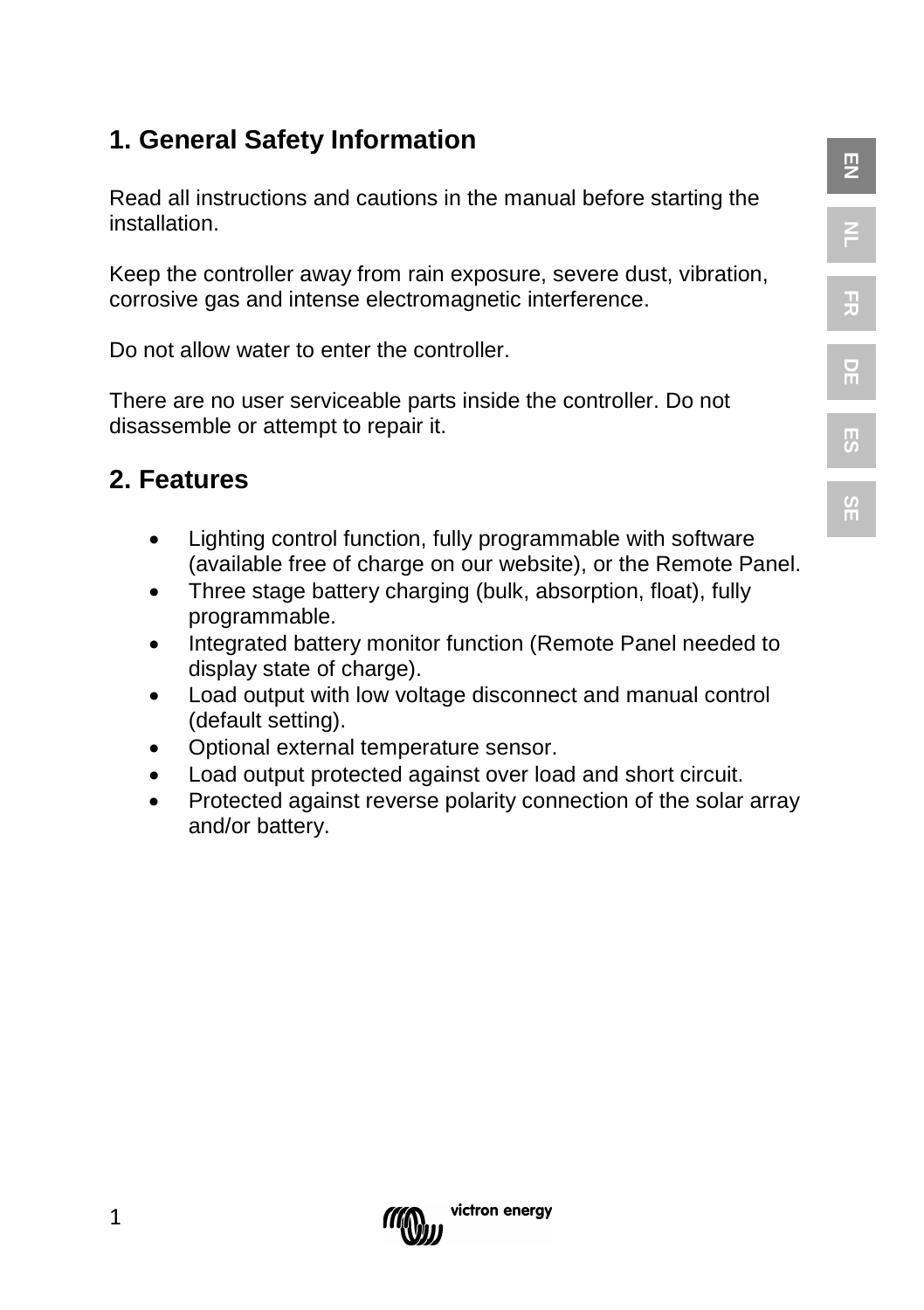## 1. General Safety Information

Read all instructions and cautions in the manual before starting the installation.

Keep the controller away from rain exposure, severe dust, vibration, corrosive gas and intense electromagnetic interference.

Do not allow water to enter the controller.

There are no user serviceable parts inside the controller. Do not disassemble or attempt to repair it.

## 2. Features

- Lighting control function, fully programmable with software (available free of charge on our website), or the Remote Panel.
- Three stage battery charging (bulk, absorption, float), fully programmable.
- Integrated battery monitor function (Remote Panel needed to display state of charge).
- Load output with low voltage disconnect and manual control (default setting).
- Optional external temperature sensor.
- Load output protected against over load and short circuit.
- Protected against reverse polarity connection of the solar array and/or battery.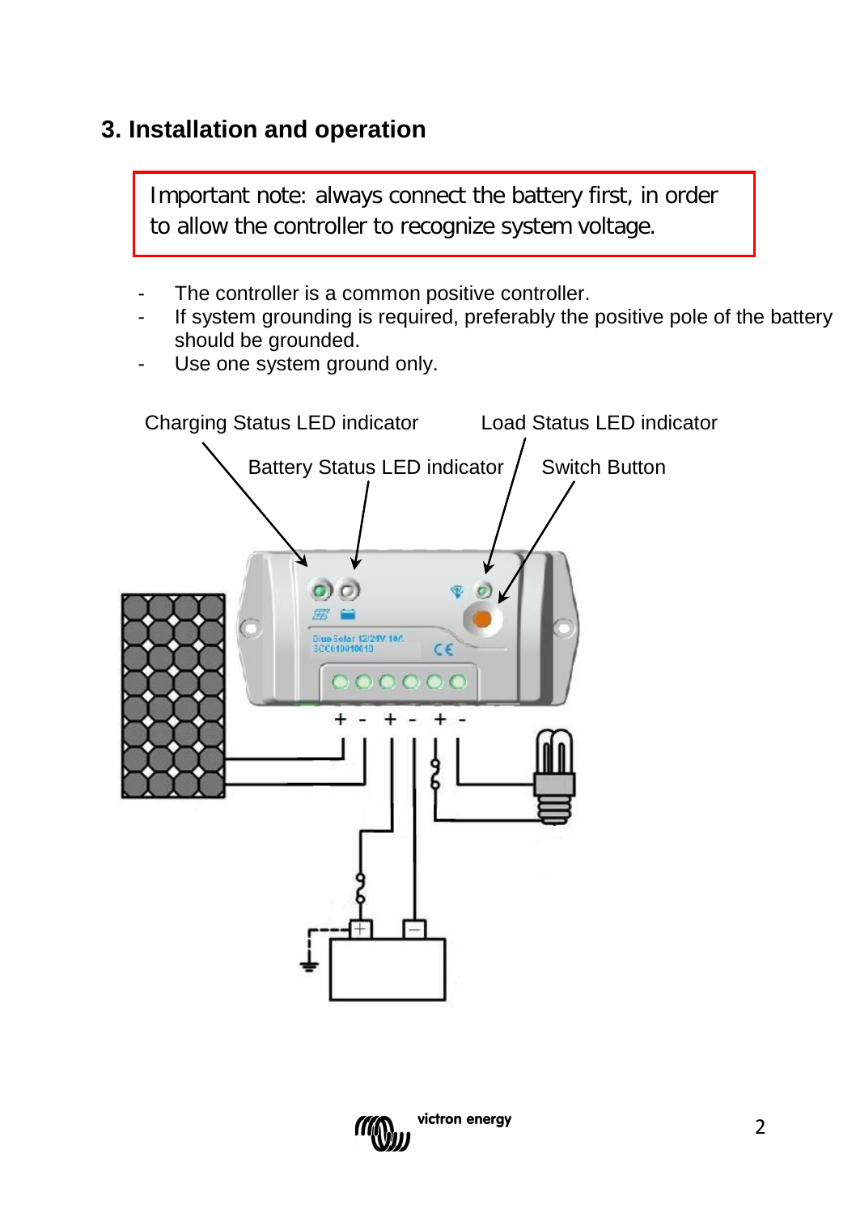## 3. Installation and operation

Important note: always connect the battery first, in order to allow the controller to recognize system voltage.

- The controller is a common positive controller.
- If system grounding is required, preferably the positive pole of the battery should be grounded.
- Use one system ground only.

Charging Status LED indicator

Load Status LED indicator

Battery Status LED indicator

Switch Button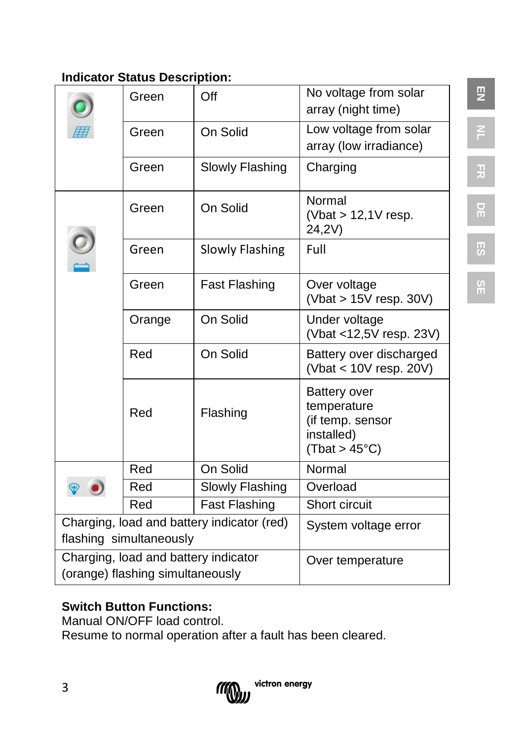**Indicator Status Description:**

| | | | |
|---|---|---|---|
| Solar indicator | Green | Off | No voltage from solar array (night time) |
| | Green | On Solid | Low voltage from solar array (low irradiance) |
| | Green | Slowly Flashing | Charging |
| Battery indicator | Green | On Solid | Normal (Vbat > 12,1V resp. 24,2V) |
| | Green | Slowly Flashing | Full |
| | Green | Fast Flashing | Over voltage (Vbat > 15V resp. 30V) |
| | Orange | On Solid | Under voltage (Vbat <12,5V resp. 23V) |
| | Red | On Solid | Battery over discharged (Vbat < 10V resp. 20V) |
| | Red | Flashing | Battery over temperature (if temp. sensor installed) (Tbat > 45°C) |
| Load indicator | Red | On Solid | Normal |
| | Red | Slowly Flashing | Overload |
| | Red | Fast Flashing | Short circuit |
| Charging, load and battery indicator (red) flashing simultaneously | | | System voltage error |
| Charging, load and battery indicator (orange) flashing simultaneously | | | Over temperature |

**Switch Button Functions:**
Manual ON/OFF load control.
Resume to normal operation after a fault has been cleared.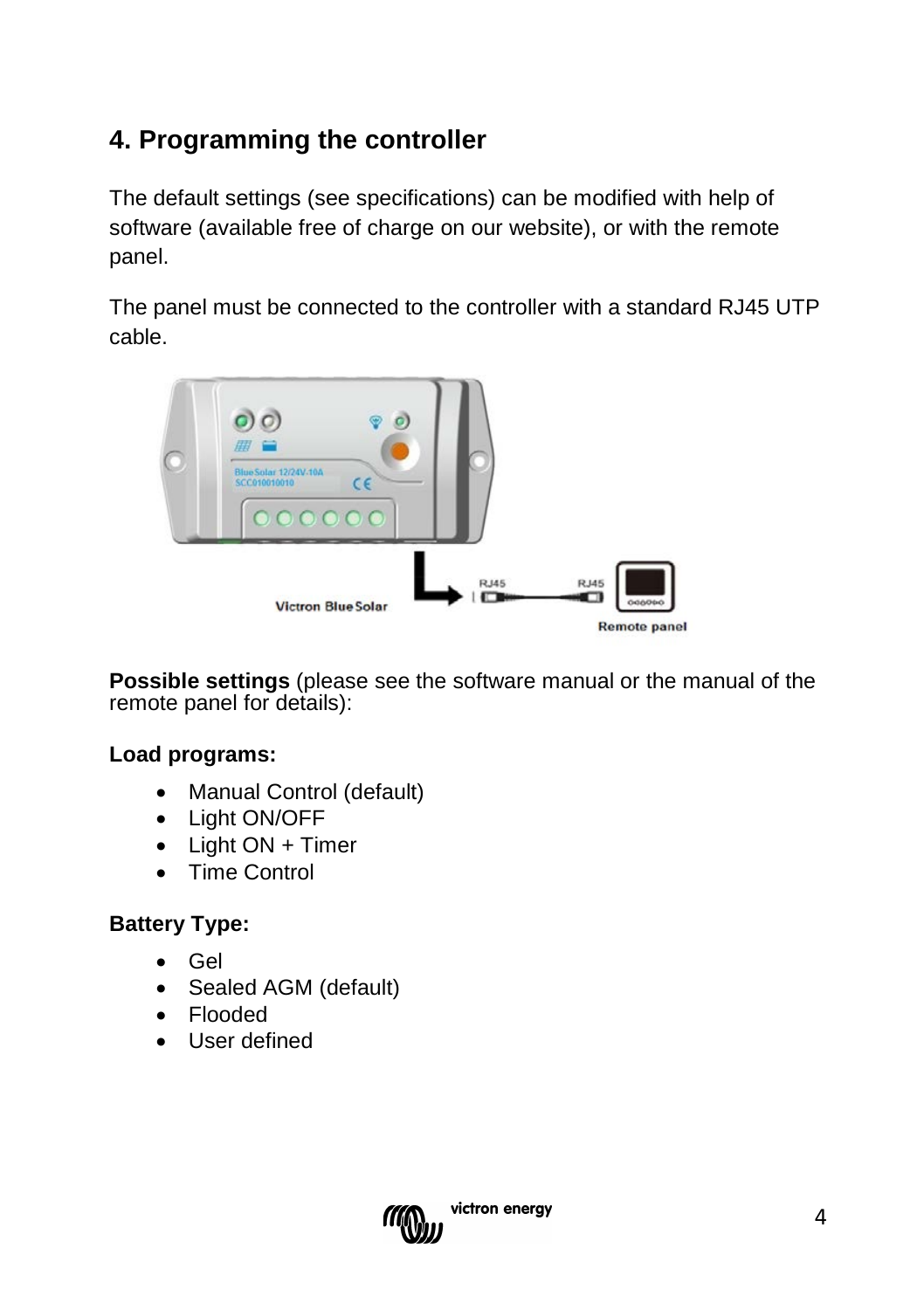# 4. Programming the controller

The default settings (see specifications) can be modified with help of software (available free of charge on our website), or with the remote panel.

The panel must be connected to the controller with a standard RJ45 UTP cable.

**Possible settings** (please see the software manual or the manual of the remote panel for details):

**Load programs:**

- Manual Control (default)
- Light ON/OFF
- Light ON + Timer
- Time Control

**Battery Type:**

- Gel
- Sealed AGM (default)
- Flooded
- User defined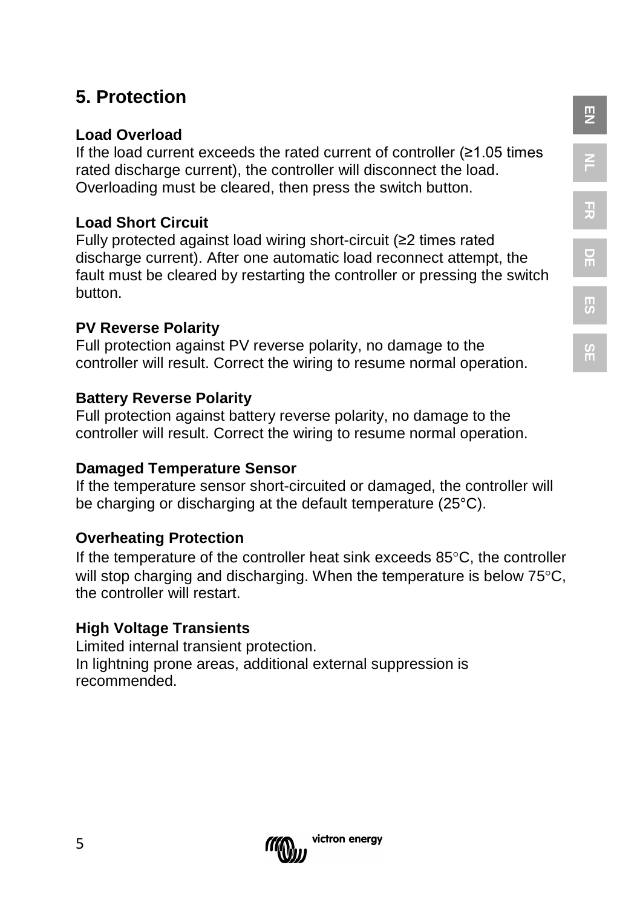# 5. Protection

**Load Overload**
If the load current exceeds the rated current of controller (≥1.05 times rated discharge current), the controller will disconnect the load. Overloading must be cleared, then press the switch button.

**Load Short Circuit**
Fully protected against load wiring short-circuit (≥2 times rated discharge current). After one automatic load reconnect attempt, the fault must be cleared by restarting the controller or pressing the switch button.

**PV Reverse Polarity**
Full protection against PV reverse polarity, no damage to the controller will result. Correct the wiring to resume normal operation.

**Battery Reverse Polarity**
Full protection against battery reverse polarity, no damage to the controller will result. Correct the wiring to resume normal operation.

**Damaged Temperature Sensor**
If the temperature sensor short-circuited or damaged, the controller will be charging or discharging at the default temperature (25°C).

**Overheating Protection**
If the temperature of the controller heat sink exceeds 85°C, the controller will stop charging and discharging. When the temperature is below 75°C, the controller will restart.

**High Voltage Transients**
Limited internal transient protection.
In lightning prone areas, additional external suppression is recommended.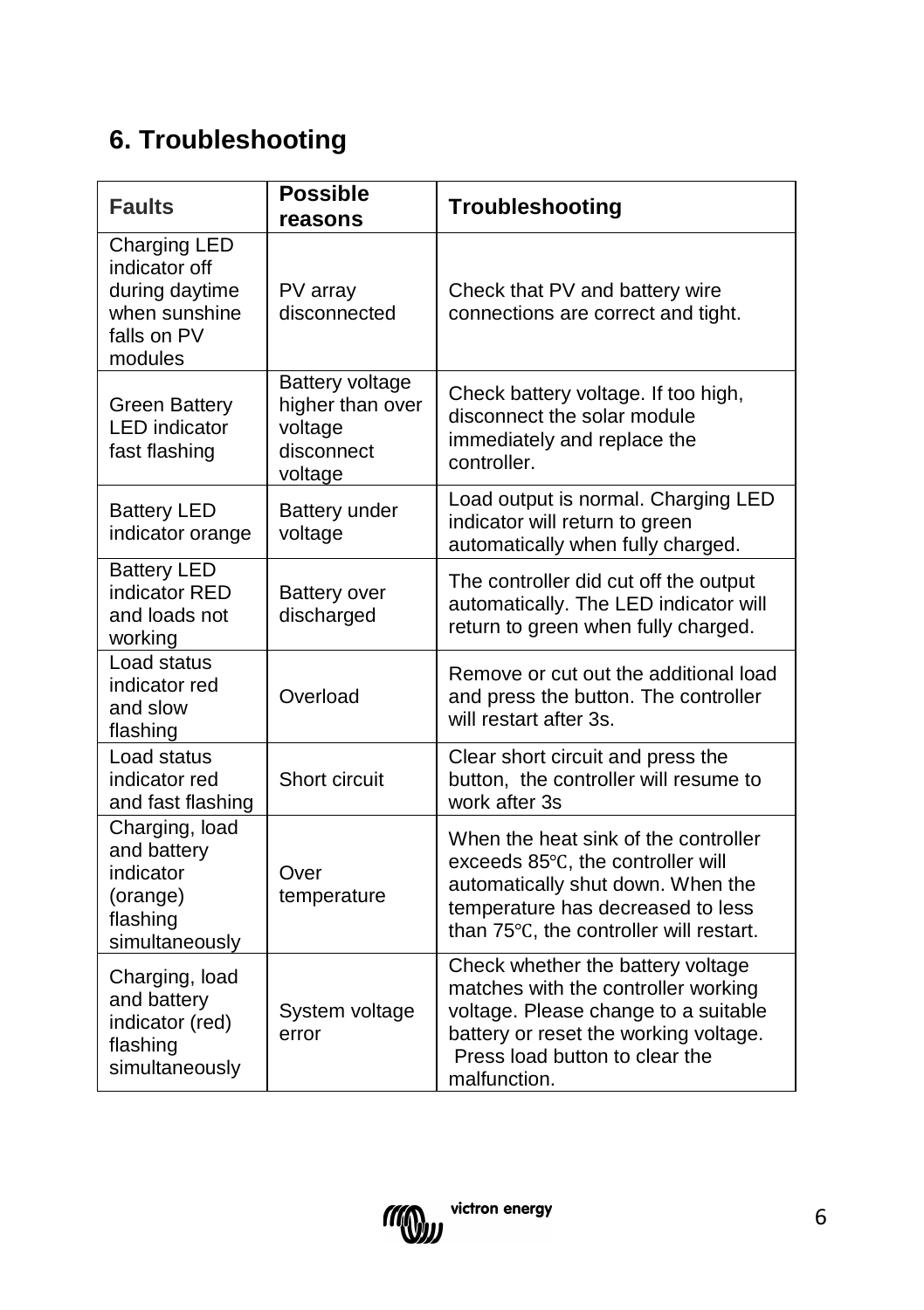## 6. Troubleshooting

| Faults | Possible reasons | Troubleshooting |
|---|---|---|
| Charging LED indicator off during daytime when sunshine falls on PV modules | PV array disconnected | Check that PV and battery wire connections are correct and tight. |
| Green Battery LED indicator fast flashing | Battery voltage higher than over voltage disconnect voltage | Check battery voltage. If too high, disconnect the solar module immediately and replace the controller. |
| Battery LED indicator orange | Battery under voltage | Load output is normal. Charging LED indicator will return to green automatically when fully charged. |
| Battery LED indicator RED and loads not working | Battery over discharged | The controller did cut off the output automatically. The LED indicator will return to green when fully charged. |
| Load status indicator red and slow flashing | Overload | Remove or cut out the additional load and press the button. The controller will restart after 3s. |
| Load status indicator red and fast flashing | Short circuit | Clear short circuit and press the button, the controller will resume to work after 3s |
| Charging, load and battery indicator (orange) flashing simultaneously | Over temperature | When the heat sink of the controller exceeds 85℃, the controller will automatically shut down. When the temperature has decreased to less than 75℃, the controller will restart. |
| Charging, load and battery indicator (red) flashing simultaneously | System voltage error | Check whether the battery voltage matches with the controller working voltage. Please change to a suitable battery or reset the working voltage. Press load button to clear the malfunction. |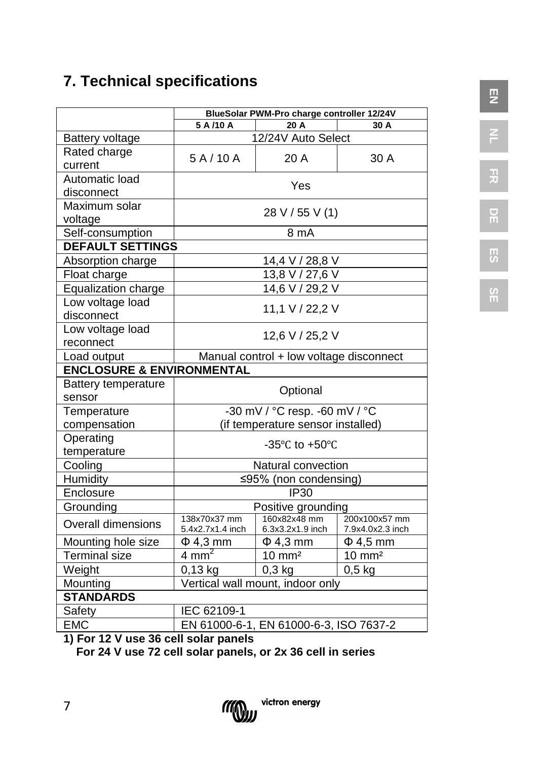## 7. Technical specifications

| | BlueSolar PWM-Pro charge controller 12/24V | | |
|---|---|---|---|
| | 5 A /10 A | 20 A | 30 A |
| Battery voltage | 12/24V Auto Select | | |
| Rated charge current | 5 A / 10 A | 20 A | 30 A |
| Automatic load disconnect | Yes | | |
| Maximum solar voltage | 28 V / 55 V (1) | | |
| Self-consumption | 8 mA | | |
| **DEFAULT SETTINGS** | | | |
| Absorption charge | 14,4 V / 28,8 V | | |
| Float charge | 13,8 V / 27,6 V | | |
| Equalization charge | 14,6 V / 29,2 V | | |
| Low voltage load disconnect | 11,1 V / 22,2 V | | |
| Low voltage load reconnect | 12,6 V / 25,2 V | | |
| Load output | Manual control + low voltage disconnect | | |
| **ENCLOSURE & ENVIRONMENTAL** | | | |
| Battery temperature sensor | Optional | | |
| Temperature compensation | -30 mV / °C resp. -60 mV / °C (if temperature sensor installed) | | |
| Operating temperature | -35℃ to +50℃ | | |
| Cooling | Natural convection | | |
| Humidity | ≤95% (non condensing) | | |
| Enclosure | IP30 | | |
| Grounding | Positive grounding | | |
| Overall dimensions | 138x70x37 mm 5.4x2.7x1.4 inch | 160x82x48 mm 6.3x3.2x1.9 inch | 200x100x57 mm 7.9x4.0x2.3 inch |
| Mounting hole size | Φ 4,3 mm | Φ 4,3 mm | Φ 4,5 mm |
| Terminal size | 4 mm² | 10 mm² | 10 mm² |
| Weight | 0,13 kg | 0,3 kg | 0,5 kg |
| Mounting | Vertical wall mount, indoor only | | |
| **STANDARDS** | | | |
| Safety | IEC 62109-1 | | |
| EMC | EN 61000-6-1, EN 61000-6-3, ISO 7637-2 | | |

**1) For 12 V use 36 cell solar panels**
**For 24 V use 72 cell solar panels, or 2x 36 cell in series**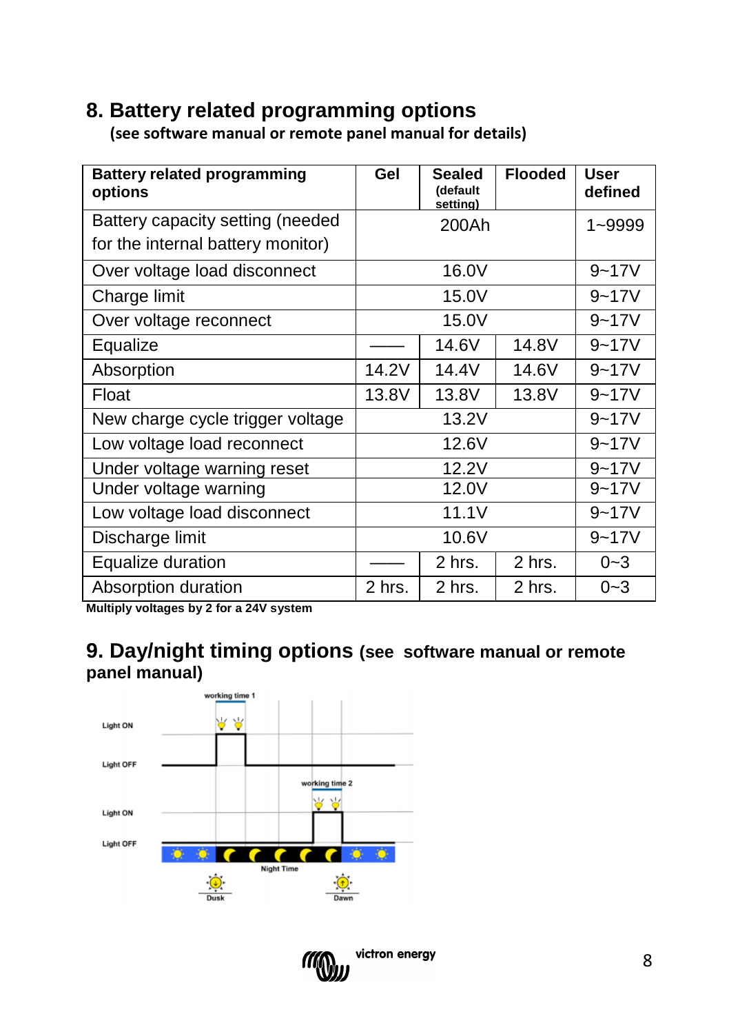## 8. Battery related programming options

**(see software manual or remote panel manual for details)**

| Battery related programming options | Gel | Sealed (default setting) | Flooded | User defined |
|---|---|---|---|---|
| Battery capacity setting (needed for the internal battery monitor) | | 200Ah | | 1~9999 |
| Over voltage load disconnect | | 16.0V | | 9~17V |
| Charge limit | | 15.0V | | 9~17V |
| Over voltage reconnect | | 15.0V | | 9~17V |
| Equalize | —— | 14.6V | 14.8V | 9~17V |
| Absorption | 14.2V | 14.4V | 14.6V | 9~17V |
| Float | 13.8V | 13.8V | 13.8V | 9~17V |
| New charge cycle trigger voltage | | 13.2V | | 9~17V |
| Low voltage load reconnect | | 12.6V | | 9~17V |
| Under voltage warning reset | | 12.2V | | 9~17V |
| Under voltage warning | | 12.0V | | 9~17V |
| Low voltage load disconnect | | 11.1V | | 9~17V |
| Discharge limit | | 10.6V | | 9~17V |
| Equalize duration | —— | 2 hrs. | 2 hrs. | 0~3 |
| Absorption duration | 2 hrs. | 2 hrs. | 2 hrs. | 0~3 |

**Multiply voltages by 2 for a 24V system**

## 9. Day/night timing options (see software manual or remote panel manual)

working time 1

Light ON

Light OFF

working time 2

Light ON

Light OFF

Night Time

Dusk

Dawn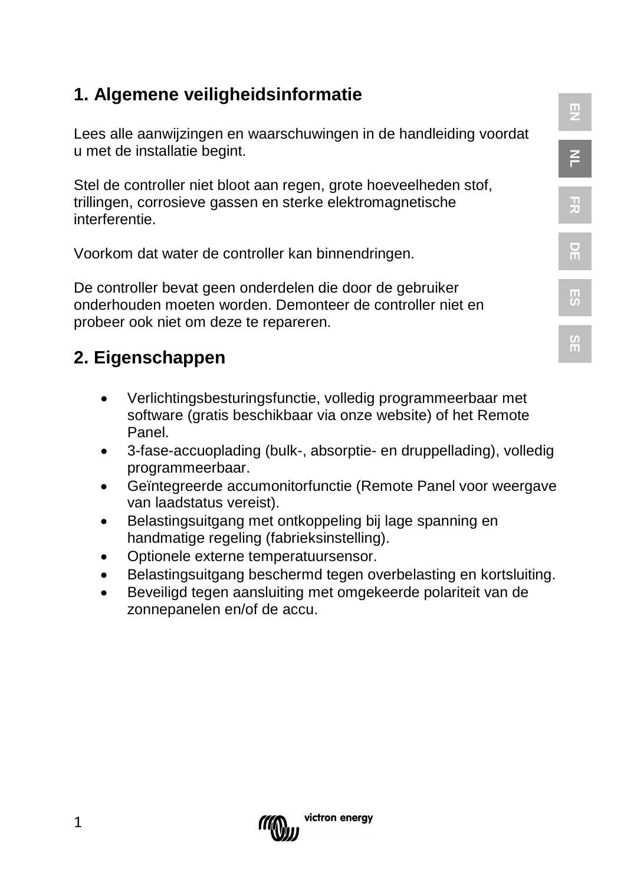## 1. Algemene veiligheidsinformatie

Lees alle aanwijzingen en waarschuwingen in de handleiding voordat u met de installatie begint.

Stel de controller niet bloot aan regen, grote hoeveelheden stof, trillingen, corrosieve gassen en sterke elektromagnetische interferentie.

Voorkom dat water de controller kan binnendringen.

De controller bevat geen onderdelen die door de gebruiker onderhouden moeten worden. Demonteer de controller niet en probeer ook niet om deze te repareren.

## 2. Eigenschappen

- Verlichtingsbesturingsfunctie, volledig programmeerbaar met software (gratis beschikbaar via onze website) of het Remote Panel.
- 3-fase-accuoplading (bulk-, absorptie- en druppellading), volledig programmeerbaar.
- Geïntegreerde accumonitorfunctie (Remote Panel voor weergave van laadstatus vereist).
- Belastingsuitgang met ontkoppeling bij lage spanning en handmatige regeling (fabrieksinstelling).
- Optionele externe temperatuursensor.
- Belastingsuitgang beschermd tegen overbelasting en kortsluiting.
- Beveiligd tegen aansluiting met omgekeerde polariteit van de zonnepanelen en/of de accu.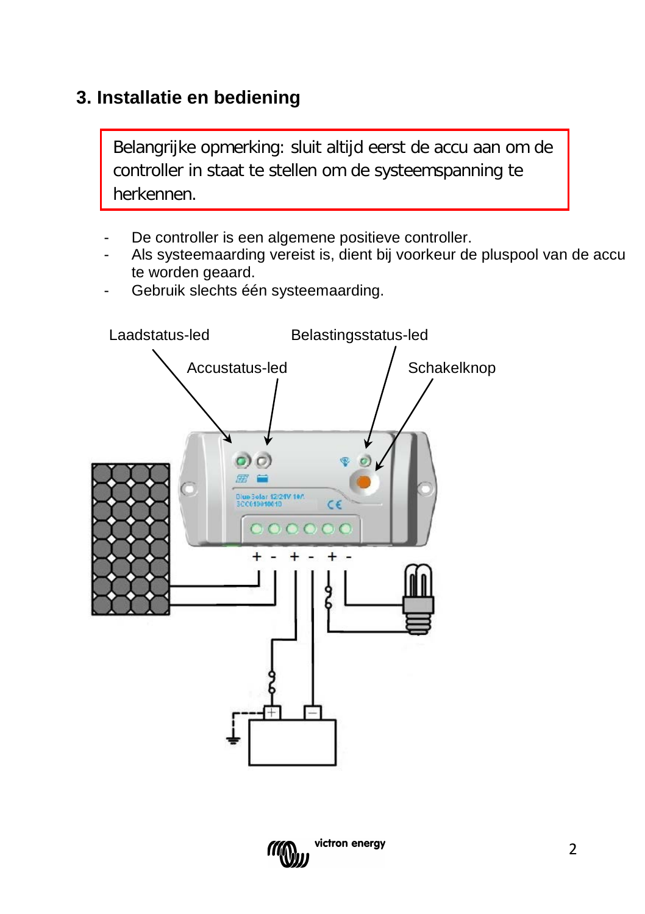## 3. Installatie en bediening

> Belangrijke opmerking: sluit altijd eerst de accu aan om de controller in staat te stellen om de systeemspanning te herkennen.

- De controller is een algemene positieve controller.
- Als systeemaarding vereist is, dient bij voorkeur de pluspool van de accu te worden geaard.
- Gebruik slechts één systeemaarding.

Laadstatus-led

Accustatus-led

Belastingsstatus-led

Schakelknop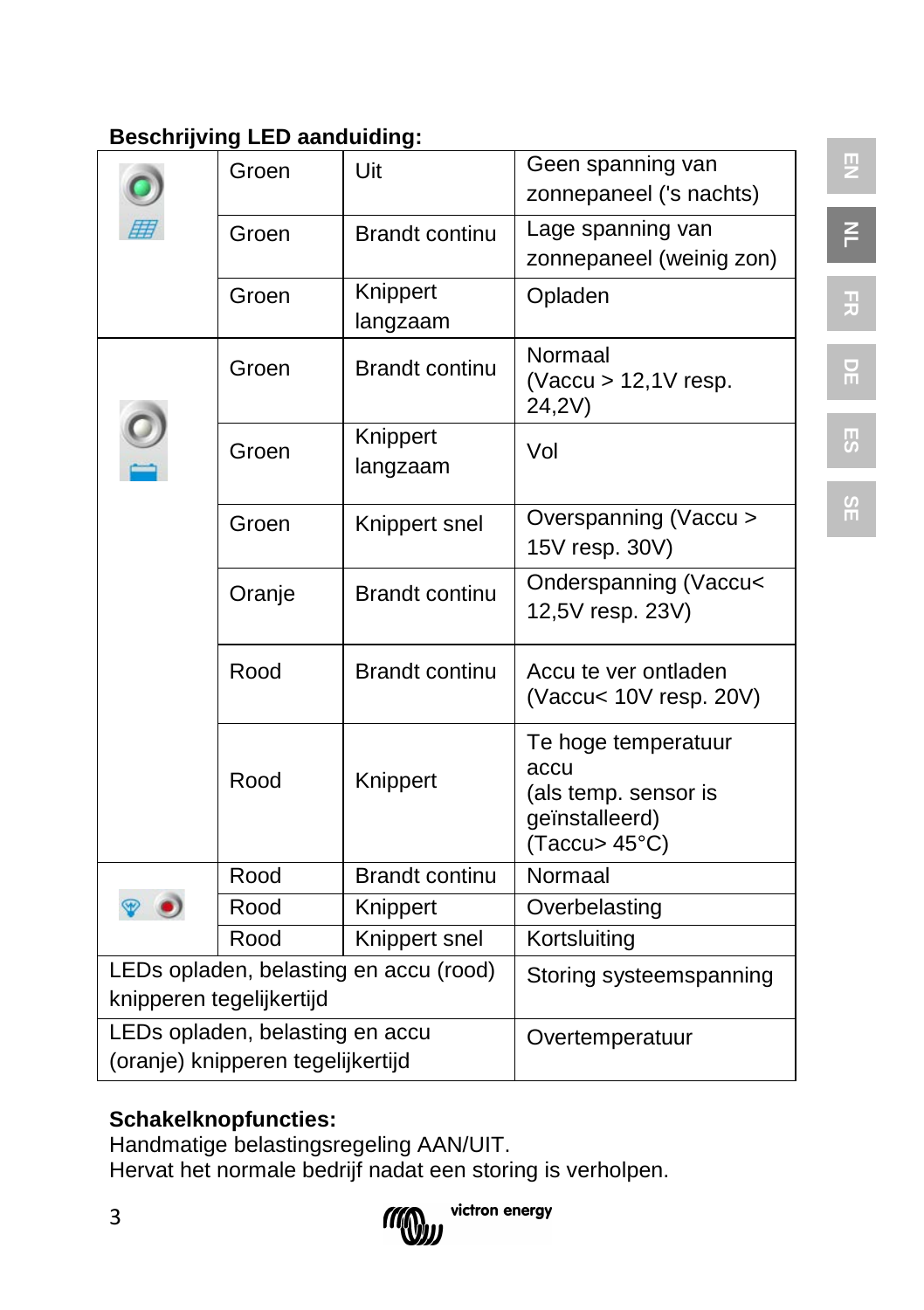**Beschrijving LED aanduiding:**

| | | | |
|---|---|---|---|
| | Groen | Uit | Geen spanning van zonnepaneel ('s nachts) |
| | Groen | Brandt continu | Lage spanning van zonnepaneel (weinig zon) |
| | Groen | Knippert langzaam | Opladen |
| | Groen | Brandt continu | Normaal (Vaccu > 12,1V resp. 24,2V) |
| | Groen | Knippert langzaam | Vol |
| | Groen | Knippert snel | Overspanning (Vaccu > 15V resp. 30V) |
| | Oranje | Brandt continu | Onderspanning (Vaccu< 12,5V resp. 23V) |
| | Rood | Brandt continu | Accu te ver ontladen (Vaccu< 10V resp. 20V) |
| | Rood | Knippert | Te hoge temperatuur accu (als temp. sensor is geïnstalleerd) (Taccu> 45°C) |
| | Rood | Brandt continu | Normaal |
| | Rood | Knippert | Overbelasting |
| | Rood | Knippert snel | Kortsluiting |
| LEDs opladen, belasting en accu (rood) knipperen tegelijkertijd | | | Storing systeemspanning |
| LEDs opladen, belasting en accu (oranje) knipperen tegelijkertijd | | | Overtemperatuur |

**Schakelknopfuncties:**
Handmatige belastingsregeling AAN/UIT.
Hervat het normale bedrijf nadat een storing is verholpen.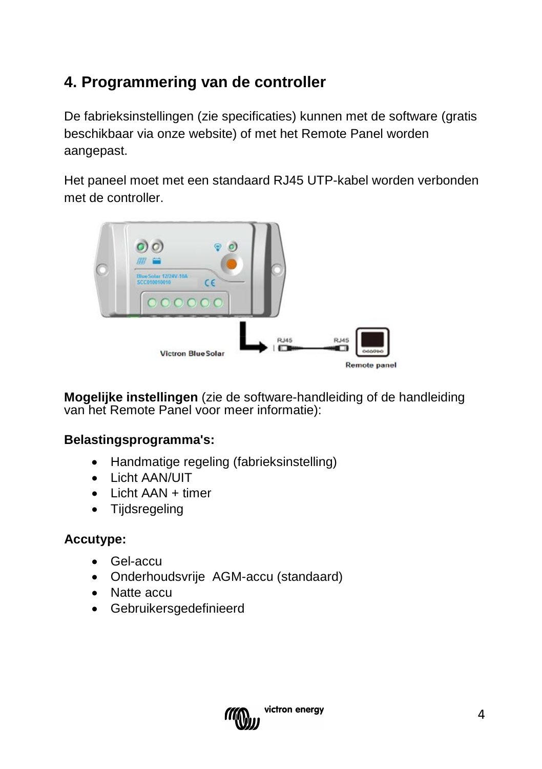## 4. Programmering van de controller

De fabrieksinstellingen (zie specificaties) kunnen met de software (gratis beschikbaar via onze website) of met het Remote Panel worden aangepast.

Het paneel moet met een standaard RJ45 UTP-kabel worden verbonden met de controller.

**Mogelijke instellingen** (zie de software-handleiding of de handleiding van het Remote Panel voor meer informatie):

**Belastingsprogramma's:**

- Handmatige regeling (fabrieksinstelling)
- Licht AAN/UIT
- Licht AAN + timer
- Tijdsregeling

**Accutype:**

- Gel-accu
- Onderhoudsvrije AGM-accu (standaard)
- Natte accu
- Gebruikersgedefinieerd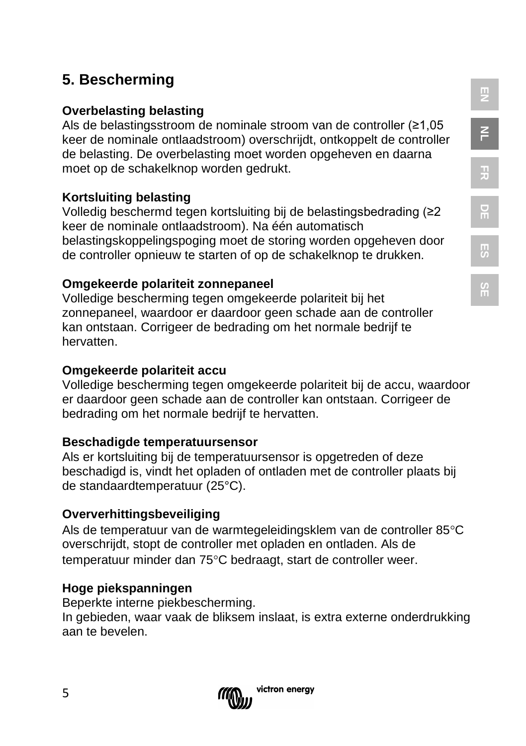## 5. Bescherming

**Overbelasting belasting**
Als de belastingsstroom de nominale stroom van de controller (≥1,05 keer de nominale ontlaadstroom) overschrijdt, ontkoppelt de controller de belasting. De overbelasting moet worden opgeheven en daarna moet op de schakelknop worden gedrukt.

**Kortsluiting belasting**
Volledig beschermd tegen kortsluiting bij de belastingsbedrading (≥2 keer de nominale ontlaadstroom). Na één automatisch belastingskoppelingspoging moet de storing worden opgeheven door de controller opnieuw te starten of op de schakelknop te drukken.

**Omgekeerde polariteit zonnepaneel**
Volledige bescherming tegen omgekeerde polariteit bij het zonnepaneel, waardoor er daardoor geen schade aan de controller kan ontstaan. Corrigeer de bedrading om het normale bedrijf te hervatten.

**Omgekeerde polariteit accu**
Volledige bescherming tegen omgekeerde polariteit bij de accu, waardoor er daardoor geen schade aan de controller kan ontstaan. Corrigeer de bedrading om het normale bedrijf te hervatten.

**Beschadigde temperatuursensor**
Als er kortsluiting bij de temperatuursensor is opgetreden of deze beschadigd is, vindt het opladen of ontladen met de controller plaats bij de standaardtemperatuur (25°C).

**Oververhittingsbeveiliging**
Als de temperatuur van de warmtegeleidingsklem van de controller 85°C overschrijdt, stopt de controller met opladen en ontladen. Als de temperatuur minder dan 75°C bedraagt, start de controller weer.

**Hoge piekspanningen**
Beperkte interne piekbescherming.
In gebieden, waar vaak de bliksem inslaat, is extra externe onderdrukking aan te bevelen.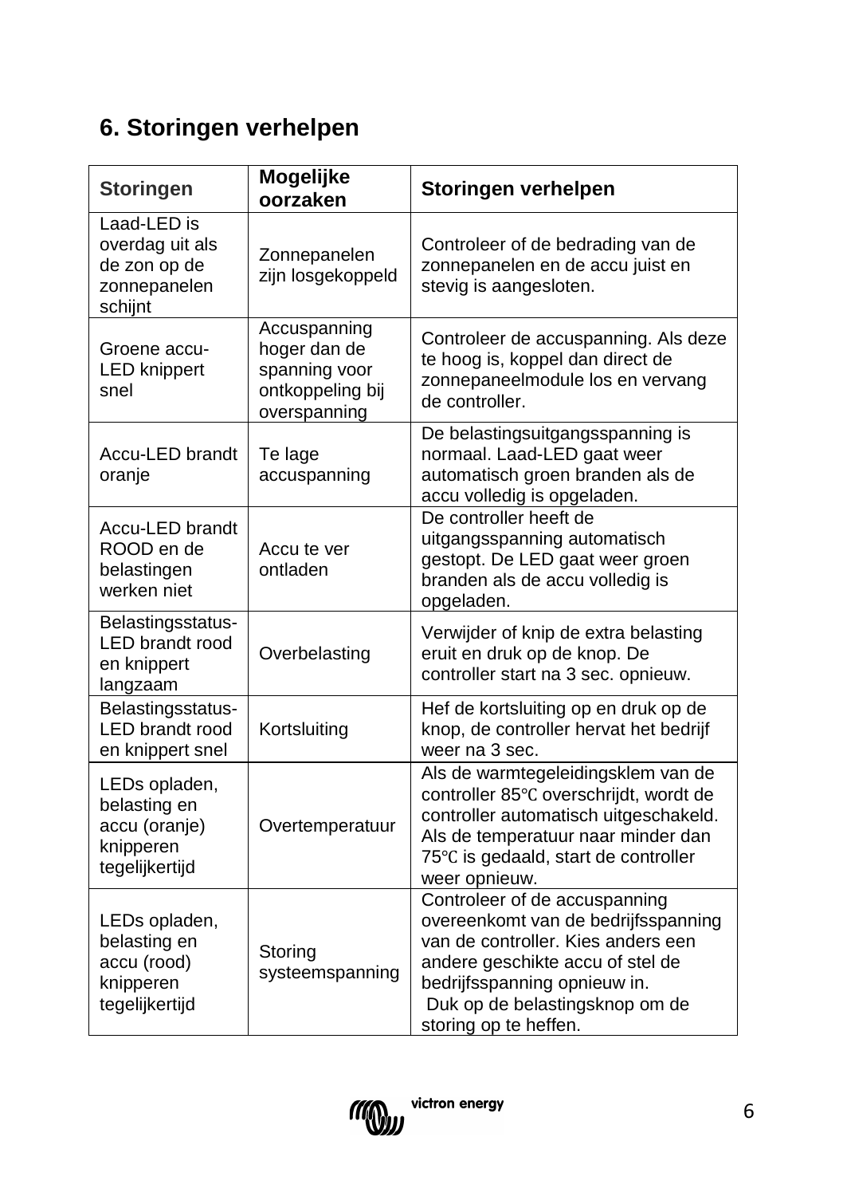## 6. Storingen verhelpen

| Storingen | Mogelijke oorzaken | Storingen verhelpen |
|---|---|---|
| Laad-LED is overdag uit als de zon op de zonnepanelen schijnt | Zonnepanelen zijn losgekoppeld | Controleer of de bedrading van de zonnepanelen en de accu juist en stevig is aangesloten. |
| Groene accu-LED knippert snel | Accuspanning hoger dan de spanning voor ontkoppeling bij overspanning | Controleer de accuspanning. Als deze te hoog is, koppel dan direct de zonnepaneelmodule los en vervang de controller. |
| Accu-LED brandt oranje | Te lage accuspanning | De belastingsuitgangsspanning is normaal. Laad-LED gaat weer automatisch groen branden als de accu volledig is opgeladen. |
| Accu-LED brandt ROOD en de belastingen werken niet | Accu te ver ontladen | De controller heeft de uitgangsspanning automatisch gestopt. De LED gaat weer groen branden als de accu volledig is opgeladen. |
| Belastingsstatus-LED brandt rood en knippert langzaam | Overbelasting | Verwijder of knip de extra belasting eruit en druk op de knop. De controller start na 3 sec. opnieuw. |
| Belastingsstatus-LED brandt rood en knippert snel | Kortsluiting | Hef de kortsluiting op en druk op de knop, de controller hervat het bedrijf weer na 3 sec. |
| LEDs opladen, belasting en accu (oranje) knipperen tegelijkertijd | Overtemperatuur | Als de warmtegeleidingsklem van de controller 85℃ overschrijdt, wordt de controller automatisch uitgeschakeld. Als de temperatuur naar minder dan 75℃ is gedaald, start de controller weer opnieuw. |
| LEDs opladen, belasting en accu (rood) knipperen tegelijkertijd | Storing systeemspanning | Controleer of de accuspanning overeenkomt van de bedrijfsspanning van de controller. Kies anders een andere geschikte accu of stel de bedrijfsspanning opnieuw in. Duk op de belastingsknop om de storing op te heffen. |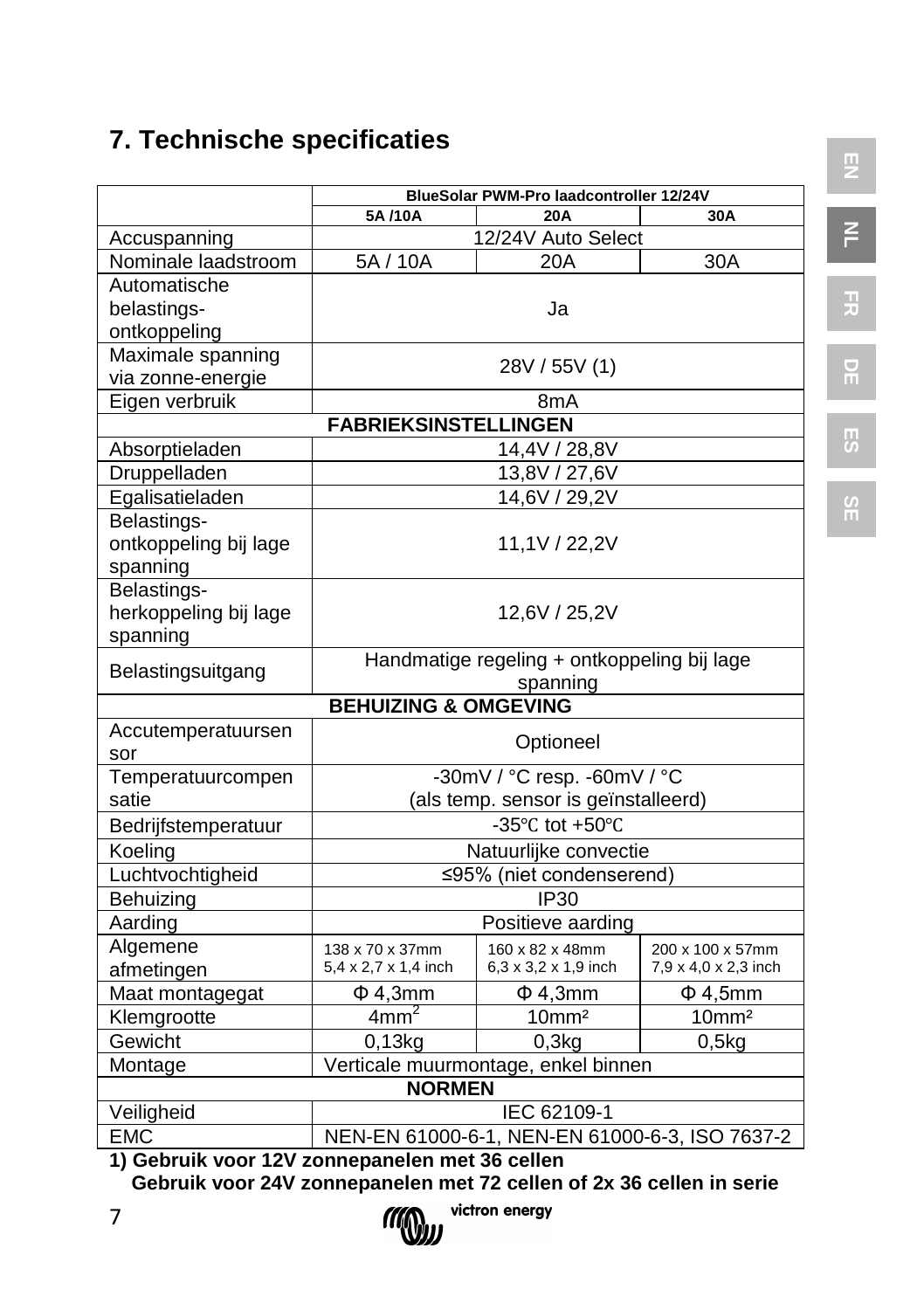## 7. Technische specificaties

| | BlueSolar PWM-Pro laadcontroller 12/24V | | |
|---|---|---|---|
| | 5A /10A | 20A | 30A |
| Accuspanning | 12/24V Auto Select | | |
| Nominale laadstroom | 5A / 10A | 20A | 30A |
| Automatische belastings-ontkoppeling | Ja | | |
| Maximale spanning via zonne-energie | 28V / 55V (1) | | |
| Eigen verbruik | 8mA | | |
| **FABRIEKSINSTELLINGEN** | | | |
| Absorptieladen | 14,4V / 28,8V | | |
| Druppelladen | 13,8V / 27,6V | | |
| Egalisatieladen | 14,6V / 29,2V | | |
| Belastings-ontkoppeling bij lage spanning | 11,1V / 22,2V | | |
| Belastings-herkoppeling bij lage spanning | 12,6V / 25,2V | | |
| Belastingsuitgang | Handmatige regeling + ontkoppeling bij lage spanning | | |
| **BEHUIZING & OMGEVING** | | | |
| Accutemperatuursensor | Optioneel | | |
| Temperatuurcompensatie | -30mV / °C resp. -60mV / °C (als temp. sensor is geïnstalleerd) | | |
| Bedrijfstemperatuur | -35℃ tot +50℃ | | |
| Koeling | Natuurlijke convectie | | |
| Luchtvochtigheid | ≤95% (niet condenserend) | | |
| Behuizing | IP30 | | |
| Aarding | Positieve aarding | | |
| Algemene afmetingen | 138 x 70 x 37mm 5,4 x 2,7 x 1,4 inch | 160 x 82 x 48mm 6,3 x 3,2 x 1,9 inch | 200 x 100 x 57mm 7,9 x 4,0 x 2,3 inch |
| Maat montagegat | Φ 4,3mm | Φ 4,3mm | Φ 4,5mm |
| Klemgrootte | 4mm² | 10mm² | 10mm² |
| Gewicht | 0,13kg | 0,3kg | 0,5kg |
| Montage | Verticale muurmontage, enkel binnen | | |
| **NORMEN** | | | |
| Veiligheid | IEC 62109-1 | | |
| EMC | NEN-EN 61000-6-1, NEN-EN 61000-6-3, ISO 7637-2 | | |

**1) Gebruik voor 12V zonnepanelen met 36 cellen**
**Gebruik voor 24V zonnepanelen met 72 cellen of 2x 36 cellen in serie**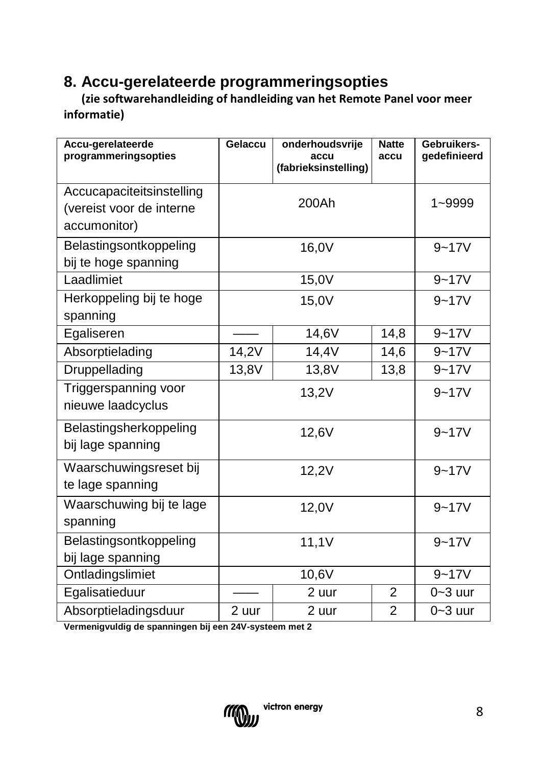## 8. Accu-gerelateerde programmeringsopties

**(zie softwarehandleiding of handleiding van het Remote Panel voor meer informatie)**

| Accu-gerelateerde programmeringsopties | Gelaccu | onderhoudsvrije accu (fabrieksinstelling) | Natte accu | Gebruikers-gedefinieerd |
|---|---|---|---|---|
| Accucapaciteitsinstelling (vereist voor de interne accumonitor) | 200Ah | | | 1~9999 |
| Belastingsontkoppeling bij te hoge spanning | 16,0V | | | 9~17V |
| Laadlimiet | 15,0V | | | 9~17V |
| Herkoppeling bij te hoge spanning | 15,0V | | | 9~17V |
| Egaliseren | —— | 14,6V | 14,8 | 9~17V |
| Absorptielading | 14,2V | 14,4V | 14,6 | 9~17V |
| Druppellading | 13,8V | 13,8V | 13,8 | 9~17V |
| Triggerspanning voor nieuwe laadcyclus | 13,2V | | | 9~17V |
| Belastingsherkoppeling bij lage spanning | 12,6V | | | 9~17V |
| Waarschuwingsreset bij te lage spanning | 12,2V | | | 9~17V |
| Waarschuwing bij te lage spanning | 12,0V | | | 9~17V |
| Belastingsontkoppeling bij lage spanning | 11,1V | | | 9~17V |
| Ontladingslimiet | 10,6V | | | 9~17V |
| Egalisatieduur | —— | 2 uur | 2 | 0~3 uur |
| Absorptieladingsduur | 2 uur | 2 uur | 2 | 0~3 uur |

**Vermenigvuldig de spanningen bij een 24V-systeem met 2**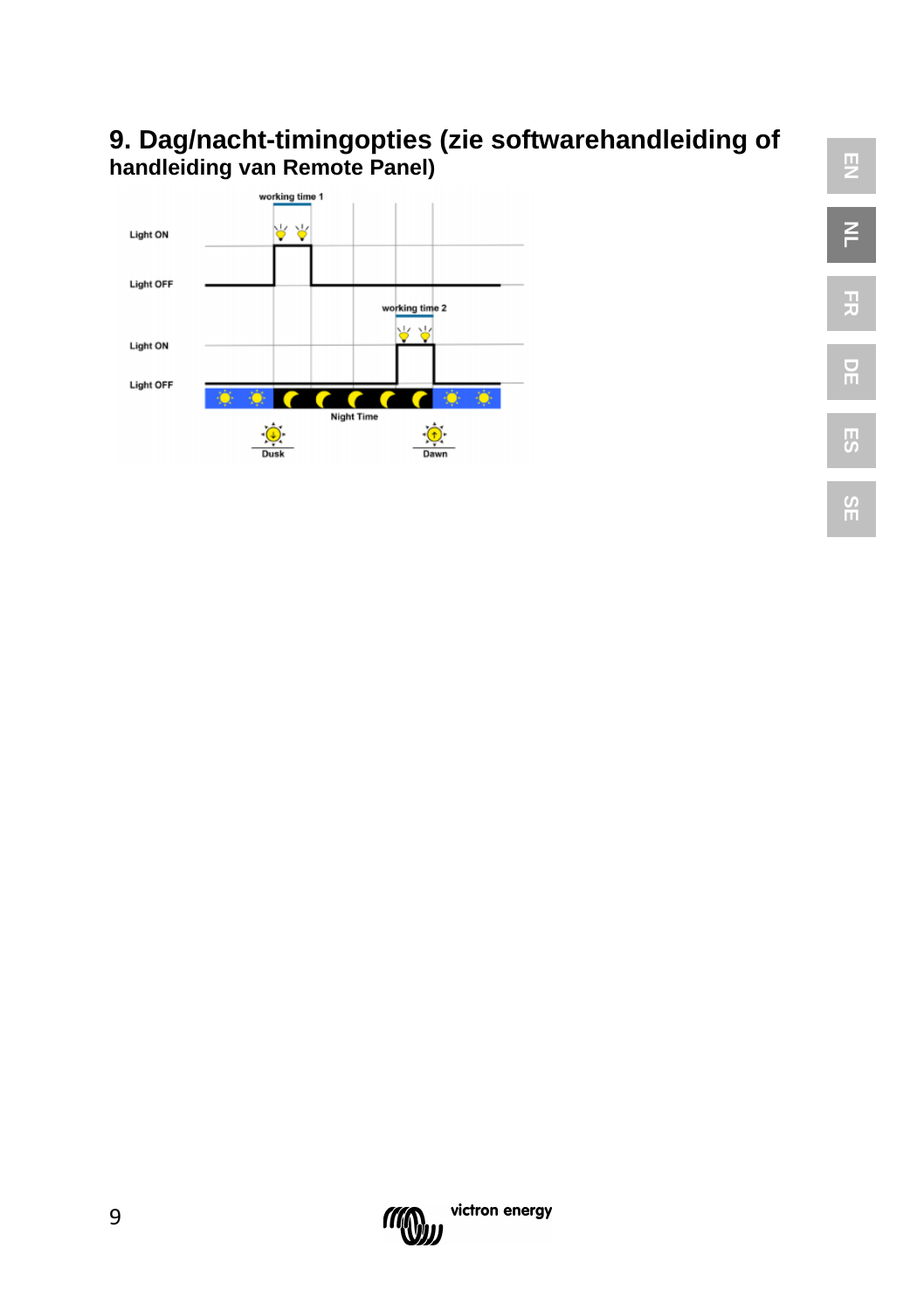# 9. Dag/nacht-timingopties (zie softwarehandleiding of handleiding van Remote Panel)

working time 1

Light ON

Light OFF

working time 2

Light ON

Light OFF

Night Time

Dusk

Dawn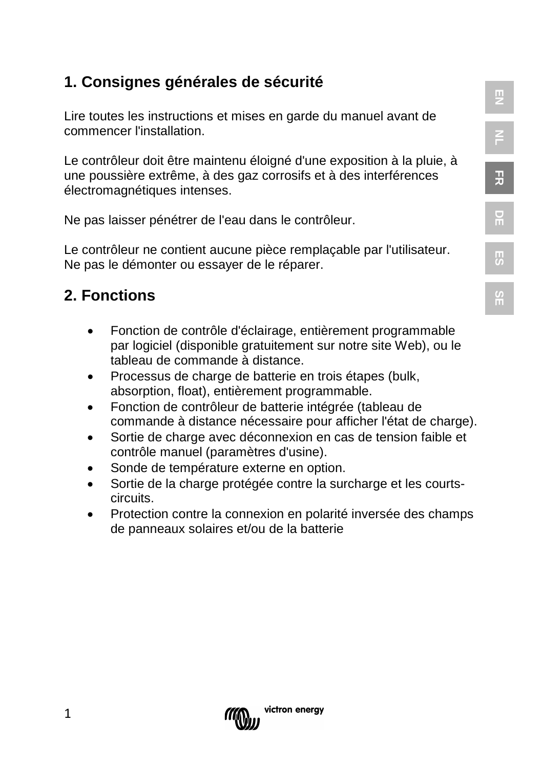## 1. Consignes générales de sécurité

Lire toutes les instructions et mises en garde du manuel avant de commencer l'installation.

Le contrôleur doit être maintenu éloigné d'une exposition à la pluie, à une poussière extrême, à des gaz corrosifs et à des interférences électromagnétiques intenses.

Ne pas laisser pénétrer de l'eau dans le contrôleur.

Le contrôleur ne contient aucune pièce remplaçable par l'utilisateur.
Ne pas le démonter ou essayer de le réparer.

## 2. Fonctions

- Fonction de contrôle d'éclairage, entièrement programmable par logiciel (disponible gratuitement sur notre site Web), ou le tableau de commande à distance.
- Processus de charge de batterie en trois étapes (bulk, absorption, float), entièrement programmable.
- Fonction de contrôleur de batterie intégrée (tableau de commande à distance nécessaire pour afficher l'état de charge).
- Sortie de charge avec déconnexion en cas de tension faible et contrôle manuel (paramètres d'usine).
- Sonde de température externe en option.
- Sortie de la charge protégée contre la surcharge et les courts-circuits.
- Protection contre la connexion en polarité inversée des champs de panneaux solaires et/ou de la batterie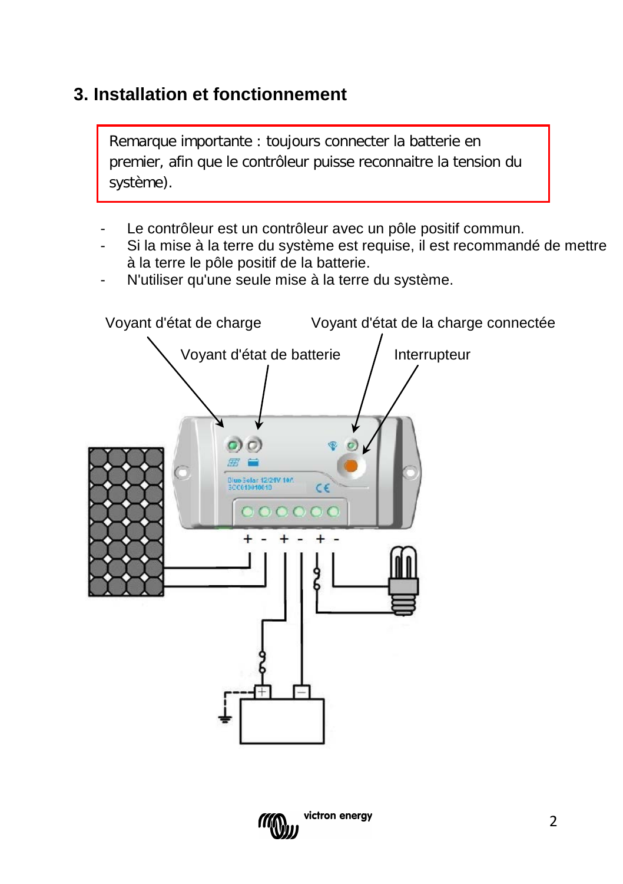## 3. Installation et fonctionnement

> Remarque importante : toujours connecter la batterie en premier, afin que le contrôleur puisse reconnaitre la tension du système).

- Le contrôleur est un contrôleur avec un pôle positif commun.
- Si la mise à la terre du système est requise, il est recommandé de mettre à la terre le pôle positif de la batterie.
- N'utiliser qu'une seule mise à la terre du système.

Voyant d'état de charge

Voyant d'état de batterie

Voyant d'état de la charge connectée

Interrupteur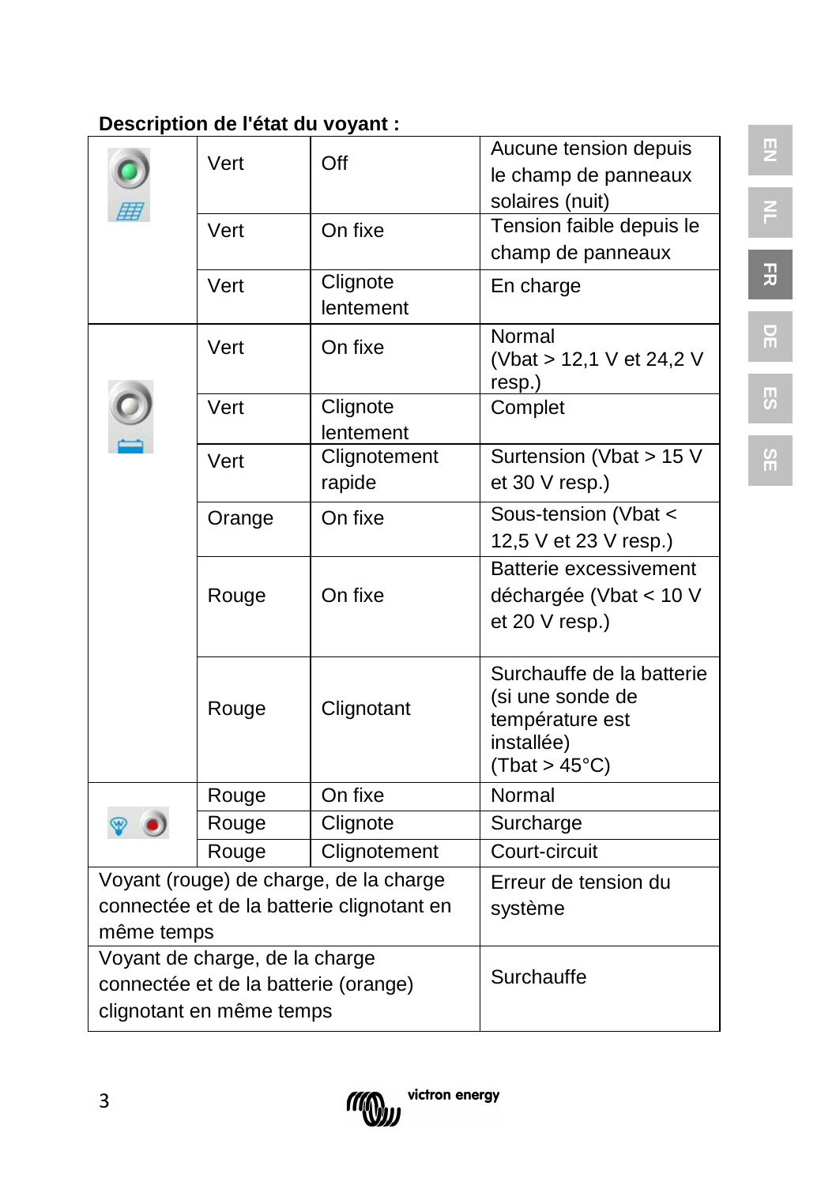**Description de l'état du voyant :**

| | | | |
|---|---|---|---|
| | Vert | Off | Aucune tension depuis le champ de panneaux solaires (nuit) |
| | Vert | On fixe | Tension faible depuis le champ de panneaux |
| | Vert | Clignote lentement | En charge |
| | Vert | On fixe | Normal (Vbat > 12,1 V et 24,2 V resp.) |
| | Vert | Clignote lentement | Complet |
| | Vert | Clignotement rapide | Surtension (Vbat > 15 V et 30 V resp.) |
| | Orange | On fixe | Sous-tension (Vbat < 12,5 V et 23 V resp.) |
| | Rouge | On fixe | Batterie excessivement déchargée (Vbat < 10 V et 20 V resp.) |
| | Rouge | Clignotant | Surchauffe de la batterie (si une sonde de température est installée) (Tbat > 45°C) |
| | Rouge | On fixe | Normal |
| | Rouge | Clignote | Surcharge |
| | Rouge | Clignotement | Court-circuit |
| Voyant (rouge) de charge, de la charge connectée et de la batterie clignotant en même temps | | | Erreur de tension du système |
| Voyant de charge, de la charge connectée et de la batterie (orange) clignotant en même temps | | | Surchauffe |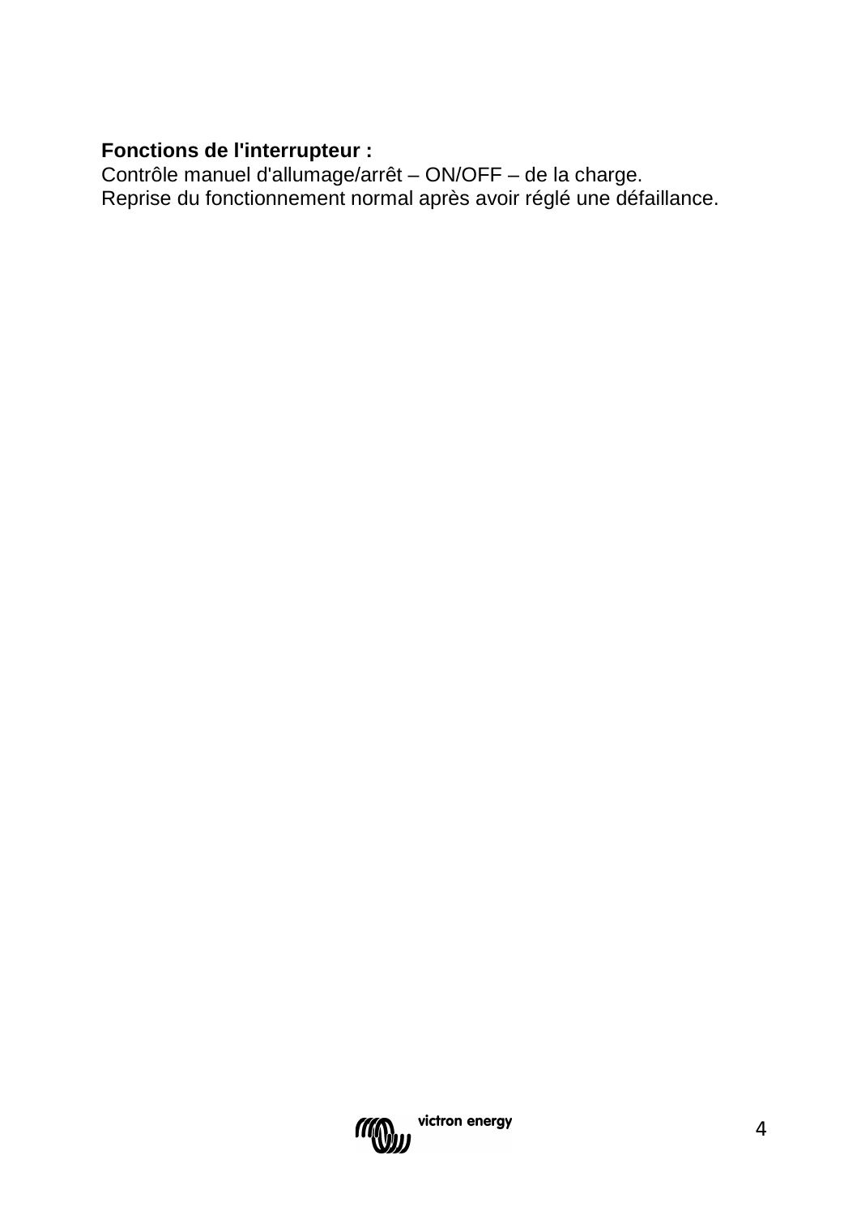**Fonctions de l'interrupteur :**
Contrôle manuel d'allumage/arrêt – ON/OFF – de la charge.
Reprise du fonctionnement normal après avoir réglé une défaillance.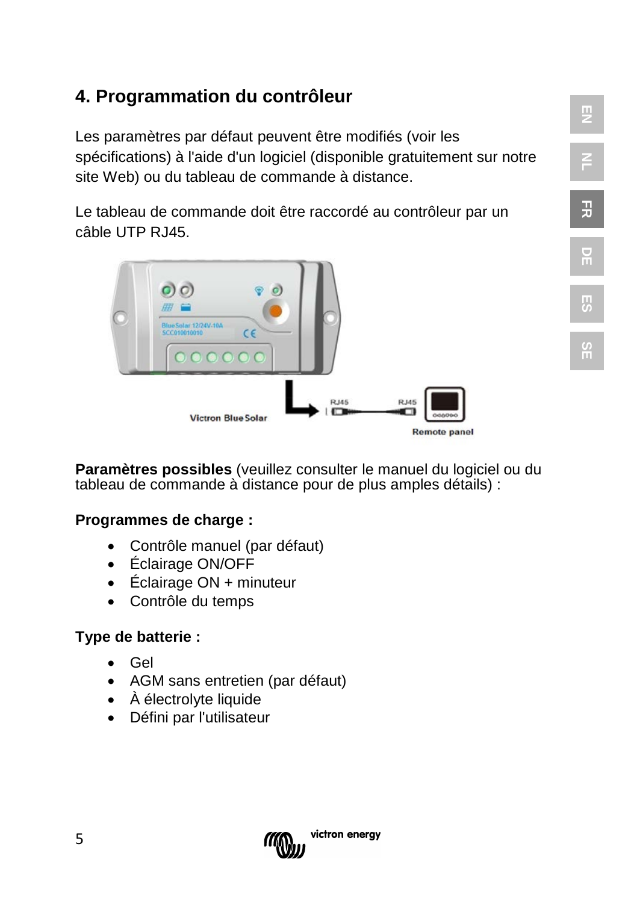## 4. Programmation du contrôleur

Les paramètres par défaut peuvent être modifiés (voir les spécifications) à l'aide d'un logiciel (disponible gratuitement sur notre site Web) ou du tableau de commande à distance.

Le tableau de commande doit être raccordé au contrôleur par un câble UTP RJ45.

**Paramètres possibles** (veuillez consulter le manuel du logiciel ou du tableau de commande à distance pour de plus amples détails) :

**Programmes de charge :**

- Contrôle manuel (par défaut)
- Éclairage ON/OFF
- Éclairage ON + minuteur
- Contrôle du temps

**Type de batterie :**

- Gel
- AGM sans entretien (par défaut)
- À électrolyte liquide
- Défini par l'utilisateur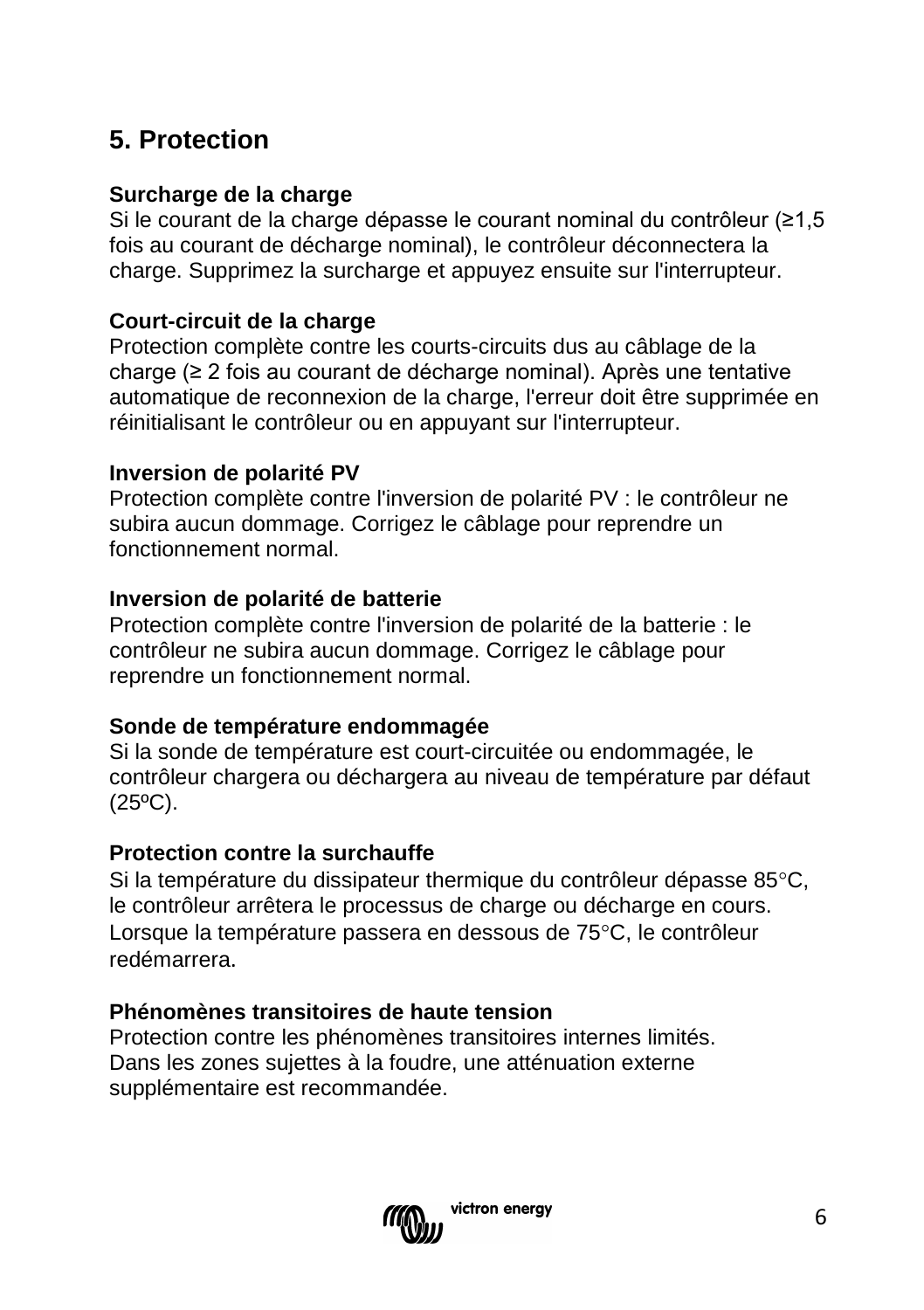## 5. Protection

**Surcharge de la charge**
Si le courant de la charge dépasse le courant nominal du contrôleur (≥1,5 fois au courant de décharge nominal), le contrôleur déconnectera la charge. Supprimez la surcharge et appuyez ensuite sur l'interrupteur.

**Court-circuit de la charge**
Protection complète contre les courts-circuits dus au câblage de la charge (≥ 2 fois au courant de décharge nominal). Après une tentative automatique de reconnexion de la charge, l'erreur doit être supprimée en réinitialisant le contrôleur ou en appuyant sur l'interrupteur.

**Inversion de polarité PV**
Protection complète contre l'inversion de polarité PV : le contrôleur ne subira aucun dommage. Corrigez le câblage pour reprendre un fonctionnement normal.

**Inversion de polarité de batterie**
Protection complète contre l'inversion de polarité de la batterie : le contrôleur ne subira aucun dommage. Corrigez le câblage pour reprendre un fonctionnement normal.

**Sonde de température endommagée**
Si la sonde de température est court-circuitée ou endommagée, le contrôleur chargera ou déchargera au niveau de température par défaut (25ºC).

**Protection contre la surchauffe**
Si la température du dissipateur thermique du contrôleur dépasse 85°C, le contrôleur arrêtera le processus de charge ou décharge en cours. Lorsque la température passera en dessous de 75°C, le contrôleur redémarrera.

**Phénomènes transitoires de haute tension**
Protection contre les phénomènes transitoires internes limités. Dans les zones sujettes à la foudre, une atténuation externe supplémentaire est recommandée.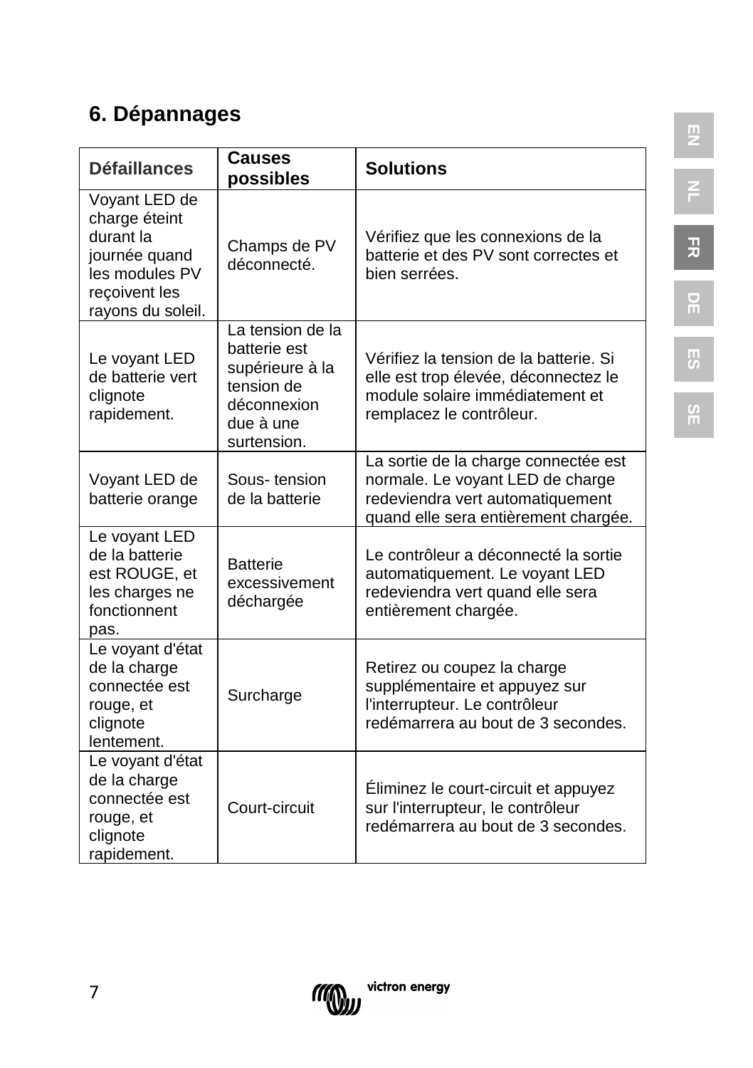## 6. Dépannages

| Défaillances | Causes possibles | Solutions |
|---|---|---|
| Voyant LED de charge éteint durant la journée quand les modules PV reçoivent les rayons du soleil. | Champs de PV déconnecté. | Vérifiez que les connexions de la batterie et des PV sont correctes et bien serrées. |
| Le voyant LED de batterie vert clignote rapidement. | La tension de la batterie est supérieure à la tension de déconnexion due à une surtension. | Vérifiez la tension de la batterie. Si elle est trop élevée, déconnectez le module solaire immédiatement et remplacez le contrôleur. |
| Voyant LED de batterie orange | Sous- tension de la batterie | La sortie de la charge connectée est normale. Le voyant LED de charge redeviendra vert automatiquement quand elle sera entièrement chargée. |
| Le voyant LED de la batterie est ROUGE, et les charges ne fonctionnent pas. | Batterie excessivement déchargée | Le contrôleur a déconnecté la sortie automatiquement. Le voyant LED redeviendra vert quand elle sera entièrement chargée. |
| Le voyant d'état de la charge connectée est rouge, et clignote lentement. | Surcharge | Retirez ou coupez la charge supplémentaire et appuyez sur l'interrupteur. Le contrôleur redémarrera au bout de 3 secondes. |
| Le voyant d'état de la charge connectée est rouge, et clignote rapidement. | Court-circuit | Éliminez le court-circuit et appuyez sur l'interrupteur, le contrôleur redémarrera au bout de 3 secondes. |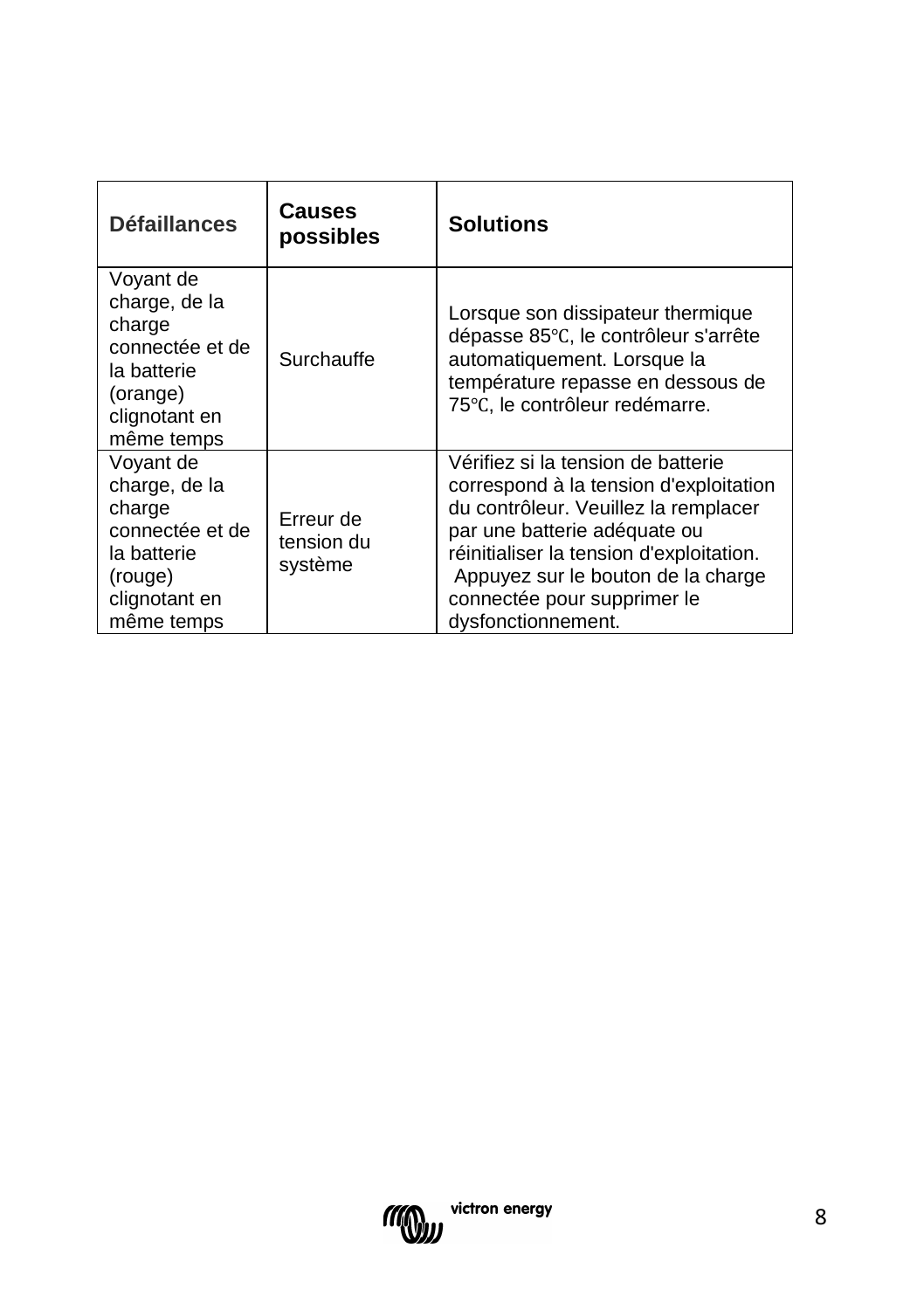| Défaillances | Causes possibles | Solutions |
| --- | --- | --- |
| Voyant de charge, de la charge connectée et de la batterie (orange) clignotant en même temps | Surchauffe | Lorsque son dissipateur thermique dépasse 85℃, le contrôleur s'arrête automatiquement. Lorsque la température repasse en dessous de 75℃, le contrôleur redémarre. |
| Voyant de charge, de la charge connectée et de la batterie (rouge) clignotant en même temps | Erreur de tension du système | Vérifiez si la tension de batterie correspond à la tension d'exploitation du contrôleur. Veuillez la remplacer par une batterie adéquate ou réinitialiser la tension d'exploitation. Appuyez sur le bouton de la charge connectée pour supprimer le dysfonctionnement. |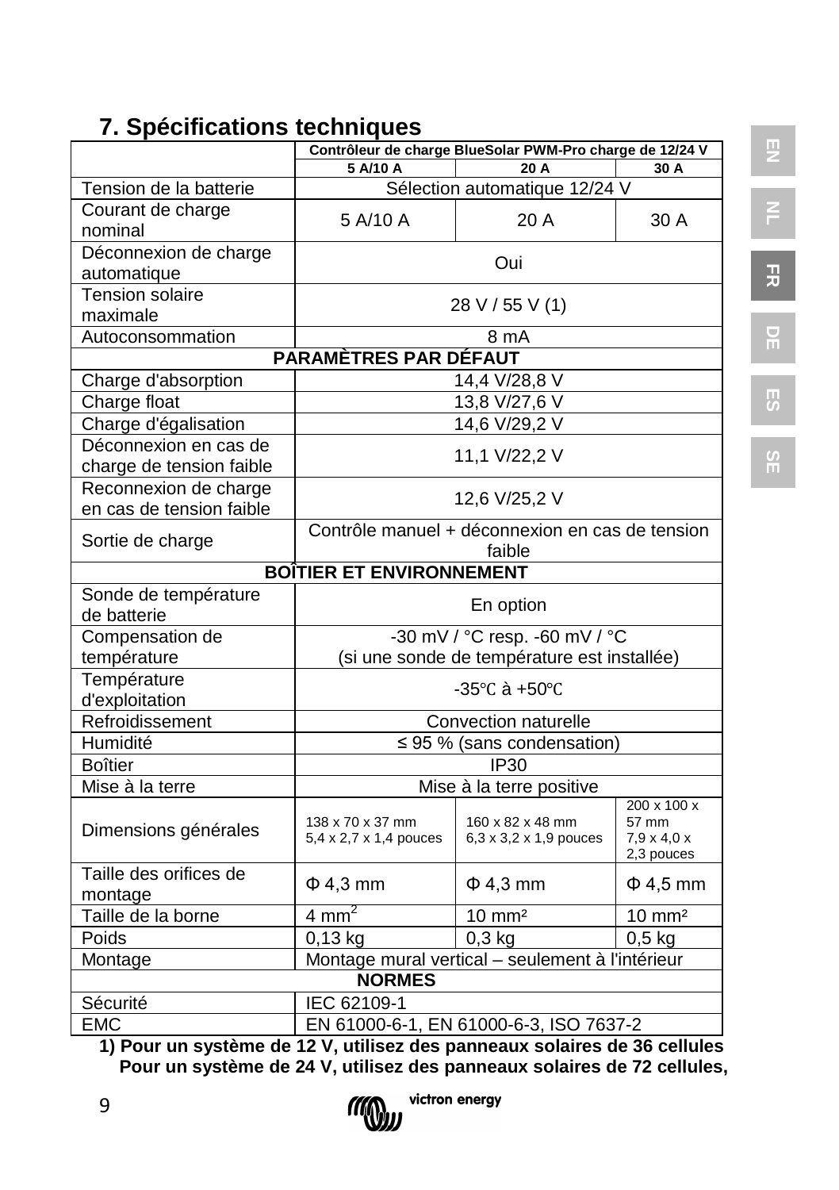## 7. Spécifications techniques

| | Contrôleur de charge BlueSolar PWM-Pro charge de 12/24 V | | |
|---|---|---|---|
| | 5 A/10 A | 20 A | 30 A |
| Tension de la batterie | Sélection automatique 12/24 V | | |
| Courant de charge nominal | 5 A/10 A | 20 A | 30 A |
| Déconnexion de charge automatique | Oui | | |
| Tension solaire maximale | 28 V / 55 V (1) | | |
| Autoconsommation | 8 mA | | |
| **PARAMÈTRES PAR DÉFAUT** | | | |
| Charge d'absorption | 14,4 V/28,8 V | | |
| Charge float | 13,8 V/27,6 V | | |
| Charge d'égalisation | 14,6 V/29,2 V | | |
| Déconnexion en cas de charge de tension faible | 11,1 V/22,2 V | | |
| Reconnexion de charge en cas de tension faible | 12,6 V/25,2 V | | |
| Sortie de charge | Contrôle manuel + déconnexion en cas de tension faible | | |
| **BOÎTIER ET ENVIRONNEMENT** | | | |
| Sonde de température de batterie | En option | | |
| Compensation de température | -30 mV / °C resp. -60 mV / °C (si une sonde de température est installée) | | |
| Température d'exploitation | -35℃ à +50℃ | | |
| Refroidissement | Convection naturelle | | |
| Humidité | ≤ 95 % (sans condensation) | | |
| Boîtier | IP30 | | |
| Mise à la terre | Mise à la terre positive | | |
| Dimensions générales | 138 x 70 x 37 mm 5,4 x 2,7 x 1,4 pouces | 160 x 82 x 48 mm 6,3 x 3,2 x 1,9 pouces | 200 x 100 x 57 mm 7,9 x 4,0 x 2,3 pouces |
| Taille des orifices de montage | Φ 4,3 mm | Φ 4,3 mm | Φ 4,5 mm |
| Taille de la borne | 4 mm² | 10 mm² | 10 mm² |
| Poids | 0,13 kg | 0,3 kg | 0,5 kg |
| Montage | Montage mural vertical – seulement à l'intérieur | | |
| **NORMES** | | | |
| Sécurité | IEC 62109-1 | | |
| EMC | EN 61000-6-1, EN 61000-6-3, ISO 7637-2 | | |

**1) Pour un système de 12 V, utilisez des panneaux solaires de 36 cellules**
**Pour un système de 24 V, utilisez des panneaux solaires de 72 cellules,**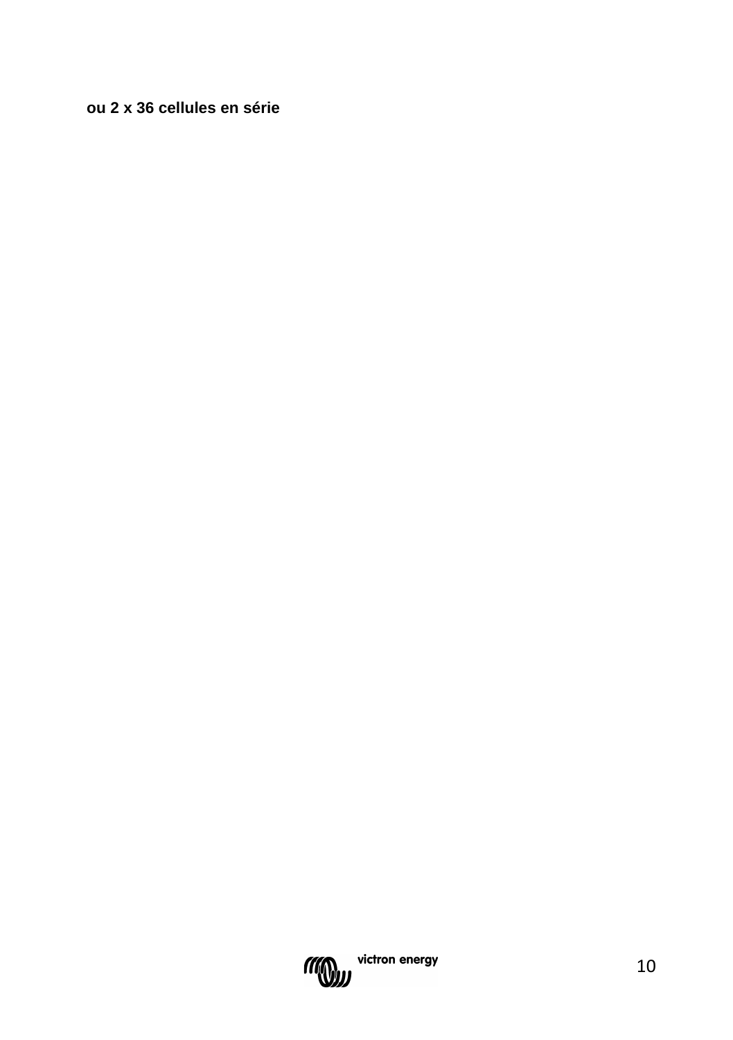**ou 2 x 36 cellules en série**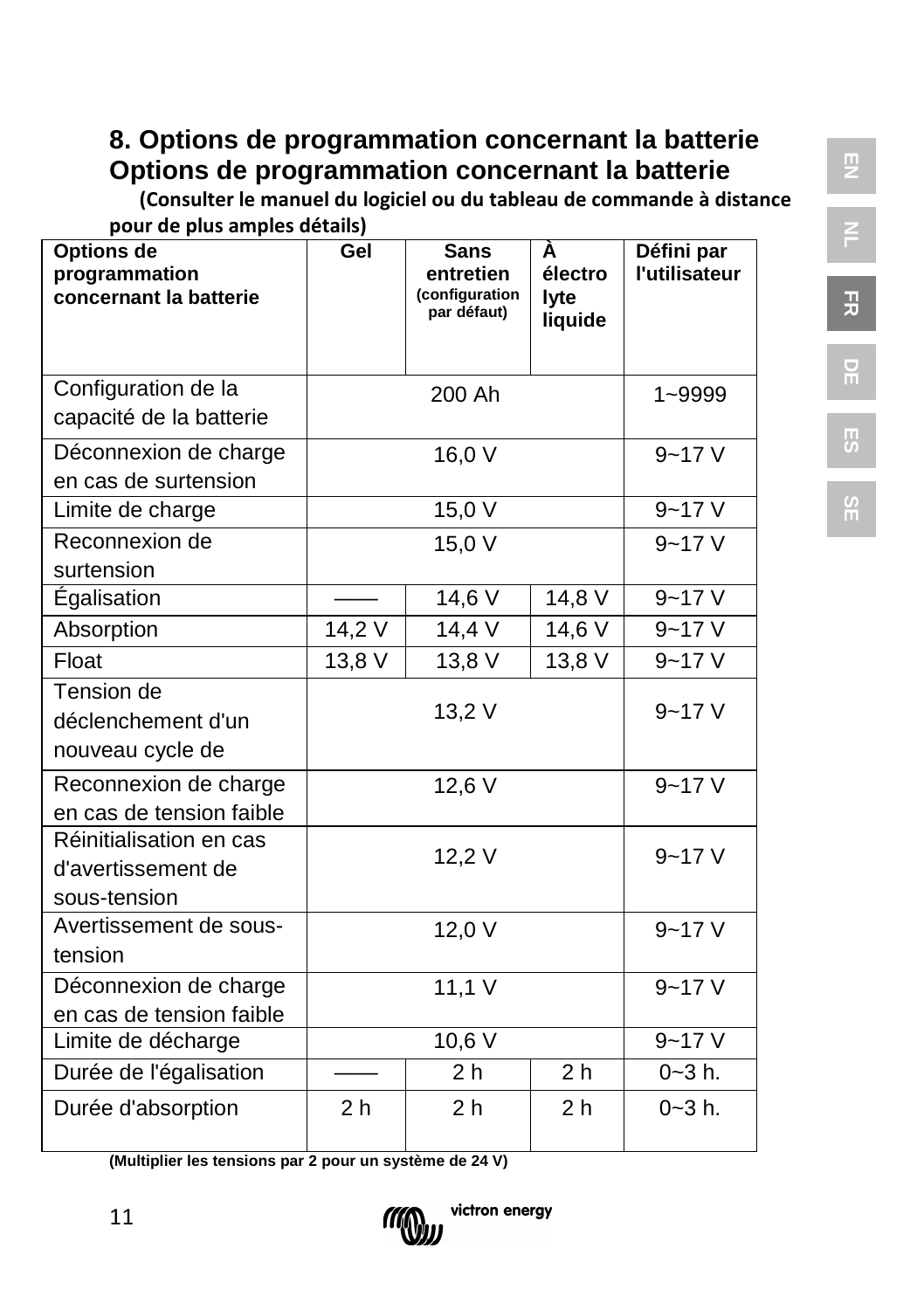## 8. Options de programmation concernant la batterie

## Options de programmation concernant la batterie

**(Consulter le manuel du logiciel ou du tableau de commande à distance pour de plus amples détails)**

| Options de programmation concernant la batterie | Gel | Sans entretien (configuration par défaut) | À électrolyte liquide | Défini par l'utilisateur |
|---|---|---|---|---|
| Configuration de la capacité de la batterie | 200 Ah | | | 1~9999 |
| Déconnexion de charge en cas de surtension | 16,0 V | | | 9~17 V |
| Limite de charge | 15,0 V | | | 9~17 V |
| Reconnexion de surtension | 15,0 V | | | 9~17 V |
| Égalisation | —— | 14,6 V | 14,8 V | 9~17 V |
| Absorption | 14,2 V | 14,4 V | 14,6 V | 9~17 V |
| Float | 13,8 V | 13,8 V | 13,8 V | 9~17 V |
| Tension de déclenchement d'un nouveau cycle de | 13,2 V | | | 9~17 V |
| Reconnexion de charge en cas de tension faible | 12,6 V | | | 9~17 V |
| Réinitialisation en cas d'avertissement de sous-tension | 12,2 V | | | 9~17 V |
| Avertissement de sous-tension | 12,0 V | | | 9~17 V |
| Déconnexion de charge en cas de tension faible | 11,1 V | | | 9~17 V |
| Limite de décharge | 10,6 V | | | 9~17 V |
| Durée de l'égalisation | —— | 2 h | 2 h | 0~3 h. |
| Durée d'absorption | 2 h | 2 h | 2 h | 0~3 h. |

**(Multiplier les tensions par 2 pour un système de 24 V)**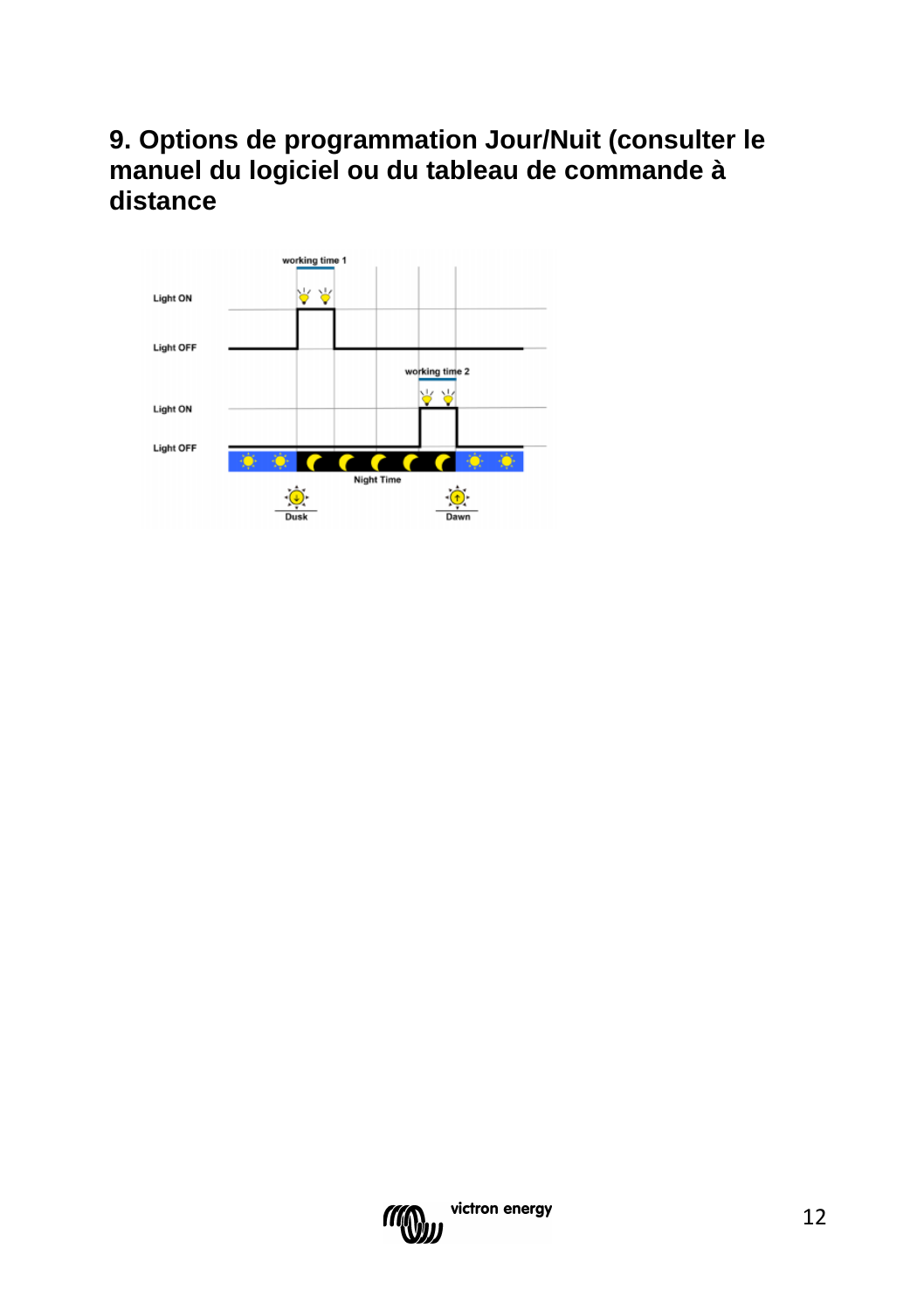## 9. Options de programmation Jour/Nuit (consulter le manuel du logiciel ou du tableau de commande à distance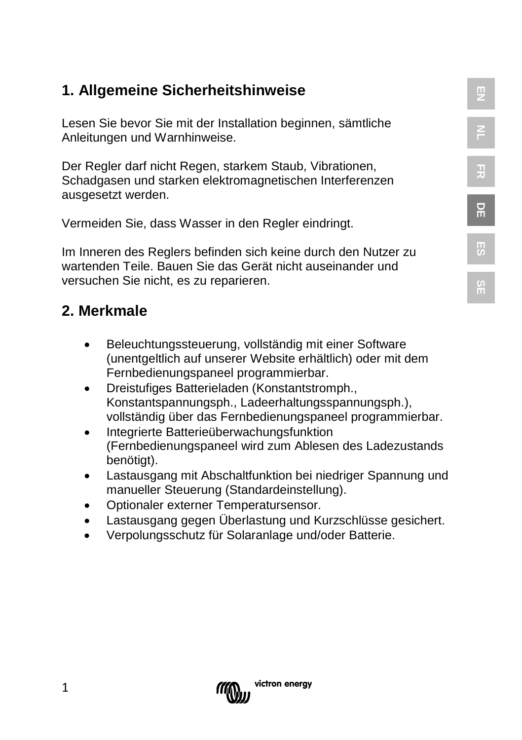## 1. Allgemeine Sicherheitshinweise

Lesen Sie bevor Sie mit der Installation beginnen, sämtliche Anleitungen und Warnhinweise.

Der Regler darf nicht Regen, starkem Staub, Vibrationen, Schadgasen und starken elektromagnetischen Interferenzen ausgesetzt werden.

Vermeiden Sie, dass Wasser in den Regler eindringt.

Im Inneren des Reglers befinden sich keine durch den Nutzer zu wartenden Teile. Bauen Sie das Gerät nicht auseinander und versuchen Sie nicht, es zu reparieren.

## 2. Merkmale

- Beleuchtungssteuerung, vollständig mit einer Software (unentgeltlich auf unserer Website erhältlich) oder mit dem Fernbedienungspaneel programmierbar.
- Dreistufiges Batterieladen (Konstantstromph., Konstantspannungsph., Ladeerhaltungsspannungsph.), vollständig über das Fernbedienungspaneel programmierbar.
- Integrierte Batterieüberwachungsfunktion (Fernbedienungspaneel wird zum Ablesen des Ladezustands benötigt).
- Lastausgang mit Abschaltfunktion bei niedriger Spannung und manueller Steuerung (Standardeinstellung).
- Optionaler externer Temperatursensor.
- Lastausgang gegen Überlastung und Kurzschlüsse gesichert.
- Verpolungsschutz für Solaranlage und/oder Batterie.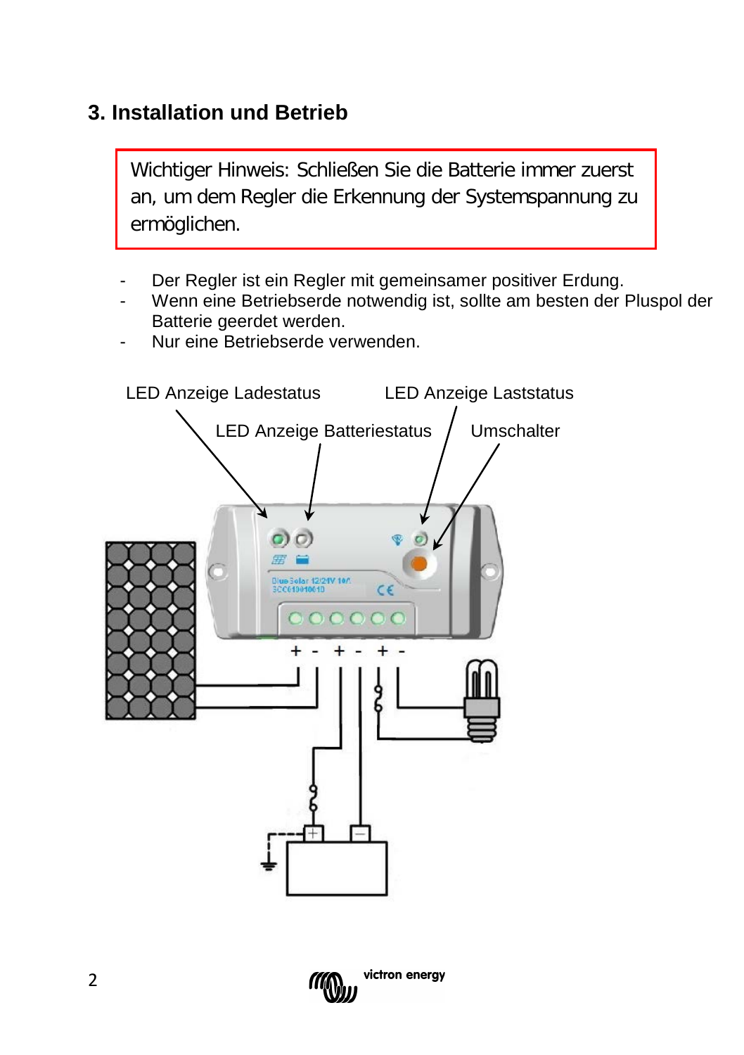# 3. Installation und Betrieb

> Wichtiger Hinweis: Schließen Sie die Batterie immer zuerst an, um dem Regler die Erkennung der Systemspannung zu ermöglichen.

- Der Regler ist ein Regler mit gemeinsamer positiver Erdung.
- Wenn eine Betriebserde notwendig ist, sollte am besten der Pluspol der Batterie geerdet werden.
- Nur eine Betriebserde verwenden.

LED Anzeige Ladestatus

LED Anzeige Batteriestatus

LED Anzeige Laststatus

Umschalter

BlueSolar 12/24V 10A

SCC010010010

+ - + - + -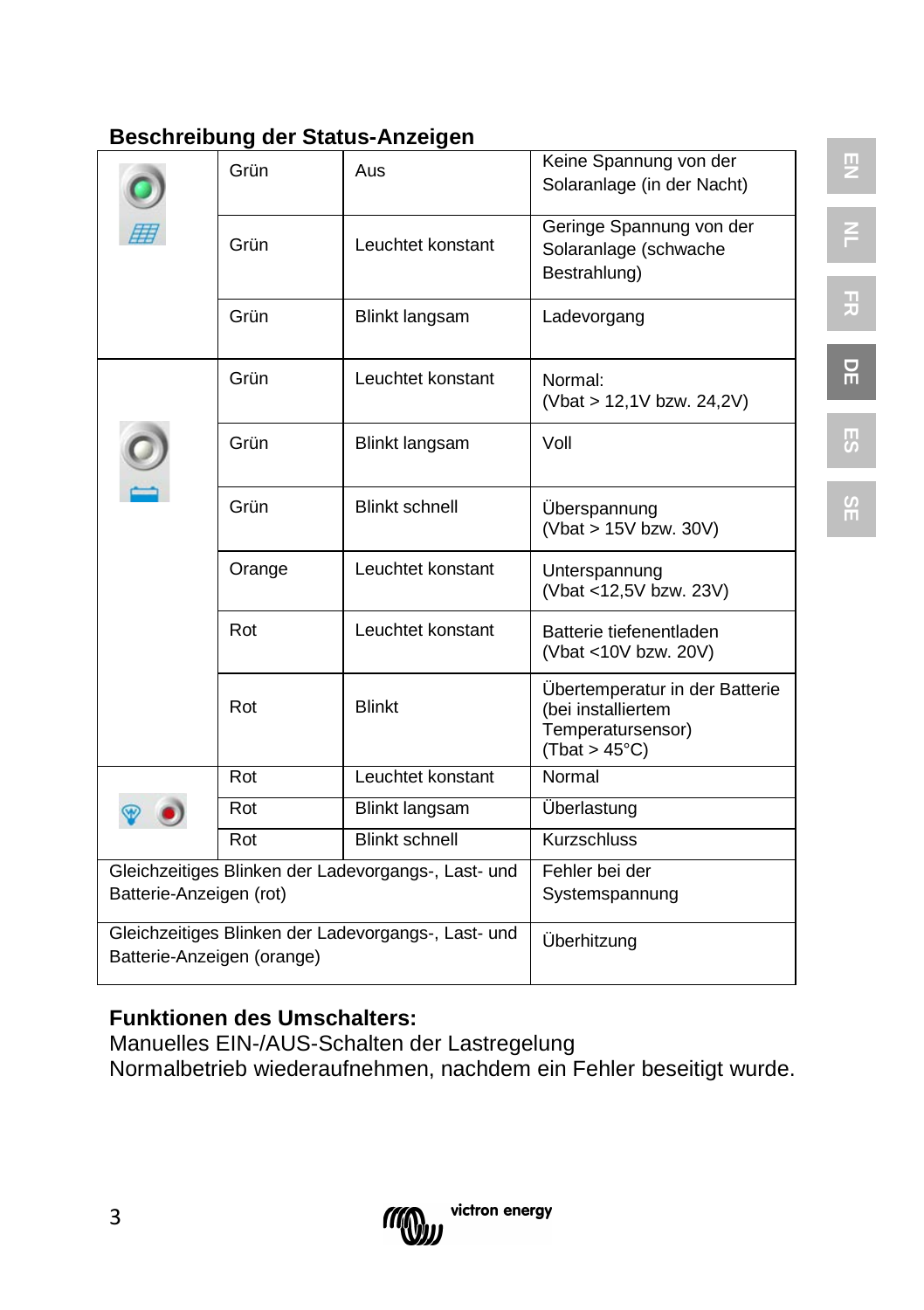## Beschreibung der Status-Anzeigen

| | | | |
|---|---|---|---|
| | Grün | Aus | Keine Spannung von der Solaranlage (in der Nacht) |
| | Grün | Leuchtet konstant | Geringe Spannung von der Solaranlage (schwache Bestrahlung) |
| | Grün | Blinkt langsam | Ladevorgang |
| | Grün | Leuchtet konstant | Normal: (Vbat > 12,1V bzw. 24,2V) |
| | Grün | Blinkt langsam | Voll |
| | Grün | Blinkt schnell | Überspannung (Vbat > 15V bzw. 30V) |
| | Orange | Leuchtet konstant | Unterspannung (Vbat <12,5V bzw. 23V) |
| | Rot | Leuchtet konstant | Batterie tiefenentladen (Vbat <10V bzw. 20V) |
| | Rot | Blinkt | Übertemperatur in der Batterie (bei installiertem Temperatursensor) (Tbat > 45°C) |
| | Rot | Leuchtet konstant | Normal |
| | Rot | Blinkt langsam | Überlastung |
| | Rot | Blinkt schnell | Kurzschluss |
| Gleichzeitiges Blinken der Ladevorgangs-, Last- und Batterie-Anzeigen (rot) | | | Fehler bei der Systemspannung |
| Gleichzeitiges Blinken der Ladevorgangs-, Last- und Batterie-Anzeigen (orange) | | | Überhitzung |

**Funktionen des Umschalters:**
Manuelles EIN-/AUS-Schalten der Lastregelung
Normalbetrieb wiederaufnehmen, nachdem ein Fehler beseitigt wurde.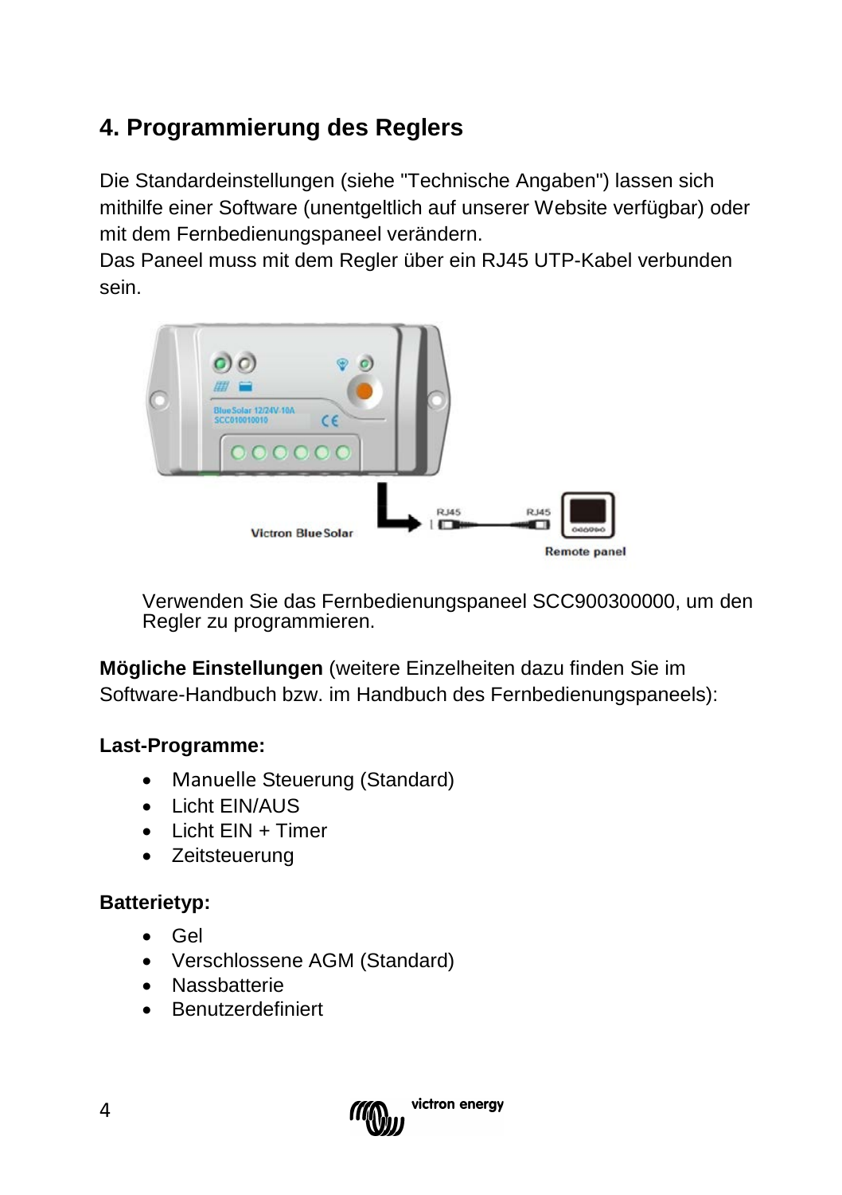## 4. Programmierung des Reglers

Die Standardeinstellungen (siehe "Technische Angaben") lassen sich mithilfe einer Software (unentgeltlich auf unserer Website verfügbar) oder mit dem Fernbedienungspaneel verändern.
Das Paneel muss mit dem Regler über ein RJ45 UTP-Kabel verbunden sein.

Verwenden Sie das Fernbedienungspaneel SCC900300000, um den Regler zu programmieren.

**Mögliche Einstellungen** (weitere Einzelheiten dazu finden Sie im Software-Handbuch bzw. im Handbuch des Fernbedienungspaneels):

**Last-Programme:**

- Manuelle Steuerung (Standard)
- Licht EIN/AUS
- Licht EIN + Timer
- Zeitsteuerung

**Batterietyp:**

- Gel
- Verschlossene AGM (Standard)
- Nassbatterie
- Benutzerdefiniert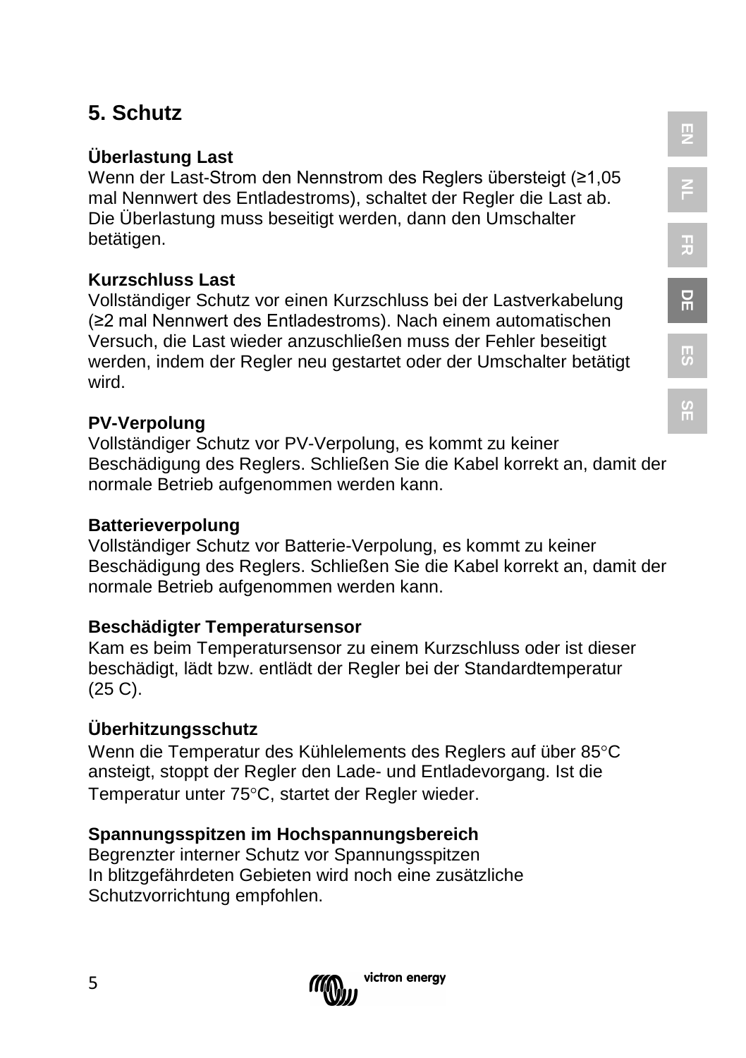# 5. Schutz

**Überlastung Last**
Wenn der Last-Strom den Nennstrom des Reglers übersteigt (≥1,05 mal Nennwert des Entladestroms), schaltet der Regler die Last ab. Die Überlastung muss beseitigt werden, dann den Umschalter betätigen.

**Kurzschluss Last**
Vollständiger Schutz vor einen Kurzschluss bei der Lastverkabelung (≥2 mal Nennwert des Entladestroms). Nach einem automatischen Versuch, die Last wieder anzuschließen muss der Fehler beseitigt werden, indem der Regler neu gestartet oder der Umschalter betätigt wird.

**PV-Verpolung**
Vollständiger Schutz vor PV-Verpolung, es kommt zu keiner Beschädigung des Reglers. Schließen Sie die Kabel korrekt an, damit der normale Betrieb aufgenommen werden kann.

**Batterieverpolung**
Vollständiger Schutz vor Batterie-Verpolung, es kommt zu keiner Beschädigung des Reglers. Schließen Sie die Kabel korrekt an, damit der normale Betrieb aufgenommen werden kann.

**Beschädigter Temperatursensor**
Kam es beim Temperatursensor zu einem Kurzschluss oder ist dieser beschädigt, lädt bzw. entlädt der Regler bei der Standardtemperatur (25 C).

**Überhitzungsschutz**
Wenn die Temperatur des Kühlelements des Reglers auf über 85°C ansteigt, stoppt der Regler den Lade- und Entladevorgang. Ist die Temperatur unter 75°C, startet der Regler wieder.

**Spannungsspitzen im Hochspannungsbereich**
Begrenzter interner Schutz vor Spannungsspitzen
In blitzgefährdeten Gebieten wird noch eine zusätzliche Schutzvorrichtung empfohlen.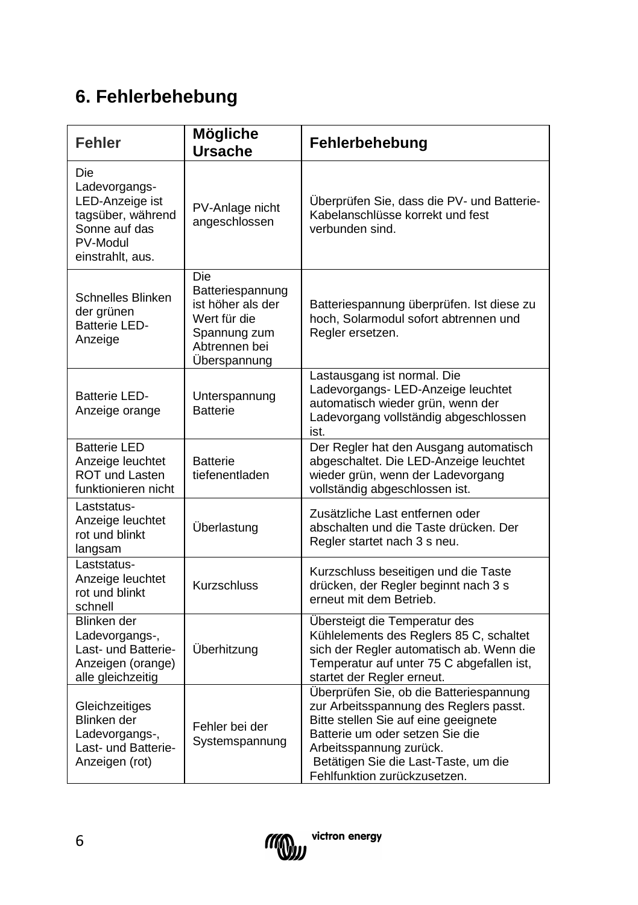## 6. Fehlerbehebung

| Fehler | Mögliche Ursache | Fehlerbehebung |
|---|---|---|
| Die Ladevorgangs-LED-Anzeige ist tagsüber, während Sonne auf das PV-Modul einstrahlt, aus. | PV-Anlage nicht angeschlossen | Überprüfen Sie, dass die PV- und Batterie-Kabelanschlüsse korrekt und fest verbunden sind. |
| Schnelles Blinken der grünen Batterie LED-Anzeige | Die Batteriespannung ist höher als der Wert für die Spannung zum Abtrennen bei Überspannung | Batteriespannung überprüfen. Ist diese zu hoch, Solarmodul sofort abtrennen und Regler ersetzen. |
| Batterie LED-Anzeige orange | Unterspannung Batterie | Lastausgang ist normal. Die Ladevorgangs- LED-Anzeige leuchtet automatisch wieder grün, wenn der Ladevorgang vollständig abgeschlossen ist. |
| Batterie LED Anzeige leuchtet ROT und Lasten funktionieren nicht | Batterie tiefenentladen | Der Regler hat den Ausgang automatisch abgeschaltet. Die LED-Anzeige leuchtet wieder grün, wenn der Ladevorgang vollständig abgeschlossen ist. |
| Laststatus-Anzeige leuchtet rot und blinkt langsam | Überlastung | Zusätzliche Last entfernen oder abschalten und die Taste drücken. Der Regler startet nach 3 s neu. |
| Laststatus-Anzeige leuchtet rot und blinkt schnell | Kurzschluss | Kurzschluss beseitigen und die Taste drücken, der Regler beginnt nach 3 s erneut mit dem Betrieb. |
| Blinken der Ladevorgangs-, Last- und Batterie-Anzeigen (orange) alle gleichzeitig | Überhitzung | Übersteigt die Temperatur des Kühlelements des Reglers 85 C, schaltet sich der Regler automatisch ab. Wenn die Temperatur auf unter 75 C abgefallen ist, startet der Regler erneut. |
| Gleichzeitiges Blinken der Ladevorgangs-, Last- und Batterie-Anzeigen (rot) | Fehler bei der Systemspannung | Überprüfen Sie, ob die Batteriespannung zur Arbeitsspannung des Reglers passt. Bitte stellen Sie auf eine geeignete Batterie um oder setzen Sie die Arbeitsspannung zurück. Betätigen Sie die Last-Taste, um die Fehlfunktion zurückzusetzen. |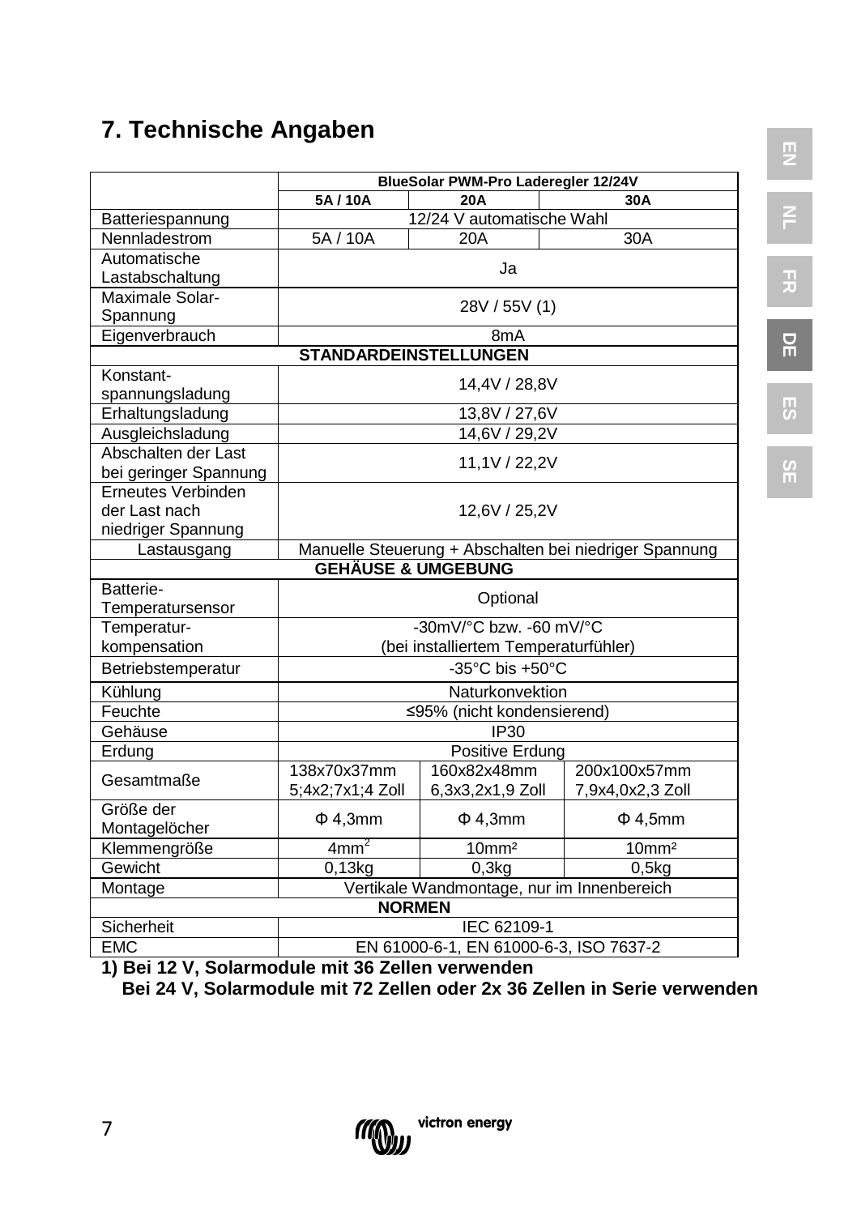## 7. Technische Angaben

| | BlueSolar PWM-Pro Laderegler 12/24V | | |
|---|---|---|---|
| | **5A / 10A** | **20A** | **30A** |
| Batteriespannung | 12/24 V automatische Wahl | | |
| Nennladestrom | 5A / 10A | 20A | 30A |
| Automatische Lastabschaltung | Ja | | |
| Maximale Solar-Spannung | 28V / 55V (1) | | |
| Eigenverbrauch | 8mA | | |
| **STANDARDEINSTELLUNGEN** | | | |
| Konstant-spannungsladung | 14,4V / 28,8V | | |
| Erhaltungsladung | 13,8V / 27,6V | | |
| Ausgleichsladung | 14,6V / 29,2V | | |
| Abschalten der Last bei geringer Spannung | 11,1V / 22,2V | | |
| Erneutes Verbinden der Last nach niedriger Spannung | 12,6V / 25,2V | | |
| Lastausgang | Manuelle Steuerung + Abschalten bei niedriger Spannung | | |
| **GEHÄUSE & UMGEBUNG** | | | |
| Batterie-Temperatursensor | Optional | | |
| Temperatur-kompensation | -30mV/°C bzw. -60 mV/°C (bei installiertem Temperaturfühler) | | |
| Betriebstemperatur | -35°C bis +50°C | | |
| Kühlung | Naturkonvektion | | |
| Feuchte | ≤95% (nicht kondensierend) | | |
| Gehäuse | IP30 | | |
| Erdung | Positive Erdung | | |
| Gesamtmaße | 138x70x37mm 5;4x2;7x1;4 Zoll | 160x82x48mm 6,3x3,2x1,9 Zoll | 200x100x57mm 7,9x4,0x2,3 Zoll |
| Größe der Montagelöcher | Φ 4,3mm | Φ 4,3mm | Φ 4,5mm |
| Klemmengröße | 4mm² | 10mm² | 10mm² |
| Gewicht | 0,13kg | 0,3kg | 0,5kg |
| Montage | Vertikale Wandmontage, nur im Innenbereich | | |
| **NORMEN** | | | |
| Sicherheit | IEC 62109-1 | | |
| EMC | EN 61000-6-1, EN 61000-6-3, ISO 7637-2 | | |

**1) Bei 12 V, Solarmodule mit 36 Zellen verwenden**
**Bei 24 V, Solarmodule mit 72 Zellen oder 2x 36 Zellen in Serie verwenden**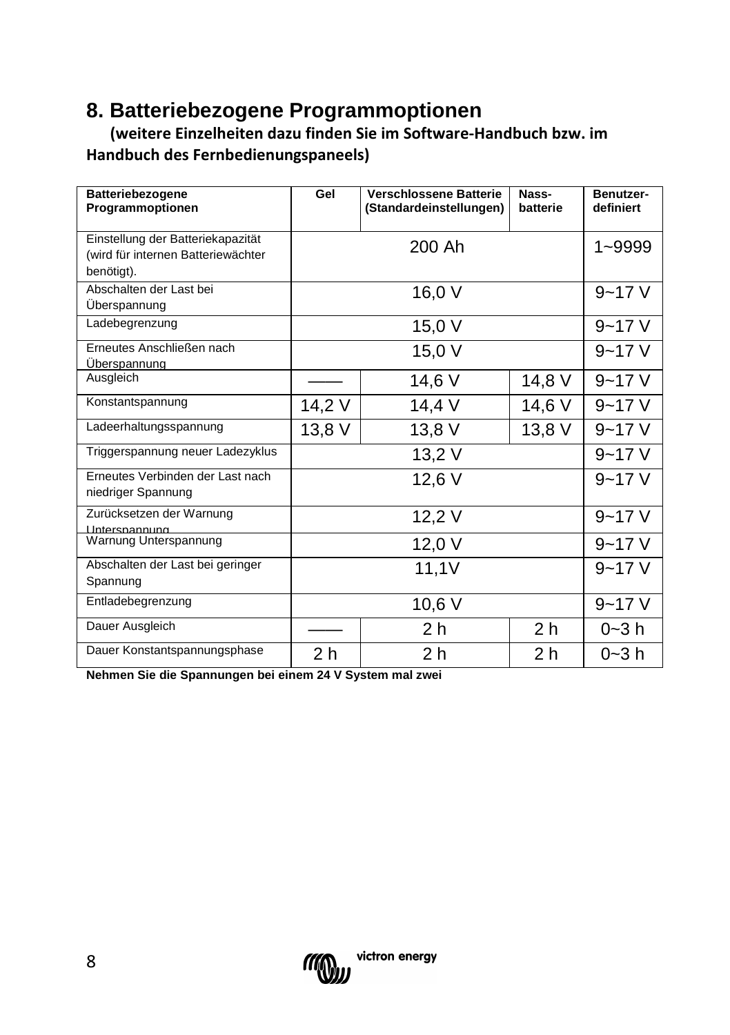## 8. Batteriebezogene Programmoptionen

**(weitere Einzelheiten dazu finden Sie im Software-Handbuch bzw. im Handbuch des Fernbedienungspaneels)**

| Batteriebezogene Programmoptionen | Gel | Verschlossene Batterie (Standardeinstellungen) | Nass-batterie | Benutzer-definiert |
|---|---|---|---|---|
| Einstellung der Batteriekapazität (wird für internen Batteriewächter benötigt). | 200 Ah | | | 1~9999 |
| Abschalten der Last bei Überspannung | 16,0 V | | | 9~17 V |
| Ladebegrenzung | 15,0 V | | | 9~17 V |
| Erneutes Anschließen nach Überspannung | 15,0 V | | | 9~17 V |
| Ausgleich | —— | 14,6 V | 14,8 V | 9~17 V |
| Konstantspannung | 14,2 V | 14,4 V | 14,6 V | 9~17 V |
| Ladeerhaltungsspannung | 13,8 V | 13,8 V | 13,8 V | 9~17 V |
| Triggerspannung neuer Ladezyklus | 13,2 V | | | 9~17 V |
| Erneutes Verbinden der Last nach niedriger Spannung | 12,6 V | | | 9~17 V |
| Zurücksetzen der Warnung Unterspannung | 12,2 V | | | 9~17 V |
| Warnung Unterspannung | 12,0 V | | | 9~17 V |
| Abschalten der Last bei geringer Spannung | 11,1V | | | 9~17 V |
| Entladebegrenzung | 10,6 V | | | 9~17 V |
| Dauer Ausgleich | —— | 2 h | 2 h | 0~3 h |
| Dauer Konstantspannungsphase | 2 h | 2 h | 2 h | 0~3 h |

**Nehmen Sie die Spannungen bei einem 24 V System mal zwei**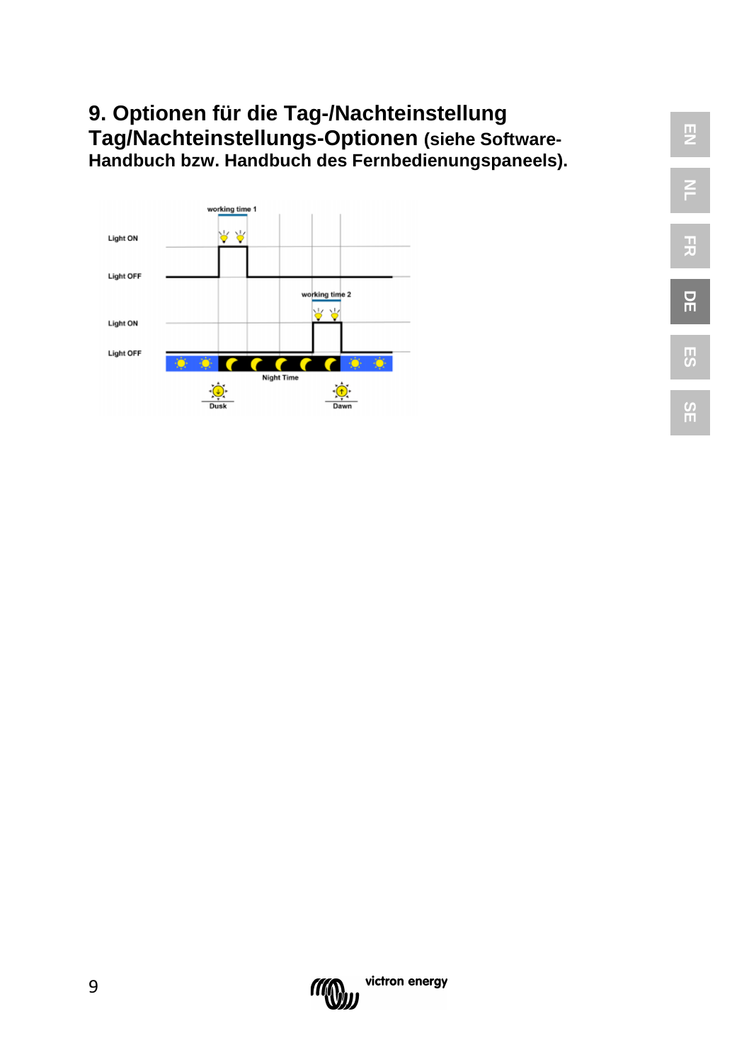# 9. Optionen für die Tag-/Nachteinstellung

**Tag/Nachteinstellungs-Optionen (siehe Software-Handbuch bzw. Handbuch des Fernbedienungspaneels).**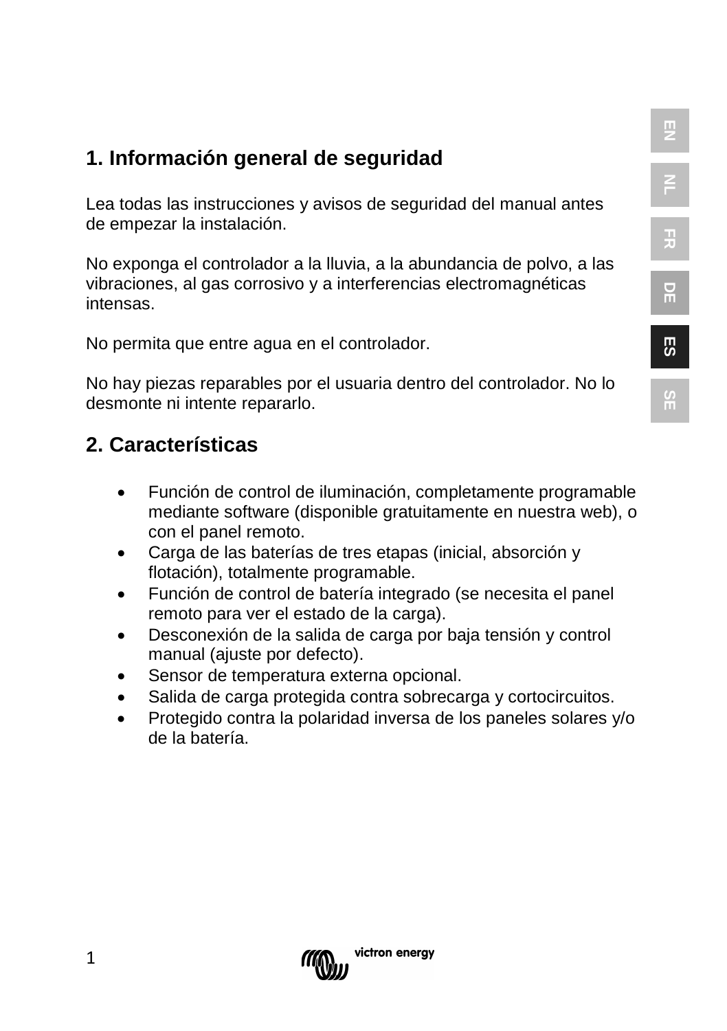## 1. Información general de seguridad

Lea todas las instrucciones y avisos de seguridad del manual antes de empezar la instalación.

No exponga el controlador a la lluvia, a la abundancia de polvo, a las vibraciones, al gas corrosivo y a interferencias electromagnéticas intensas.

No permita que entre agua en el controlador.

No hay piezas reparables por el usuaria dentro del controlador. No lo desmonte ni intente repararlo.

## 2. Características

- Función de control de iluminación, completamente programable mediante software (disponible gratuitamente en nuestra web), o con el panel remoto.
- Carga de las baterías de tres etapas (inicial, absorción y flotación), totalmente programable.
- Función de control de batería integrado (se necesita el panel remoto para ver el estado de la carga).
- Desconexión de la salida de carga por baja tensión y control manual (ajuste por defecto).
- Sensor de temperatura externa opcional.
- Salida de carga protegida contra sobrecarga y cortocircuitos.
- Protegido contra la polaridad inversa de los paneles solares y/o de la batería.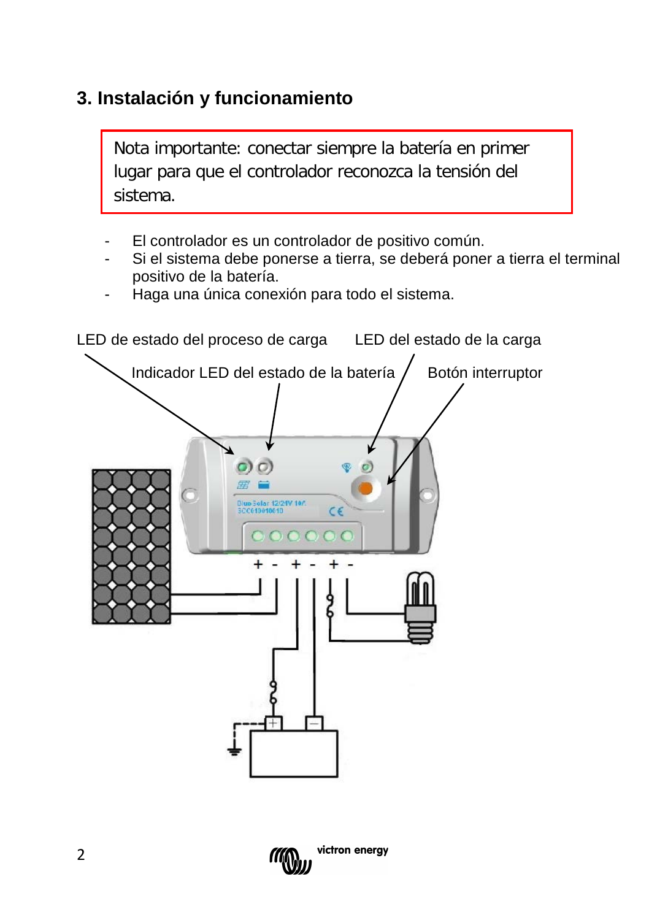## 3. Instalación y funcionamiento

Nota importante: conectar siempre la batería en primer lugar para que el controlador reconozca la tensión del sistema.

- El controlador es un controlador de positivo común.
- Si el sistema debe ponerse a tierra, se deberá poner a tierra el terminal positivo de la batería.
- Haga una única conexión para todo el sistema.

LED de estado del proceso de carga

LED del estado de la carga

Indicador LED del estado de la batería

Botón interruptor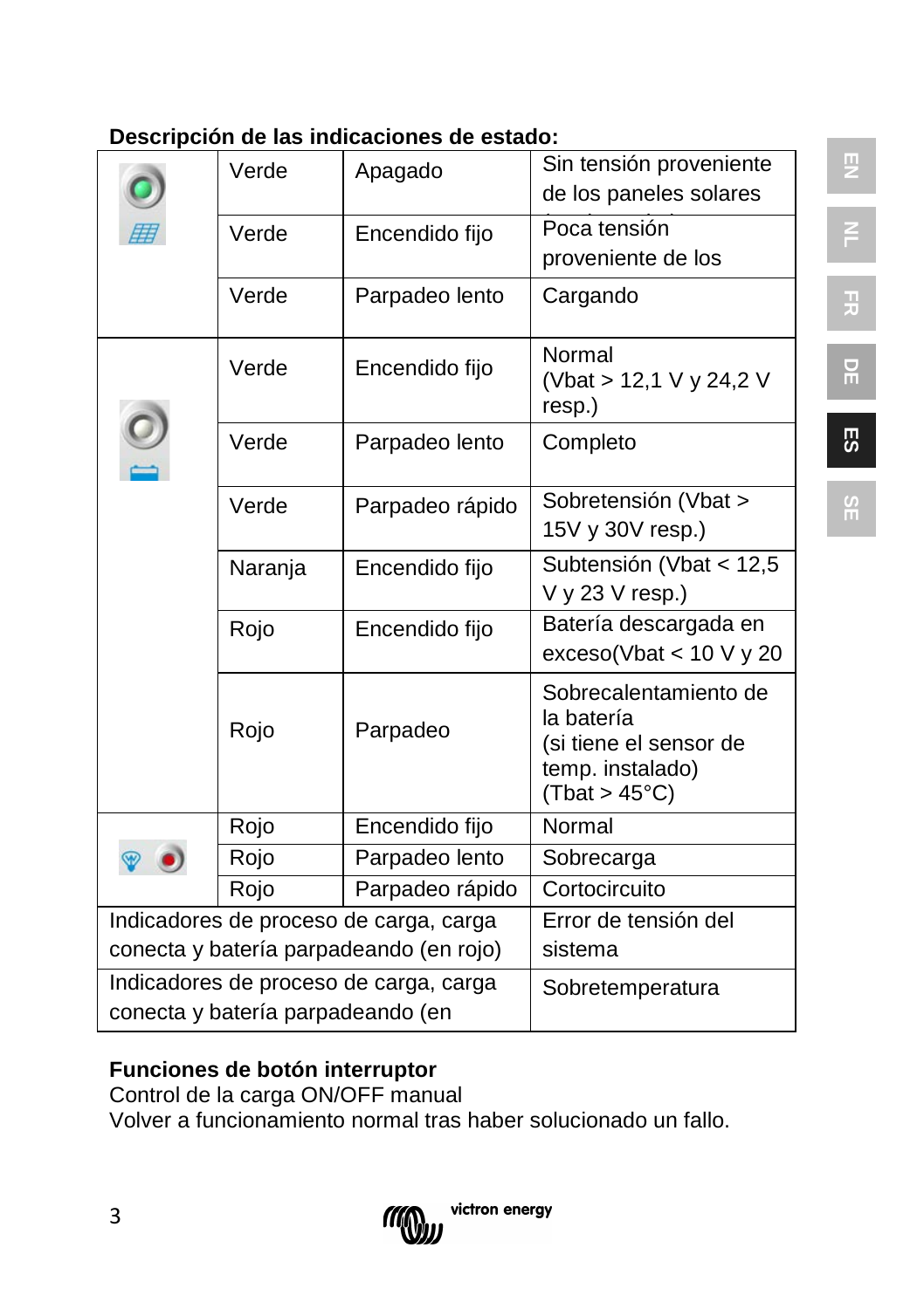**Descripción de las indicaciones de estado:**

| | | | |
|---|---|---|---|
| | Verde | Apagado | Sin tensión proveniente de los paneles solares |
| | Verde | Encendido fijo | Poca tensión proveniente de los |
| | Verde | Parpadeo lento | Cargando |
| | Verde | Encendido fijo | Normal (Vbat > 12,1 V y 24,2 V resp.) |
| | Verde | Parpadeo lento | Completo |
| | Verde | Parpadeo rápido | Sobretensión (Vbat > 15V y 30V resp.) |
| | Naranja | Encendido fijo | Subtensión (Vbat < 12,5 V y 23 V resp.) |
| | Rojo | Encendido fijo | Batería descargada en exceso(Vbat < 10 V y 20 |
| | Rojo | Parpadeo | Sobrecalentamiento de la batería (si tiene el sensor de temp. instalado) (Tbat > 45°C) |
| | Rojo | Encendido fijo | Normal |
| | Rojo | Parpadeo lento | Sobrecarga |
| | Rojo | Parpadeo rápido | Cortocircuito |
| Indicadores de proceso de carga, carga conecta y batería parpadeando (en rojo) | | | Error de tensión del sistema |
| Indicadores de proceso de carga, carga conecta y batería parpadeando (en | | | Sobretemperatura |

**Funciones de botón interruptor**
Control de la carga ON/OFF manual
Volver a funcionamiento normal tras haber solucionado un fallo.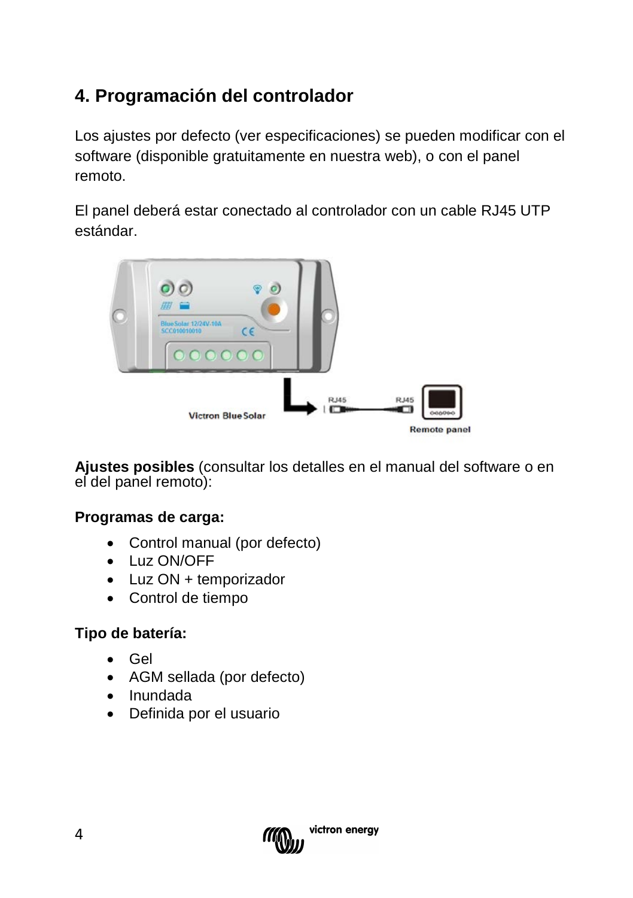## 4. Programación del controlador

Los ajustes por defecto (ver especificaciones) se pueden modificar con el software (disponible gratuitamente en nuestra web), o con el panel remoto.

El panel deberá estar conectado al controlador con un cable RJ45 UTP estándar.

**Ajustes posibles** (consultar los detalles en el manual del software o en el del panel remoto):

**Programas de carga:**

- Control manual (por defecto)
- Luz ON/OFF
- Luz ON + temporizador
- Control de tiempo

**Tipo de batería:**

- Gel
- AGM sellada (por defecto)
- Inundada
- Definida por el usuario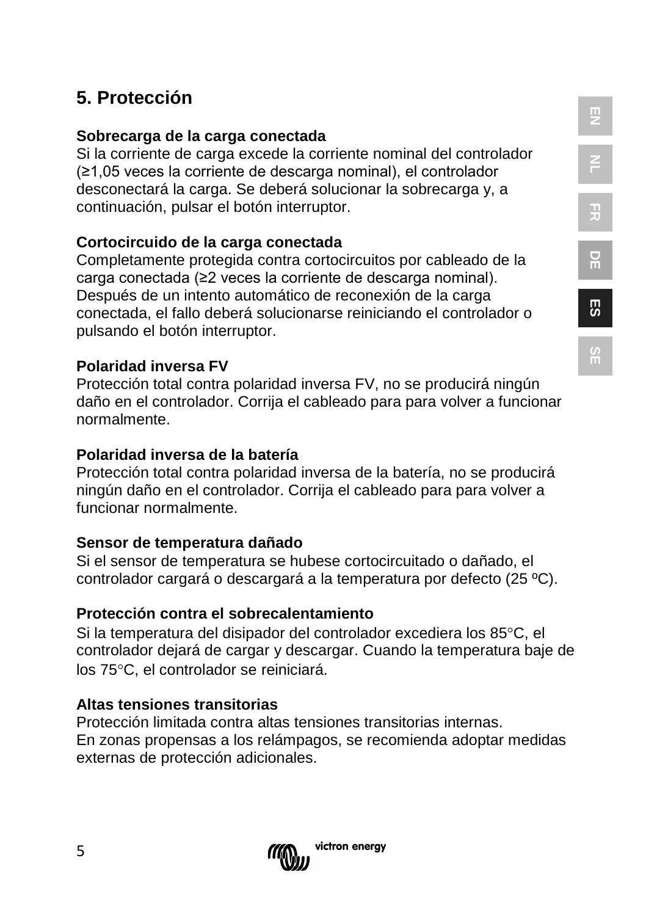## 5. Protección

**Sobrecarga de la carga conectada**
Si la corriente de carga excede la corriente nominal del controlador (≥1,05 veces la corriente de descarga nominal), el controlador desconectará la carga. Se deberá solucionar la sobrecarga y, a continuación, pulsar el botón interruptor.

**Cortocircuido de la carga conectada**
Completamente protegida contra cortocircuitos por cableado de la carga conectada (≥2 veces la corriente de descarga nominal). Después de un intento automático de reconexión de la carga conectada, el fallo deberá solucionarse reiniciando el controlador o pulsando el botón interruptor.

**Polaridad inversa FV**
Protección total contra polaridad inversa FV, no se producirá ningún daño en el controlador. Corrija el cableado para para volver a funcionar normalmente.

**Polaridad inversa de la batería**
Protección total contra polaridad inversa de la batería, no se producirá ningún daño en el controlador. Corrija el cableado para para volver a funcionar normalmente.

**Sensor de temperatura dañado**
Si el sensor de temperatura se hubese cortocircuitado o dañado, el controlador cargará o descargará a la temperatura por defecto (25 ºC).

**Protección contra el sobrecalentamiento**
Si la temperatura del disipador del controlador excediera los 85°C, el controlador dejará de cargar y descargar. Cuando la temperatura baje de los 75°C, el controlador se reiniciará.

**Altas tensiones transitorias**
Protección limitada contra altas tensiones transitorias internas.
En zonas propensas a los relámpagos, se recomienda adoptar medidas externas de protección adicionales.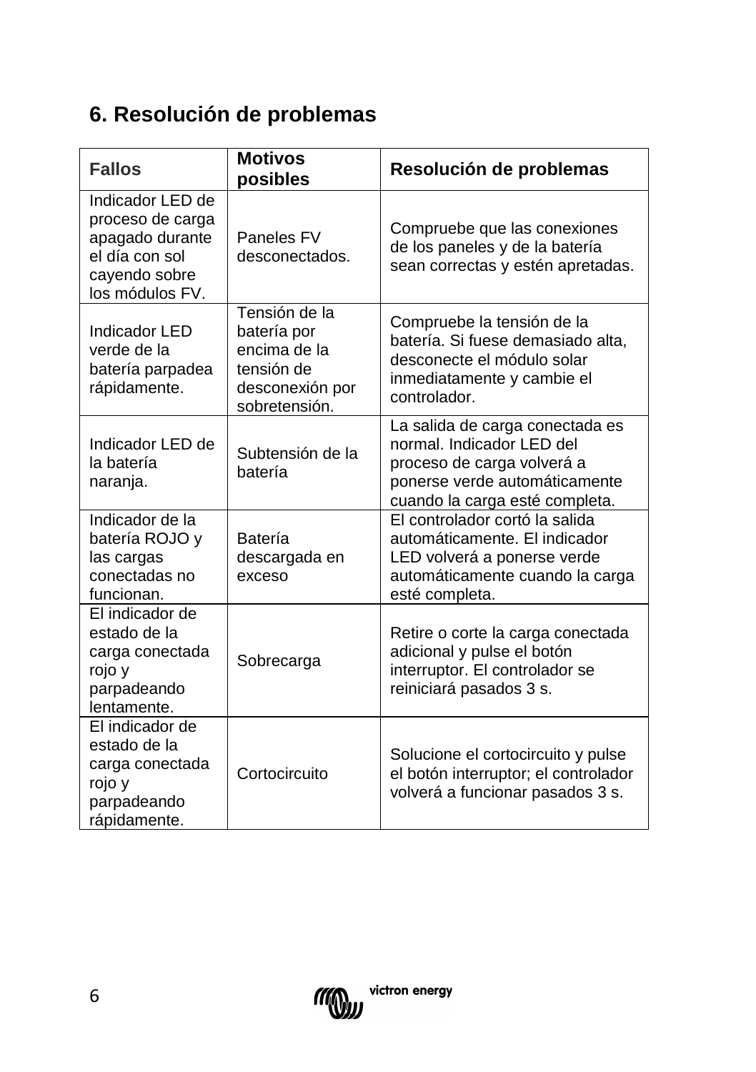## 6. Resolución de problemas

| Fallos | Motivos posibles | Resolución de problemas |
|---|---|---|
| Indicador LED de proceso de carga apagado durante el día con sol cayendo sobre los módulos FV. | Paneles FV desconectados. | Compruebe que las conexiones de los paneles y de la batería sean correctas y estén apretadas. |
| Indicador LED verde de la batería parpadea rápidamente. | Tensión de la batería por encima de la tensión de desconexión por sobretensión. | Compruebe la tensión de la batería. Si fuese demasiado alta, desconecte el módulo solar inmediatamente y cambie el controlador. |
| Indicador LED de la batería naranja. | Subtensión de la batería | La salida de carga conectada es normal. Indicador LED del proceso de carga volverá a ponerse verde automáticamente cuando la carga esté completa. |
| Indicador de la batería ROJO y las cargas conectadas no funcionan. | Batería descargada en exceso | El controlador cortó la salida automáticamente. El indicador LED volverá a ponerse verde automáticamente cuando la carga esté completa. |
| El indicador de estado de la carga conectada rojo y parpadeando lentamente. | Sobrecarga | Retire o corte la carga conectada adicional y pulse el botón interruptor. El controlador se reiniciará pasados 3 s. |
| El indicador de estado de la carga conectada rojo y parpadeando rápidamente. | Cortocircuito | Solucione el cortocircuito y pulse el botón interruptor; el controlador volverá a funcionar pasados 3 s. |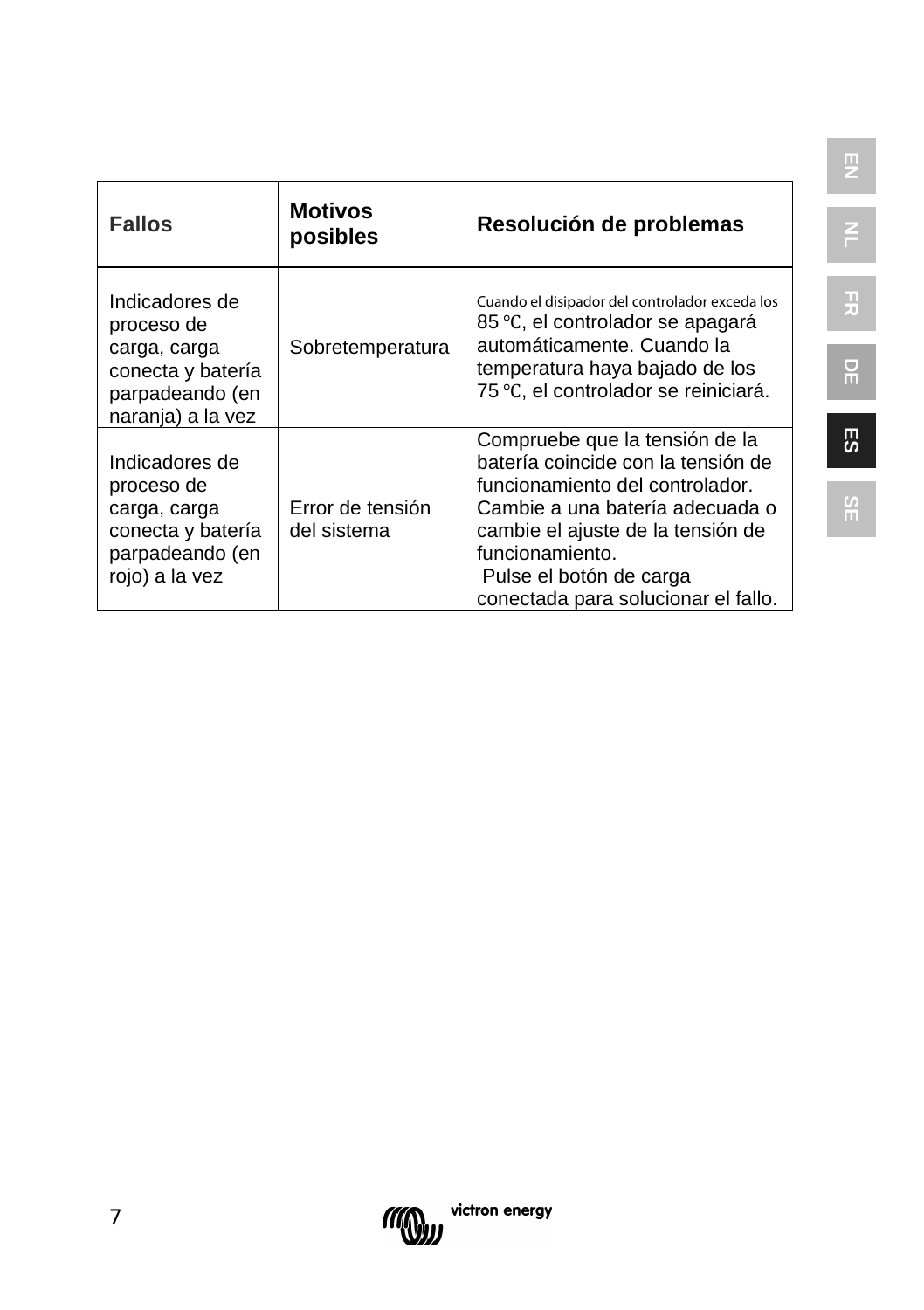| Fallos | Motivos posibles | Resolución de problemas |
| --- | --- | --- |
| Indicadores de proceso de carga, carga conecta y batería parpadeando (en naranja) a la vez | Sobretemperatura | Cuando el disipador del controlador exceda los 85 ℃, el controlador se apagará automáticamente. Cuando la temperatura haya bajado de los 75 ℃, el controlador se reiniciará. |
| Indicadores de proceso de carga, carga conecta y batería parpadeando (en rojo) a la vez | Error de tensión del sistema | Compruebe que la tensión de la batería coincide con la tensión de funcionamiento del controlador. Cambie a una batería adecuada o cambie el ajuste de la tensión de funcionamiento. Pulse el botón de carga conectada para solucionar el fallo. |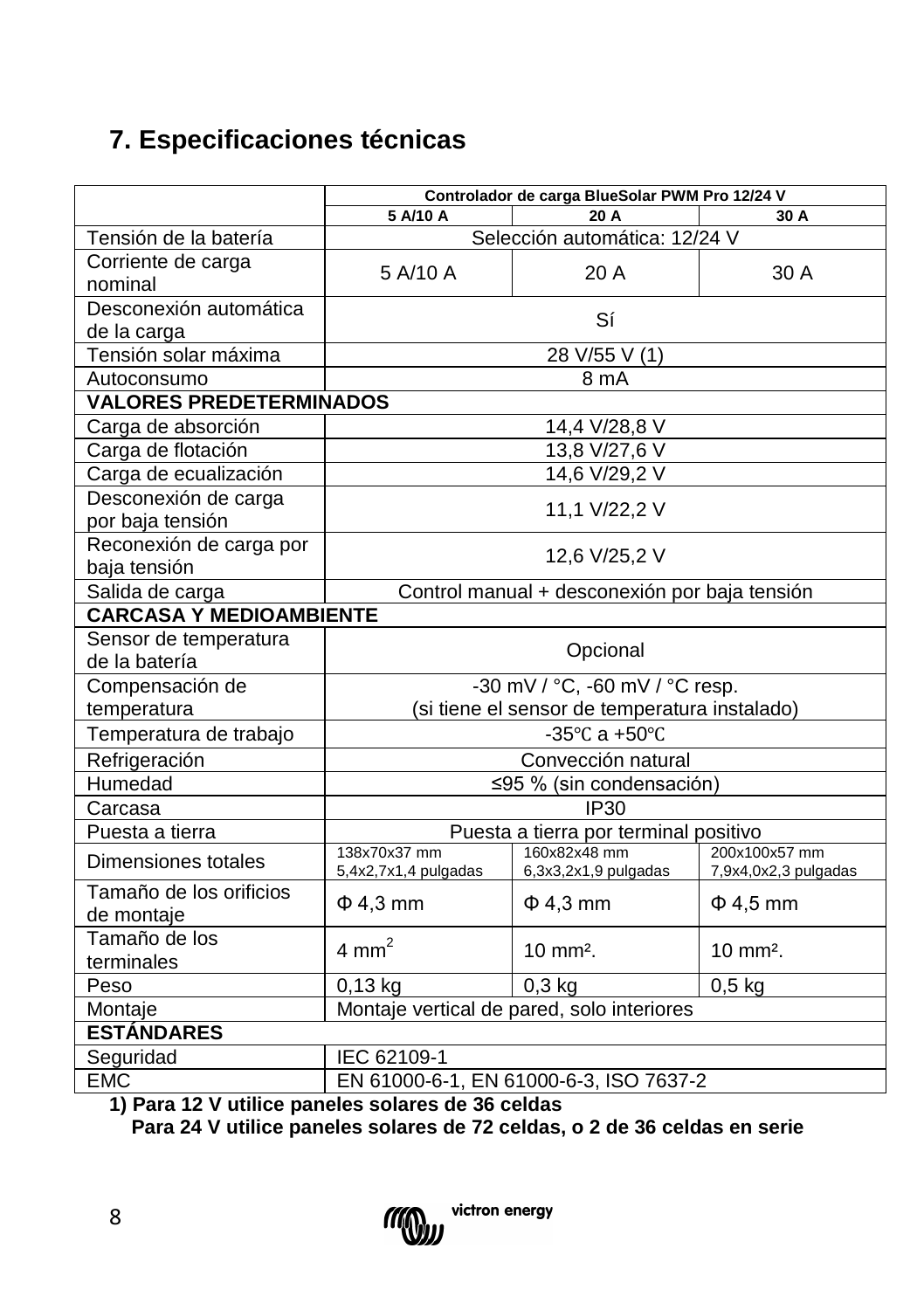## 7. Especificaciones técnicas

| | Controlador de carga BlueSolar PWM Pro 12/24 V | | |
|---|---|---|---|
| | 5 A/10 A | 20 A | 30 A |
| Tensión de la batería | Selección automática: 12/24 V | | |
| Corriente de carga nominal | 5 A/10 A | 20 A | 30 A |
| Desconexión automática de la carga | Sí | | |
| Tensión solar máxima | 28 V/55 V (1) | | |
| Autoconsumo | 8 mA | | |
| **VALORES PREDETERMINADOS** | | | |
| Carga de absorción | 14,4 V/28,8 V | | |
| Carga de flotación | 13,8 V/27,6 V | | |
| Carga de ecualización | 14,6 V/29,2 V | | |
| Desconexión de carga por baja tensión | 11,1 V/22,2 V | | |
| Reconexión de carga por baja tensión | 12,6 V/25,2 V | | |
| Salida de carga | Control manual + desconexión por baja tensión | | |
| **CARCASA Y MEDIOAMBIENTE** | | | |
| Sensor de temperatura de la batería | Opcional | | |
| Compensación de temperatura | -30 mV / °C, -60 mV / °C resp. (si tiene el sensor de temperatura instalado) | | |
| Temperatura de trabajo | -35℃ a +50℃ | | |
| Refrigeración | Convección natural | | |
| Humedad | ≤95 % (sin condensación) | | |
| Carcasa | IP30 | | |
| Puesta a tierra | Puesta a tierra por terminal positivo | | |
| Dimensiones totales | 138x70x37 mm 5,4x2,7x1,4 pulgadas | 160x82x48 mm 6,3x3,2x1,9 pulgadas | 200x100x57 mm 7,9x4,0x2,3 pulgadas |
| Tamaño de los orificios de montaje | Φ 4,3 mm | Φ 4,3 mm | Φ 4,5 mm |
| Tamaño de los terminales | 4 $mm^2$ | 10 $mm^2$. | 10 $mm^2$. |
| Peso | 0,13 kg | 0,3 kg | 0,5 kg |
| Montaje | Montaje vertical de pared, solo interiores | | |
| **ESTÁNDARES** | | | |
| Seguridad | IEC 62109-1 | | |
| EMC | EN 61000-6-1, EN 61000-6-3, ISO 7637-2 | | |

**1) Para 12 V utilice paneles solares de 36 celdas**
**Para 24 V utilice paneles solares de 72 celdas, o 2 de 36 celdas en serie**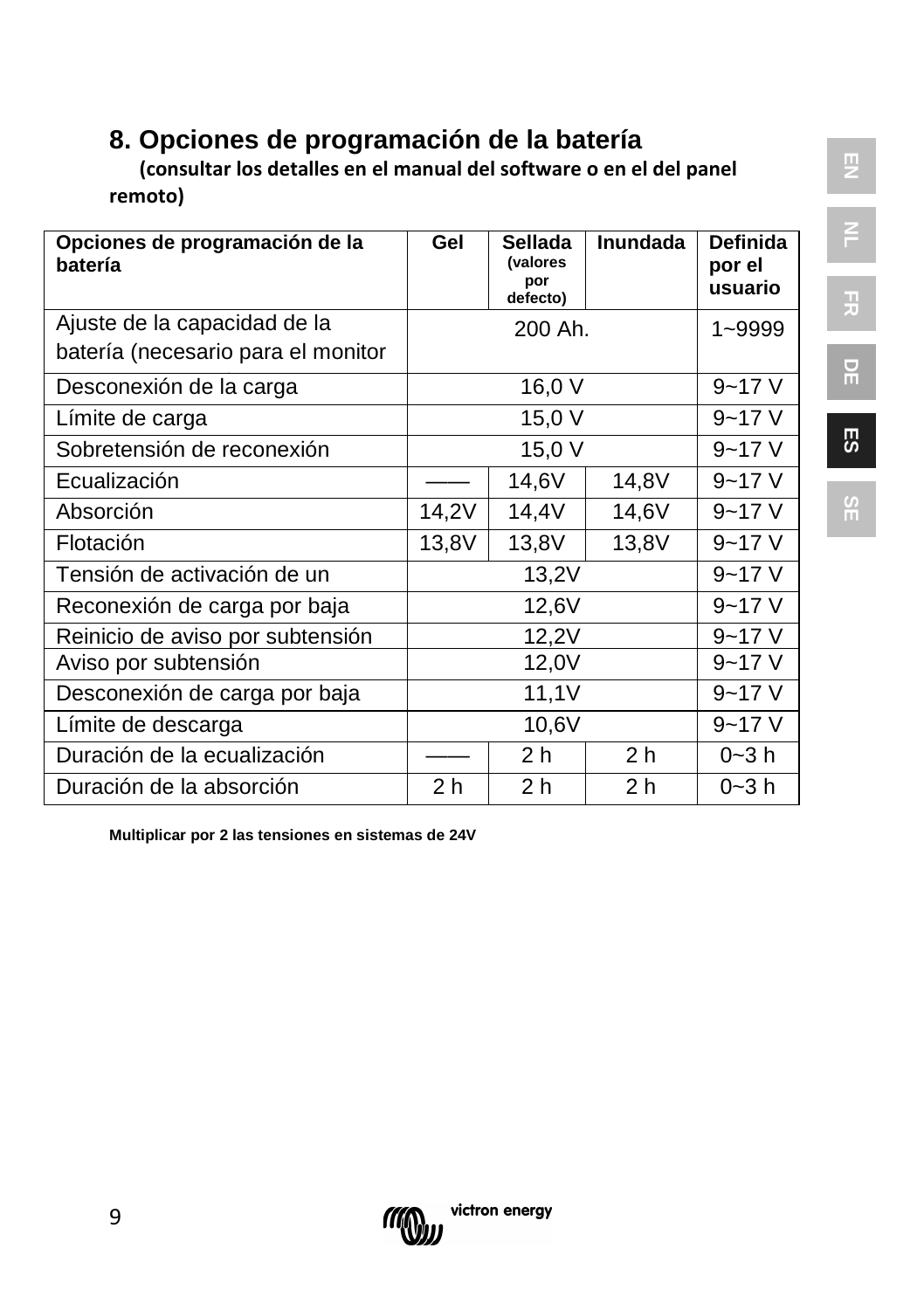## 8. Opciones de programación de la batería

**(consultar los detalles en el manual del software o en el del panel remoto)**

| Opciones de programación de la batería | Gel | Sellada (valores por defecto) | Inundada | Definida por el usuario |
|---|---|---|---|---|
| Ajuste de la capacidad de la batería (necesario para el monitor | 200 Ah. | | | 1~9999 |
| Desconexión de la carga | 16,0 V | | | 9~17 V |
| Límite de carga | 15,0 V | | | 9~17 V |
| Sobretensión de reconexión | 15,0 V | | | 9~17 V |
| Ecualización | —— | 14,6V | 14,8V | 9~17 V |
| Absorción | 14,2V | 14,4V | 14,6V | 9~17 V |
| Flotación | 13,8V | 13,8V | 13,8V | 9~17 V |
| Tensión de activación de un | 13,2V | | | 9~17 V |
| Reconexión de carga por baja | 12,6V | | | 9~17 V |
| Reinicio de aviso por subtensión | 12,2V | | | 9~17 V |
| Aviso por subtensión | 12,0V | | | 9~17 V |
| Desconexión de carga por baja | 11,1V | | | 9~17 V |
| Límite de descarga | 10,6V | | | 9~17 V |
| Duración de la ecualización | —— | 2 h | 2 h | 0~3 h |
| Duración de la absorción | 2 h | 2 h | 2 h | 0~3 h |

**Multiplicar por 2 las tensiones en sistemas de 24V**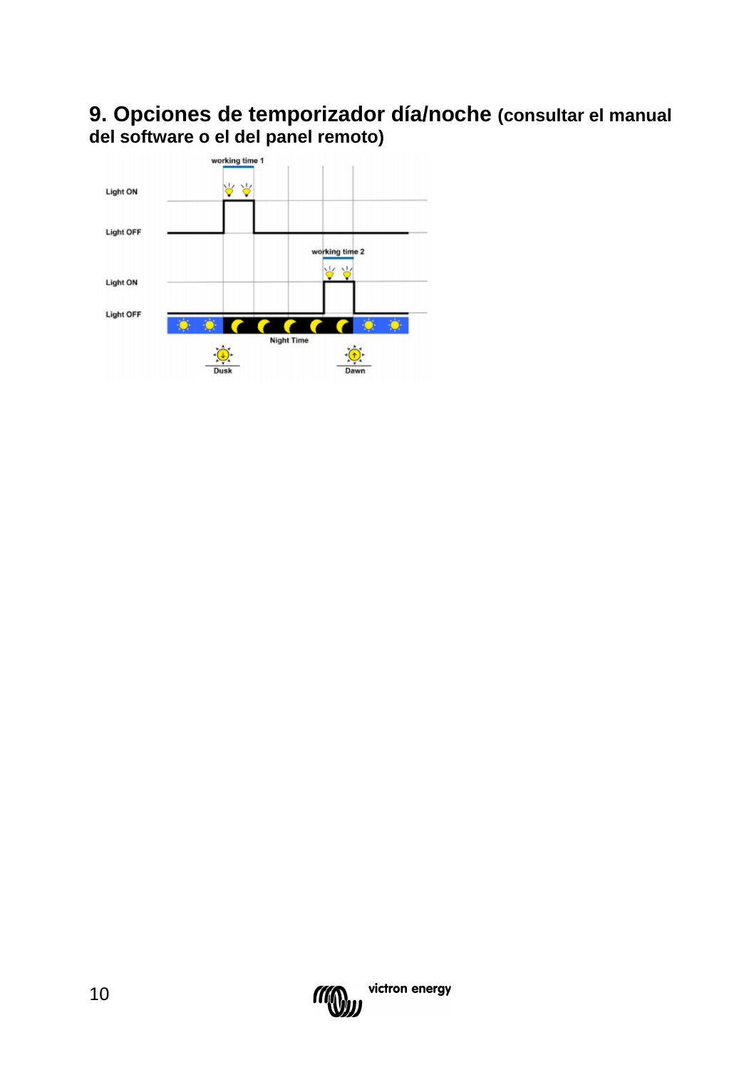# 9. Opciones de temporizador día/noche (consultar el manual del software o el del panel remoto)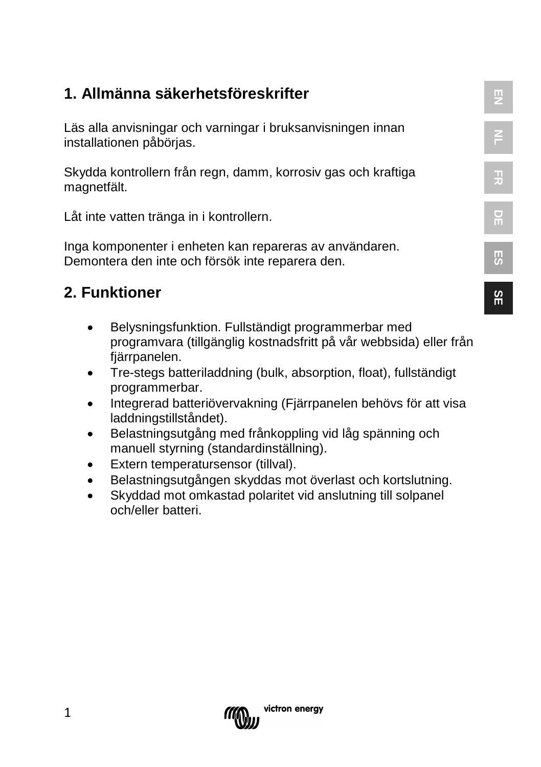## 1. Allmänna säkerhetsföreskrifter

Läs alla anvisningar och varningar i bruksanvisningen innan installationen påbörjas.

Skydda kontrollern från regn, damm, korrosiv gas och kraftiga magnetfält.

Låt inte vatten tränga in i kontrollern.

Inga komponenter i enheten kan repareras av användaren. Demontera den inte och försök inte reparera den.

## 2. Funktioner

- Belysningsfunktion. Fullständigt programmerbar med programvara (tillgänglig kostnadsfritt på vår webbsida) eller från fjärrpanelen.
- Tre-stegs batteriladdning (bulk, absorption, float), fullständigt programmerbar.
- Integrerad batteriövervakning (Fjärrpanelen behövs för att visa laddningstillståndet).
- Belastningsutgång med frånkoppling vid låg spänning och manuell styrning (standardinställning).
- Extern temperatursensor (tillval).
- Belastningsutgången skyddas mot överlast och kortslutning.
- Skyddad mot omkastad polaritet vid anslutning till solpanel och/eller batteri.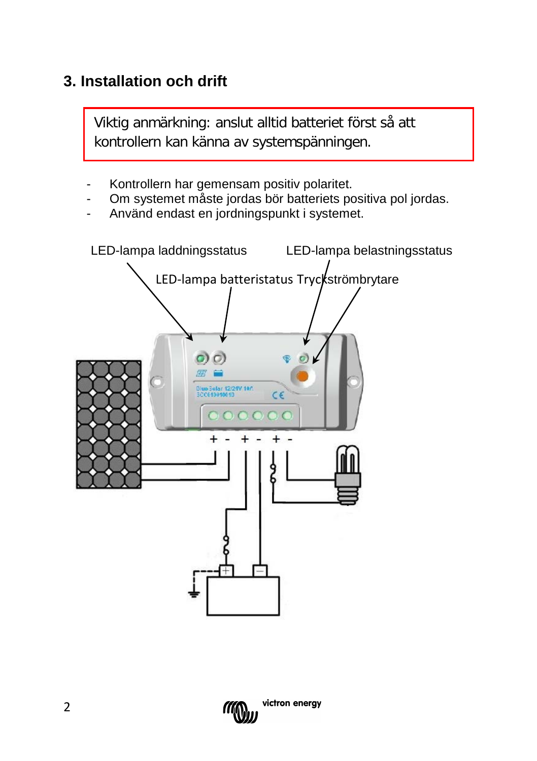## 3. Installation och drift

> Viktig anmärkning: anslut alltid batteriet först så att kontrollern kan känna av systemspänningen.

- Kontrollern har gemensam positiv polaritet.
- Om systemet måste jordas bör batteriets positiva pol jordas.
- Använd endast en jordningspunkt i systemet.

LED-lampa laddningsstatus

LED-lampa belastningsstatus

LED-lampa batteristatus

Tryckströmbrytare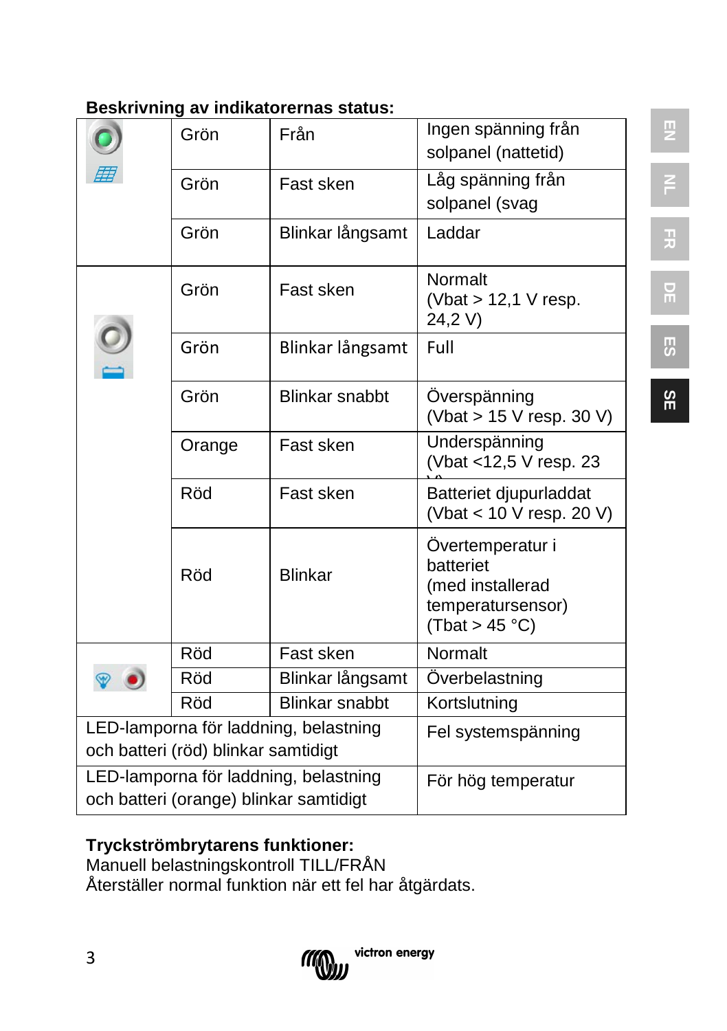**Beskrivning av indikatorernas status:**

| | | | |
|---|---|---|---|
| | Grön | Från | Ingen spänning från solpanel (nattetid) |
| | Grön | Fast sken | Låg spänning från solpanel (svag |
| | Grön | Blinkar långsamt | Laddar |
| | Grön | Fast sken | Normalt (Vbat > 12,1 V resp. 24,2 V) |
| | Grön | Blinkar långsamt | Full |
| | Grön | Blinkar snabbt | Överspänning (Vbat > 15 V resp. 30 V) |
| | Orange | Fast sken | Underspänning (Vbat <12,5 V resp. 23 V) |
| | Röd | Fast sken | Batteriet djupurladdat (Vbat < 10 V resp. 20 V) |
| | Röd | Blinkar | Övertemperatur i batteriet (med installerad temperatursensor) (Tbat > 45 °C) |
| | Röd | Fast sken | Normalt |
| | Röd | Blinkar långsamt | Överbelastning |
| | Röd | Blinkar snabbt | Kortslutning |
| LED-lamporna för laddning, belastning och batteri (röd) blinkar samtidigt | | | Fel systemspänning |
| LED-lamporna för laddning, belastning och batteri (orange) blinkar samtidigt | | | För hög temperatur |

**Tryckströmbrytarens funktioner:**
Manuell belastningskontroll TILL/FRÅN
Återställer normal funktion när ett fel har åtgärdats.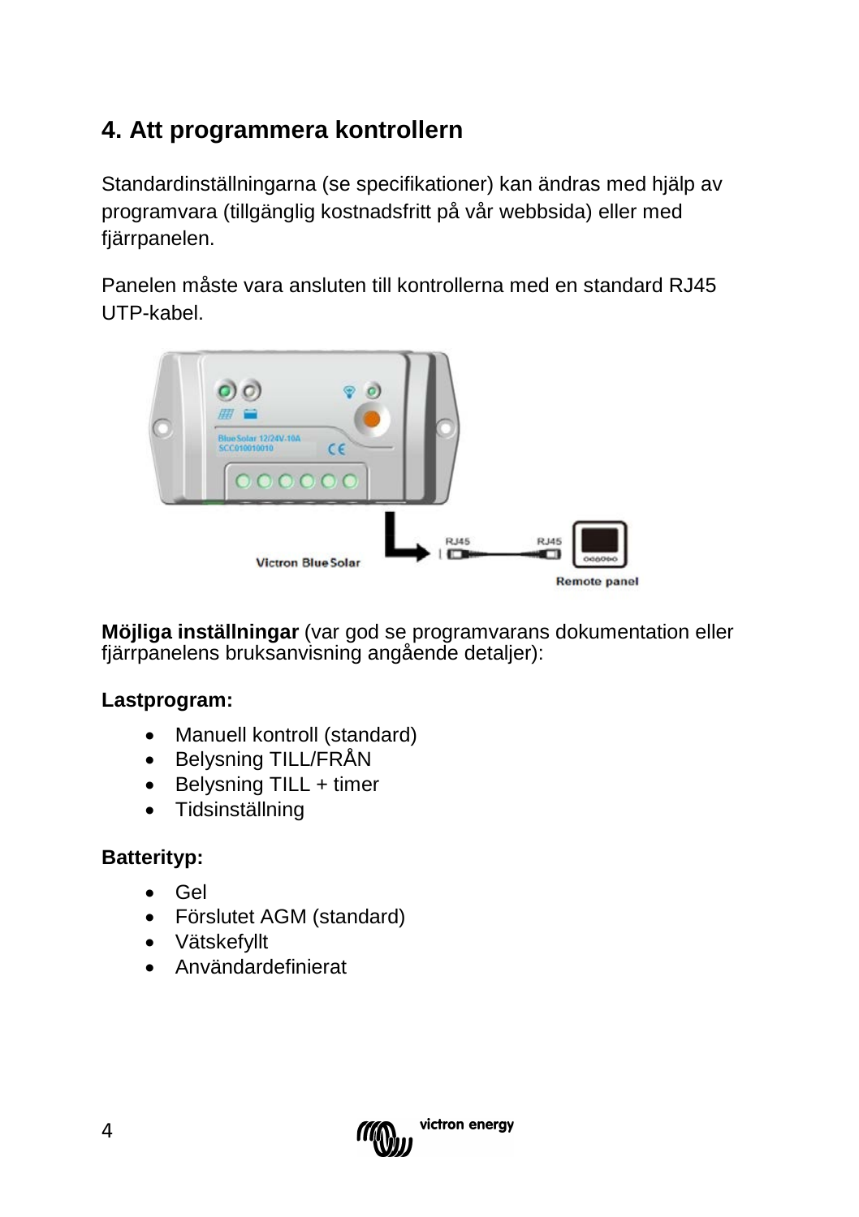# 4. Att programmera kontrollern

Standardinställningarna (se specifikationer) kan ändras med hjälp av programvara (tillgänglig kostnadsfritt på vår webbsida) eller med fjärrpanelen.

Panelen måste vara ansluten till kontrollerna med en standard RJ45 UTP-kabel.

**Möjliga inställningar** (var god se programvarans dokumentation eller fjärrpanelens bruksanvisning angående detaljer):

**Lastprogram:**

- Manuell kontroll (standard)
- Belysning TILL/FRÅN
- Belysning TILL + timer
- Tidsinställning

**Batterityp:**

- Gel
- Förslutet AGM (standard)
- Vätskefyllt
- Användardefinierat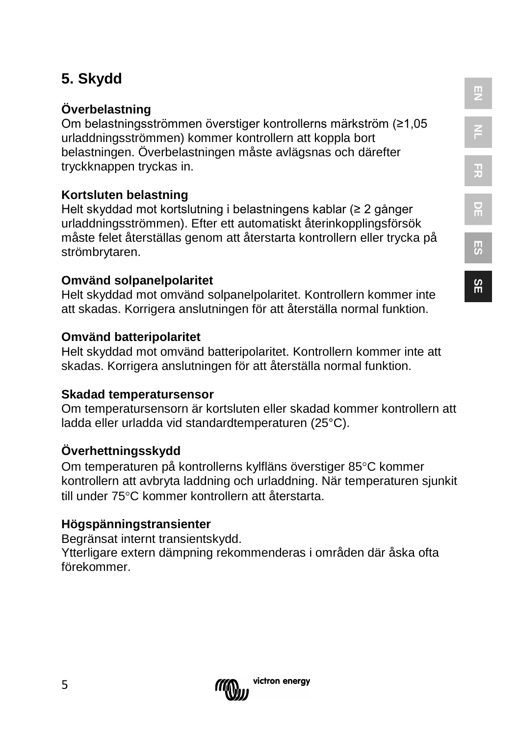## 5. Skydd

**Överbelastning**
Om belastningsströmmen överstiger kontrollerns märkström (≥1,05 urladdningsströmmen) kommer kontrollern att koppla bort belastningen. Överbelastningen måste avlägsnas och därefter tryckknappen tryckas in.

**Kortsluten belastning**
Helt skyddad mot kortslutning i belastningens kablar (≥ 2 gånger urladdningsströmmen). Efter ett automatiskt återinkopplingsförsök måste felet återställas genom att återstarta kontrollern eller trycka på strömbrytaren.

**Omvänd solpanelpolaritet**
Helt skyddad mot omvänd solpanelpolaritet. Kontrollern kommer inte att skadas. Korrigera anslutningen för att återställa normal funktion.

**Omvänd batteripolaritet**
Helt skyddad mot omvänd batteripolaritet. Kontrollern kommer inte att skadas. Korrigera anslutningen för att återställa normal funktion.

**Skadad temperatursensor**
Om temperatursensorn är kortsluten eller skadad kommer kontrollern att ladda eller urladda vid standardtemperaturen (25°C).

**Överhettningsskydd**
Om temperaturen på kontrollerns kylfläns överstiger 85°C kommer kontrollern att avbryta laddning och urladdning. När temperaturen sjunkit till under 75°C kommer kontrollern att återstarta.

**Högspänningstransienter**
Begränsat internt transientskydd.
Ytterligare extern dämpning rekommenderas i områden där åska ofta förekommer.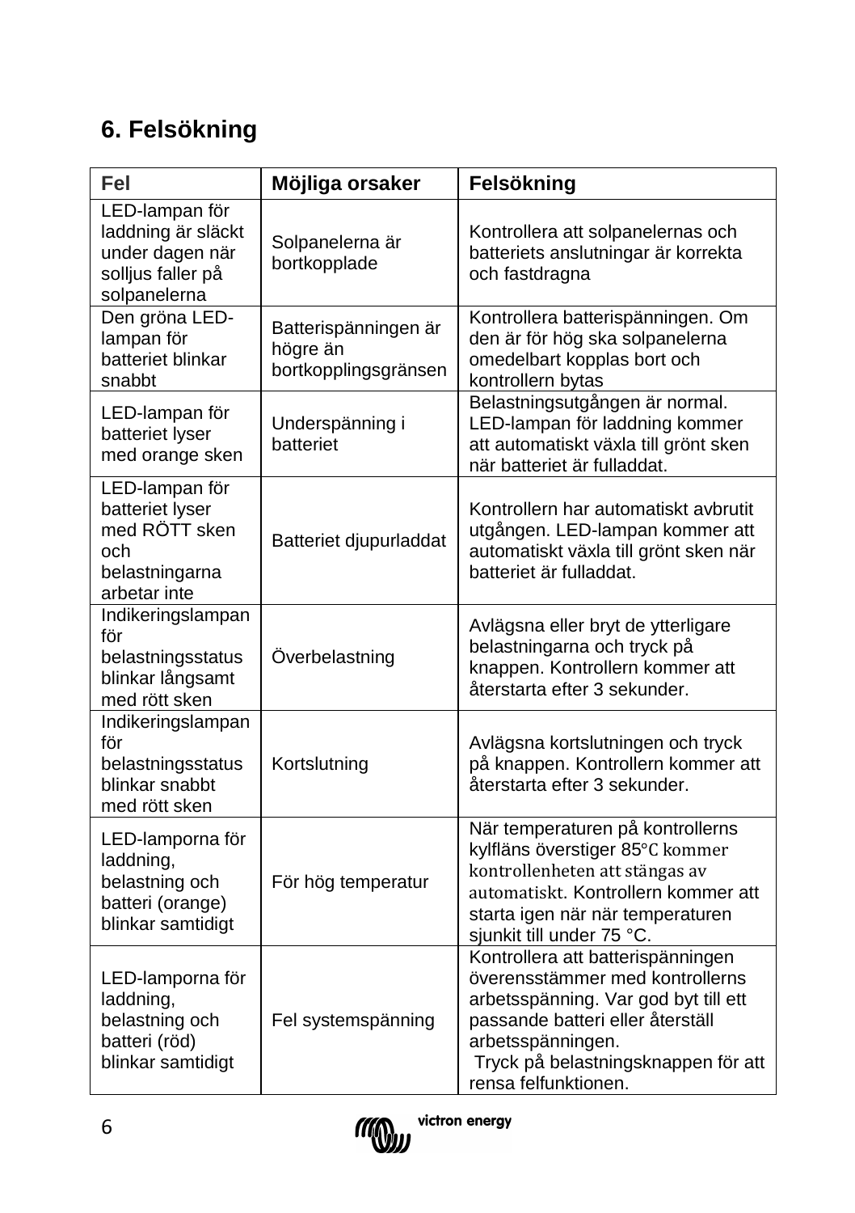## 6. Felsökning

| Fel | Möjliga orsaker | Felsökning |
| --- | --- | --- |
| LED-lampan för laddning är släckt under dagen när solljus faller på solpanelerna | Solpanelerna är bortkopplade | Kontrollera att solpanelernas och batteriets anslutningar är korrekta och fastdragna |
| Den gröna LED-lampan för batteriet blinkar snabbt | Batterispänningen är högre än bortkopplingsgränsen | Kontrollera batterispänningen. Om den är för hög ska solpanelerna omedelbart kopplas bort och kontrollern bytas |
| LED-lampan för batteriet lyser med orange sken | Underspänning i batteriet | Belastningsutgången är normal. LED-lampan för laddning kommer att automatiskt växla till grönt sken när batteriet är fulladdat. |
| LED-lampan för batteriet lyser med RÖTT sken och belastningarna arbetar inte | Batteriet djupurladdat | Kontrollern har automatiskt avbrutit utgången. LED-lampan kommer att automatiskt växla till grönt sken när batteriet är fulladdat. |
| Indikeringslampan för belastningsstatus blinkar långsamt med rött sken | Överbelastning | Avlägsna eller bryt de ytterligare belastningarna och tryck på knappen. Kontrollern kommer att återstarta efter 3 sekunder. |
| Indikeringslampan för belastningsstatus blinkar snabbt med rött sken | Kortslutning | Avlägsna kortslutningen och tryck på knappen. Kontrollern kommer att återstarta efter 3 sekunder. |
| LED-lamporna för laddning, belastning och batteri (orange) blinkar samtidigt | För hög temperatur | När temperaturen på kontrollerns kylfläns överstiger 85℃ kommer kontrollenheten att stängas av automatiskt. Kontrollern kommer att starta igen när när temperaturen sjunkit till under 75 °C. |
| LED-lamporna för laddning, belastning och batteri (röd) blinkar samtidigt | Fel systemspänning | Kontrollera att batterispänningen överensstämmer med kontrollerns arbetsspänning. Var god byt till ett passande batteri eller återställ arbetsspänningen. Tryck på belastningsknappen för att rensa felfunktionen. |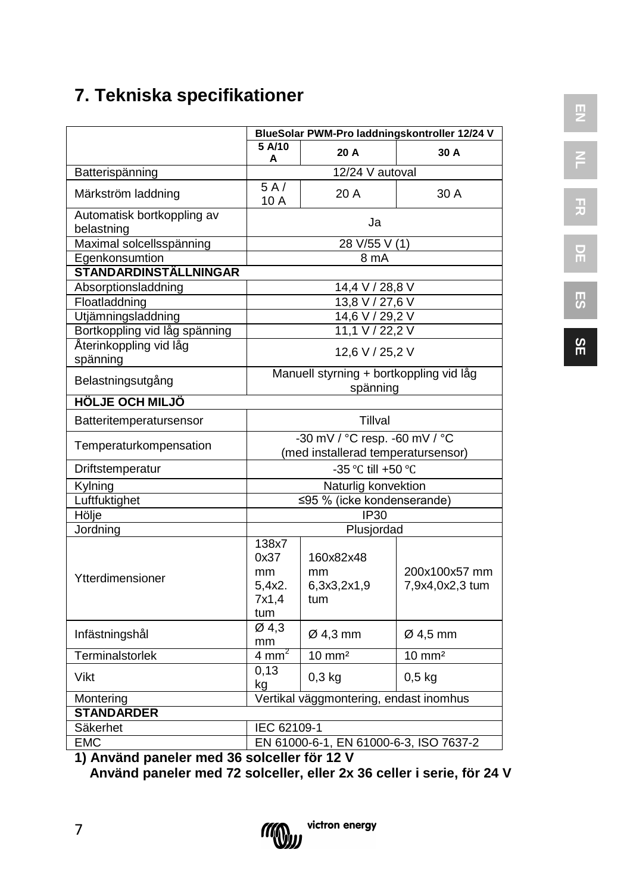## 7. Tekniska specifikationer

| | BlueSolar PWM-Pro laddningskontroller 12/24 V | | |
|---|---|---|---|
| | 5 A/10 A | 20 A | 30 A |
| Batterispänning | 12/24 V autoval | | |
| Märkström laddning | 5 A / 10 A | 20 A | 30 A |
| Automatisk bortkoppling av belastning | Ja | | |
| Maximal solcellsspänning | 28 V/55 V (1) | | |
| Egenkonsumtion | 8 mA | | |
| **STANDARDINSTÄLLNINGAR** | | | |
| Absorptionsladdning | 14,4 V / 28,8 V | | |
| Floatladdning | 13,8 V / 27,6 V | | |
| Utjämningsladdning | 14,6 V / 29,2 V | | |
| Bortkoppling vid låg spänning | 11,1 V / 22,2 V | | |
| Återinkoppling vid låg spänning | 12,6 V / 25,2 V | | |
| Belastningsutgång | Manuell styrning + bortkoppling vid låg spänning | | |
| **HÖLJE OCH MILJÖ** | | | |
| Batteritemperatursensor | Tillval | | |
| Temperaturkompensation | -30 mV / °C resp. -60 mV / °C (med installerad temperatursensor) | | |
| Driftstemperatur | -35 ℃ till +50 ℃ | | |
| Kylning | Naturlig konvektion | | |
| Luftfuktighet | ≤95 % (icke kondenserande) | | |
| Hölje | IP30 | | |
| Jordning | Plusjordad | | |
| Ytterdimensioner | 138x70x37 mm 5,4x2.7x1,4 tum | 160x82x48 mm 6,3x3,2x1,9 tum | 200x100x57 mm 7,9x4,0x2,3 tum |
| Infästningshål | Ø 4,3 mm | Ø 4,3 mm | Ø 4,5 mm |
| Terminalstorlek | 4 mm² | 10 mm² | 10 mm² |
| Vikt | 0,13 kg | 0,3 kg | 0,5 kg |
| Montering | Vertikal väggmontering, endast inomhus | | |
| **STANDARDER** | | | |
| Säkerhet | IEC 62109-1 | | |
| EMC | EN 61000-6-1, EN 61000-6-3, ISO 7637-2 | | |

**1) Använd paneler med 36 solceller för 12 V**
**Använd paneler med 72 solceller, eller 2x 36 celler i serie, för 24 V**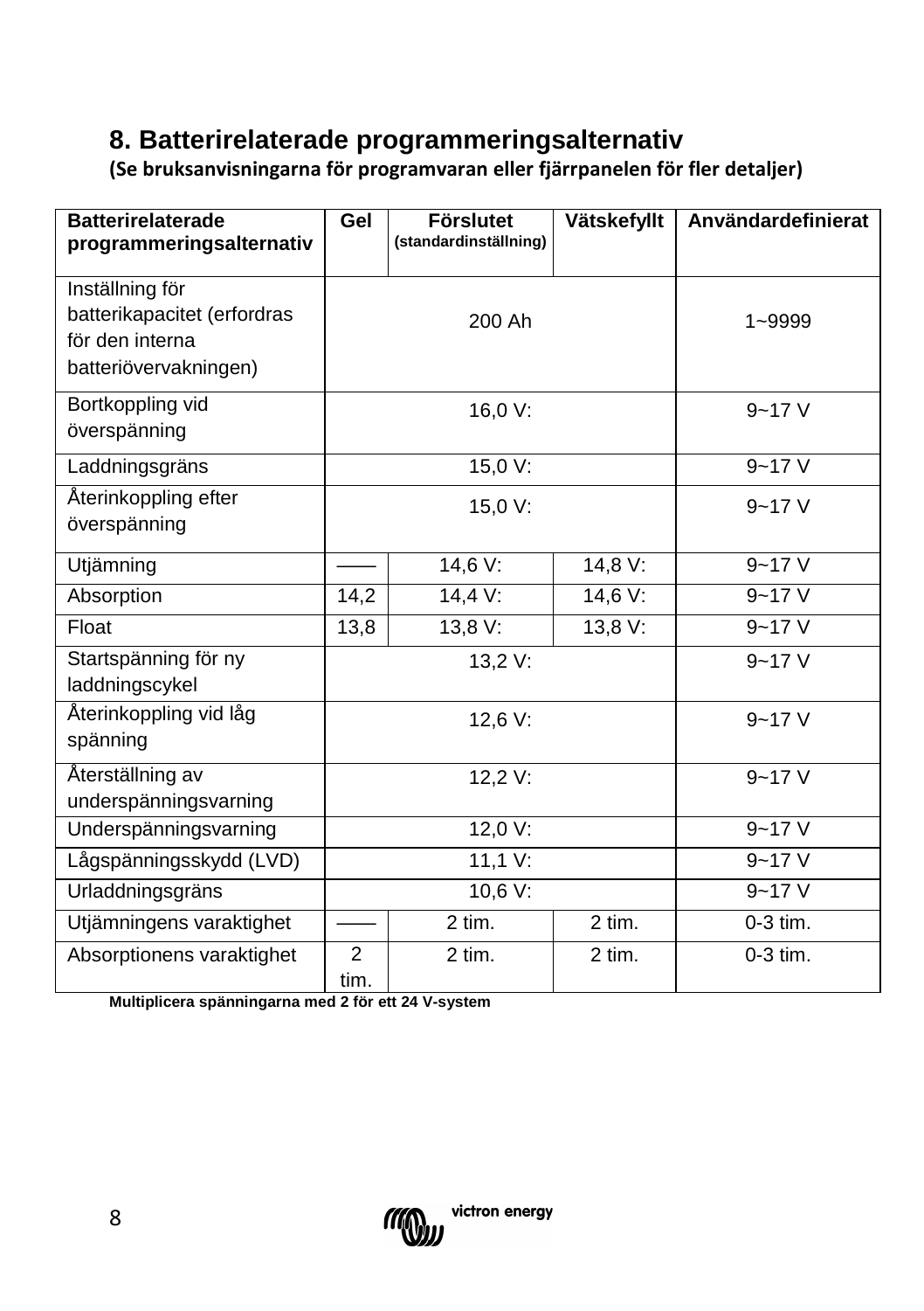## 8. Batterirelaterade programmeringsalternativ

**(Se bruksanvisningarna för programvaran eller fjärrpanelen för fler detaljer)**

| Batterirelaterade programmeringsalternativ | Gel | Förslutet (standardinställning) | Vätskefyllt | Användardefinierat |
|---|---|---|---|---|
| Inställning för batterikapacitet (erfordras för den interna batteriövervakningen) | 200 Ah | | | 1~9999 |
| Bortkoppling vid överspänning | 16,0 V: | | | 9~17 V |
| Laddningsgräns | 15,0 V: | | | 9~17 V |
| Återinkoppling efter överspänning | 15,0 V: | | | 9~17 V |
| Utjämning | —— | 14,6 V: | 14,8 V: | 9~17 V |
| Absorption | 14,2 | 14,4 V: | 14,6 V: | 9~17 V |
| Float | 13,8 | 13,8 V: | 13,8 V: | 9~17 V |
| Startspänning för ny laddningscykel | 13,2 V: | | | 9~17 V |
| Återinkoppling vid låg spänning | 12,6 V: | | | 9~17 V |
| Återställning av underspänningsvarning | 12,2 V: | | | 9~17 V |
| Underspänningsvarning | 12,0 V: | | | 9~17 V |
| Lågspänningsskydd (LVD) | 11,1 V: | | | 9~17 V |
| Urladdningsgräns | 10,6 V: | | | 9~17 V |
| Utjämningens varaktighet | —— | 2 tim. | 2 tim. | 0-3 tim. |
| Absorptionens varaktighet | 2 tim. | 2 tim. | 2 tim. | 0-3 tim. |

**Multiplicera spänningarna med 2 för ett 24 V-system**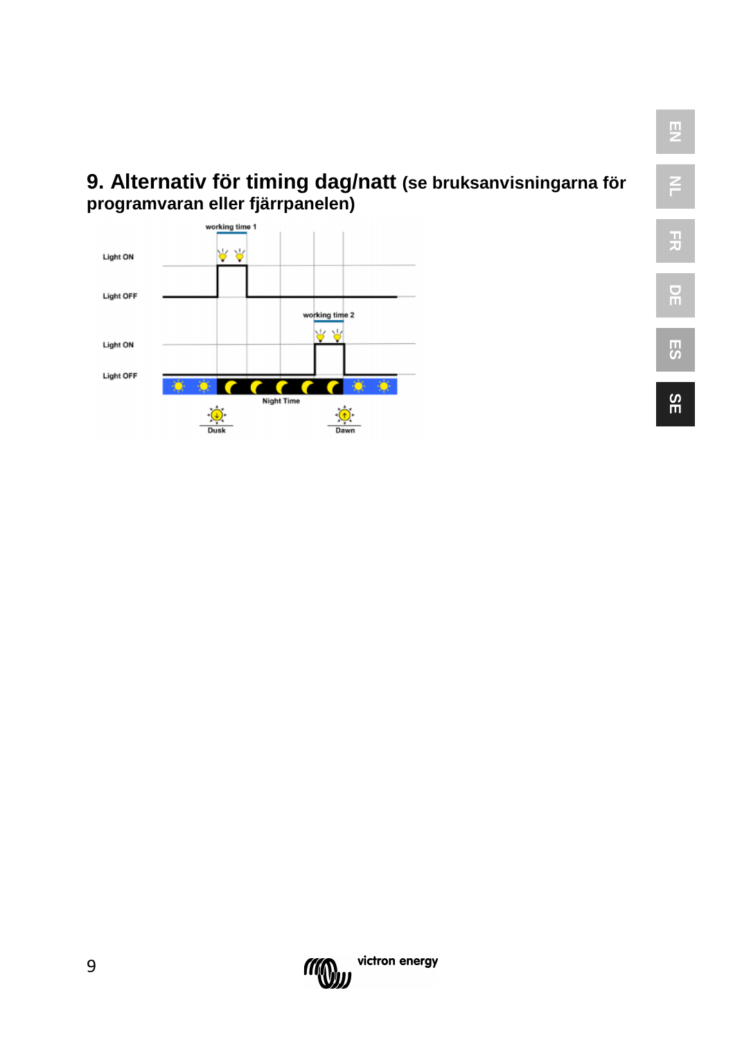## 9. Alternativ för timing dag/natt (se bruksanvisningarna för programvaran eller fjärrpanelen)

working time 1

Light ON

Light OFF

working time 2

Light ON

Light OFF

Night Time

Dusk

Dawn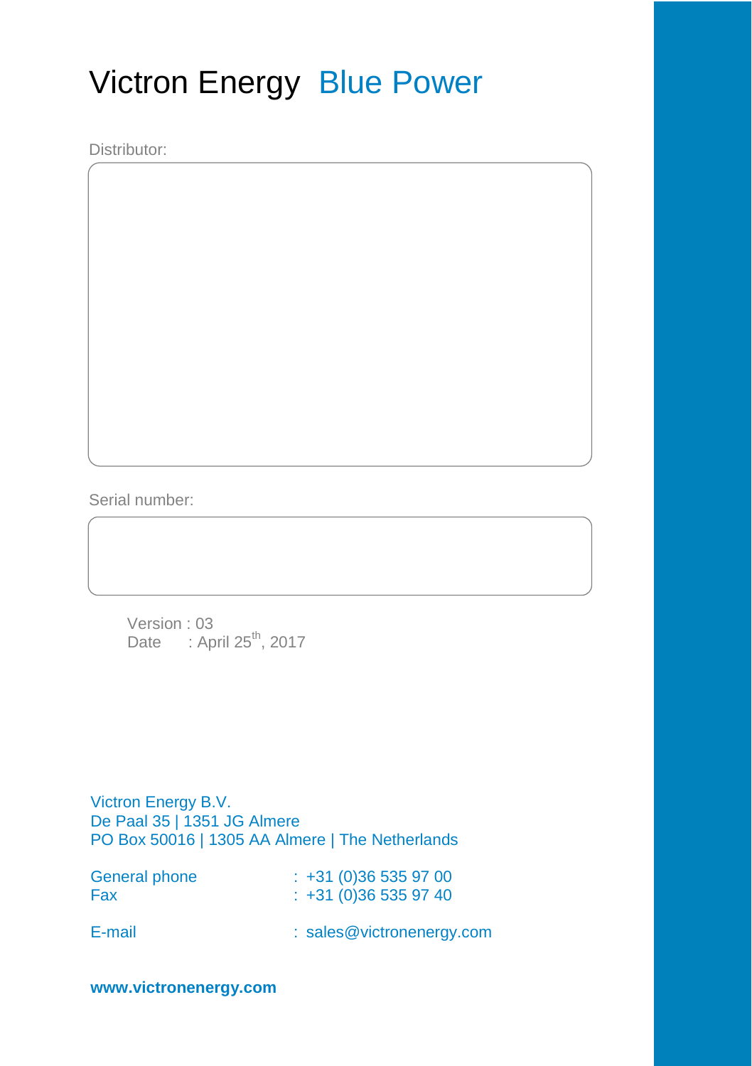# Victron Energy Blue Power

Distributor:

Serial number:

Version : 03
Date : April 25th, 2017

Victron Energy B.V.
De Paal 35 | 1351 JG Almere
PO Box 50016 | 1305 AA Almere | The Netherlands

General phone : +31 (0)36 535 97 00
Fax : +31 (0)36 535 97 40

E-mail : sales@victronenergy.com

**www.victronenergy.com**